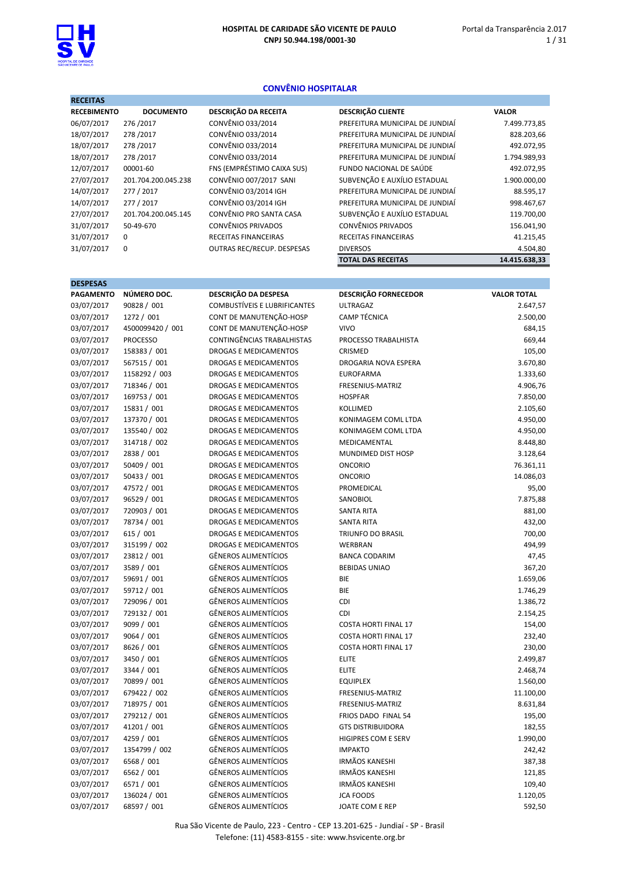**HOSPITAL DE CARIDADE SÃO VICENTE DE PAULO**
**CNPJ 50.944.198/0001-30**

Portal da Transparência 2.017

## CONVÊNIO HOSPITALAR

**RECEITAS**

| RECEBIMENTO | DOCUMENTO | DESCRIÇÃO DA RECEITA | DESCRIÇÃO CLIENTE | VALOR |
|---|---|---|---|---|
| 06/07/2017 | 276 /2017 | CONVÊNIO 033/2014 | PREFEITURA MUNICIPAL DE JUNDIAÍ | 7.499.773,85 |
| 18/07/2017 | 278 /2017 | CONVÊNIO 033/2014 | PREFEITURA MUNICIPAL DE JUNDIAÍ | 828.203,66 |
| 18/07/2017 | 278 /2017 | CONVÊNIO 033/2014 | PREFEITURA MUNICIPAL DE JUNDIAÍ | 492.072,95 |
| 18/07/2017 | 278 /2017 | CONVÊNIO 033/2014 | PREFEITURA MUNICIPAL DE JUNDIAÍ | 1.794.989,93 |
| 12/07/2017 | 00001-60 | FNS (EMPRÉSTIMO CAIXA SUS) | FUNDO NACIONAL DE SAÚDE | 492.072,95 |
| 27/07/2017 | 201.704.200.045.238 | CONVÊNIO 007/2017 SANI | SUBVENÇÃO E AUXÍLIO ESTADUAL | 1.900.000,00 |
| 14/07/2017 | 277 / 2017 | CONVÊNIO 03/2014 IGH | PREFEITURA MUNICIPAL DE JUNDIAÍ | 88.595,17 |
| 14/07/2017 | 277 / 2017 | CONVÊNIO 03/2014 IGH | PREFEITURA MUNICIPAL DE JUNDIAÍ | 998.467,67 |
| 27/07/2017 | 201.704.200.045.145 | CONVÊNIO PRO SANTA CASA | SUBVENÇÃO E AUXÍLIO ESTADUAL | 119.700,00 |
| 31/07/2017 | 50-49-670 | CONVÊNIOS PRIVADOS | CONVÊNIOS PRIVADOS | 156.041,90 |
| 31/07/2017 | 0 | RECEITAS FINANCEIRAS | RECEITAS FINANCEIRAS | 41.215,45 |
| 31/07/2017 | 0 | OUTRAS REC/RECUP. DESPESAS | DIVERSOS | 4.504,80 |
| | | | **TOTAL DAS RECEITAS** | **14.415.638,33** |

**DESPESAS**

| PAGAMENTO | NÚMERO DOC. | DESCRIÇÃO DA DESPESA | DESCRIÇÃO FORNECEDOR | VALOR TOTAL |
|---|---|---|---|---|
| 03/07/2017 | 90828 / 001 | COMBUSTÍVEIS E LUBRIFICANTES | ULTRAGAZ | 2.647,57 |
| 03/07/2017 | 1272 / 001 | CONT DE MANUTENÇÃO-HOSP | CAMP TÉCNICA | 2.500,00 |
| 03/07/2017 | 4500099420 / 001 | CONT DE MANUTENÇÃO-HOSP | VIVO | 684,15 |
| 03/07/2017 | PROCESSO | CONTINGÊNCIAS TRABALHISTAS | PROCESSO TRABALHISTA | 669,44 |
| 03/07/2017 | 158383 / 001 | DROGAS E MEDICAMENTOS | CRISMED | 105,00 |
| 03/07/2017 | 567515 / 001 | DROGAS E MEDICAMENTOS | DROGARIA NOVA ESPERA | 3.670,80 |
| 03/07/2017 | 1158292 / 003 | DROGAS E MEDICAMENTOS | EUROFARMA | 1.333,60 |
| 03/07/2017 | 718346 / 001 | DROGAS E MEDICAMENTOS | FRESENIUS-MATRIZ | 4.906,76 |
| 03/07/2017 | 169753 / 001 | DROGAS E MEDICAMENTOS | HOSPFAR | 7.850,00 |
| 03/07/2017 | 15831 / 001 | DROGAS E MEDICAMENTOS | KOLLIMED | 2.105,60 |
| 03/07/2017 | 137370 / 001 | DROGAS E MEDICAMENTOS | KONIMAGEM COML LTDA | 4.950,00 |
| 03/07/2017 | 135540 / 002 | DROGAS E MEDICAMENTOS | KONIMAGEM COML LTDA | 4.950,00 |
| 03/07/2017 | 314718 / 002 | DROGAS E MEDICAMENTOS | MEDICAMENTAL | 8.448,80 |
| 03/07/2017 | 2838 / 001 | DROGAS E MEDICAMENTOS | MUNDIMED DIST HOSP | 3.128,64 |
| 03/07/2017 | 50409 / 001 | DROGAS E MEDICAMENTOS | ONCORIO | 76.361,11 |
| 03/07/2017 | 50433 / 001 | DROGAS E MEDICAMENTOS | ONCORIO | 14.086,03 |
| 03/07/2017 | 47572 / 001 | DROGAS E MEDICAMENTOS | PROMEDICAL | 95,00 |
| 03/07/2017 | 96529 / 001 | DROGAS E MEDICAMENTOS | SANOBIOL | 7.875,88 |
| 03/07/2017 | 720903 / 001 | DROGAS E MEDICAMENTOS | SANTA RITA | 881,00 |
| 03/07/2017 | 78734 / 001 | DROGAS E MEDICAMENTOS | SANTA RITA | 432,00 |
| 03/07/2017 | 615 / 001 | DROGAS E MEDICAMENTOS | TRIUNFO DO BRASIL | 700,00 |
| 03/07/2017 | 315199 / 002 | DROGAS E MEDICAMENTOS | WERBRAN | 494,99 |
| 03/07/2017 | 23812 / 001 | GÊNEROS ALIMENTÍCIOS | BANCA CODARIM | 47,45 |
| 03/07/2017 | 3589 / 001 | GÊNEROS ALIMENTÍCIOS | BEBIDAS UNIAO | 367,20 |
| 03/07/2017 | 59691 / 001 | GÊNEROS ALIMENTÍCIOS | BIE | 1.659,06 |
| 03/07/2017 | 59712 / 001 | GÊNEROS ALIMENTÍCIOS | BIE | 1.746,29 |
| 03/07/2017 | 729096 / 001 | GÊNEROS ALIMENTÍCIOS | CDI | 1.386,72 |
| 03/07/2017 | 729132 / 001 | GÊNEROS ALIMENTÍCIOS | CDI | 2.154,25 |
| 03/07/2017 | 9099 / 001 | GÊNEROS ALIMENTÍCIOS | COSTA HORTI FINAL 17 | 154,00 |
| 03/07/2017 | 9064 / 001 | GÊNEROS ALIMENTÍCIOS | COSTA HORTI FINAL 17 | 232,40 |
| 03/07/2017 | 8626 / 001 | GÊNEROS ALIMENTÍCIOS | COSTA HORTI FINAL 17 | 230,00 |
| 03/07/2017 | 3450 / 001 | GÊNEROS ALIMENTÍCIOS | ELITE | 2.499,87 |
| 03/07/2017 | 3344 / 001 | GÊNEROS ALIMENTÍCIOS | ELITE | 2.468,74 |
| 03/07/2017 | 70899 / 001 | GÊNEROS ALIMENTÍCIOS | EQUIPLEX | 1.560,00 |
| 03/07/2017 | 679422 / 002 | GÊNEROS ALIMENTÍCIOS | FRESENIUS-MATRIZ | 11.100,00 |
| 03/07/2017 | 718975 / 001 | GÊNEROS ALIMENTÍCIOS | FRESENIUS-MATRIZ | 8.631,84 |
| 03/07/2017 | 279212 / 001 | GÊNEROS ALIMENTÍCIOS | FRIOS DADO FINAL 54 | 195,00 |
| 03/07/2017 | 41201 / 001 | GÊNEROS ALIMENTÍCIOS | GTS DISTRIBUIDORA | 182,55 |
| 03/07/2017 | 4259 / 001 | GÊNEROS ALIMENTÍCIOS | HIGIPRES COM E SERV | 1.990,00 |
| 03/07/2017 | 1354799 / 002 | GÊNEROS ALIMENTÍCIOS | IMPAKTO | 242,42 |
| 03/07/2017 | 6568 / 001 | GÊNEROS ALIMENTÍCIOS | IRMÃOS KANESHI | 387,38 |
| 03/07/2017 | 6562 / 001 | GÊNEROS ALIMENTÍCIOS | IRMÃOS KANESHI | 121,85 |
| 03/07/2017 | 6571 / 001 | GÊNEROS ALIMENTÍCIOS | IRMÃOS KANESHI | 109,40 |
| 03/07/2017 | 136024 / 001 | GÊNEROS ALIMENTÍCIOS | JCA FOODS | 1.120,05 |
| 03/07/2017 | 68597 / 001 | GÊNEROS ALIMENTÍCIOS | JOATE COM E REP | 592,50 |

Rua São Vicente de Paulo, 223 - Centro - CEP 13.201-625 - Jundiaí - SP - Brasil
Telefone: (11) 4583-8155 - site: www.hsvicente.org.br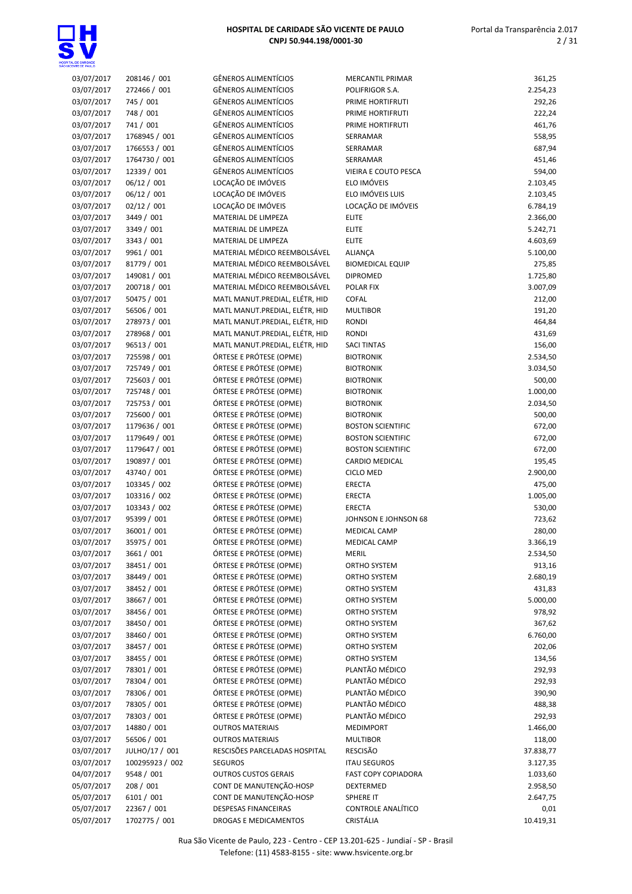| | | | | |
|---|---|---|---|---|
| 03/07/2017 | 208146 / 001 | GÊNEROS ALIMENTÍCIOS | MERCANTIL PRIMAR | 361,25 |
| 03/07/2017 | 272466 / 001 | GÊNEROS ALIMENTÍCIOS | POLIFRIGOR S.A. | 2.254,23 |
| 03/07/2017 | 745 / 001 | GÊNEROS ALIMENTÍCIOS | PRIME HORTIFRUTI | 292,26 |
| 03/07/2017 | 748 / 001 | GÊNEROS ALIMENTÍCIOS | PRIME HORTIFRUTI | 222,24 |
| 03/07/2017 | 741 / 001 | GÊNEROS ALIMENTÍCIOS | PRIME HORTIFRUTI | 461,76 |
| 03/07/2017 | 1768945 / 001 | GÊNEROS ALIMENTÍCIOS | SERRAMAR | 558,95 |
| 03/07/2017 | 1766553 / 001 | GÊNEROS ALIMENTÍCIOS | SERRAMAR | 687,94 |
| 03/07/2017 | 1764730 / 001 | GÊNEROS ALIMENTÍCIOS | SERRAMAR | 451,46 |
| 03/07/2017 | 12339 / 001 | GÊNEROS ALIMENTÍCIOS | VIEIRA E COUTO PESCA | 594,00 |
| 03/07/2017 | 06/12 / 001 | LOCAÇÃO DE IMÓVEIS | ELO IMÓVEIS | 2.103,45 |
| 03/07/2017 | 06/12 / 001 | LOCAÇÃO DE IMÓVEIS | ELO IMÓVEIS LUIS | 2.103,45 |
| 03/07/2017 | 02/12 / 001 | LOCAÇÃO DE IMÓVEIS | LOCAÇÃO DE IMÓVEIS | 6.784,19 |
| 03/07/2017 | 3449 / 001 | MATERIAL DE LIMPEZA | ELITE | 2.366,00 |
| 03/07/2017 | 3349 / 001 | MATERIAL DE LIMPEZA | ELITE | 5.242,71 |
| 03/07/2017 | 3343 / 001 | MATERIAL DE LIMPEZA | ELITE | 4.603,69 |
| 03/07/2017 | 9961 / 001 | MATERIAL MÉDICO REEMBOLSÁVEL | ALIANÇA | 5.100,00 |
| 03/07/2017 | 81779 / 001 | MATERIAL MÉDICO REEMBOLSÁVEL | BIOMEDICAL EQUIP | 275,85 |
| 03/07/2017 | 149081 / 001 | MATERIAL MÉDICO REEMBOLSÁVEL | DIPROMED | 1.725,80 |
| 03/07/2017 | 200718 / 001 | MATERIAL MÉDICO REEMBOLSÁVEL | POLAR FIX | 3.007,09 |
| 03/07/2017 | 50475 / 001 | MATL MANUT.PREDIAL, ELÉTR, HID | COFAL | 212,00 |
| 03/07/2017 | 56506 / 001 | MATL MANUT.PREDIAL, ELÉTR, HID | MULTIBOR | 191,20 |
| 03/07/2017 | 278973 / 001 | MATL MANUT.PREDIAL, ELÉTR, HID | RONDI | 464,84 |
| 03/07/2017 | 278968 / 001 | MATL MANUT.PREDIAL, ELÉTR, HID | RONDI | 431,69 |
| 03/07/2017 | 96513 / 001 | MATL MANUT.PREDIAL, ELÉTR, HID | SACI TINTAS | 156,00 |
| 03/07/2017 | 725598 / 001 | ÓRTESE E PRÓTESE (OPME) | BIOTRONIK | 2.534,50 |
| 03/07/2017 | 725749 / 001 | ÓRTESE E PRÓTESE (OPME) | BIOTRONIK | 3.034,50 |
| 03/07/2017 | 725603 / 001 | ÓRTESE E PRÓTESE (OPME) | BIOTRONIK | 500,00 |
| 03/07/2017 | 725748 / 001 | ÓRTESE E PRÓTESE (OPME) | BIOTRONIK | 1.000,00 |
| 03/07/2017 | 725753 / 001 | ÓRTESE E PRÓTESE (OPME) | BIOTRONIK | 2.034,50 |
| 03/07/2017 | 725600 / 001 | ÓRTESE E PRÓTESE (OPME) | BIOTRONIK | 500,00 |
| 03/07/2017 | 1179636 / 001 | ÓRTESE E PRÓTESE (OPME) | BOSTON SCIENTIFIC | 672,00 |
| 03/07/2017 | 1179649 / 001 | ÓRTESE E PRÓTESE (OPME) | BOSTON SCIENTIFIC | 672,00 |
| 03/07/2017 | 1179647 / 001 | ÓRTESE E PRÓTESE (OPME) | BOSTON SCIENTIFIC | 672,00 |
| 03/07/2017 | 190897 / 001 | ÓRTESE E PRÓTESE (OPME) | CARDIO MEDICAL | 195,45 |
| 03/07/2017 | 43740 / 001 | ÓRTESE E PRÓTESE (OPME) | CICLO MED | 2.900,00 |
| 03/07/2017 | 103345 / 002 | ÓRTESE E PRÓTESE (OPME) | ERECTA | 475,00 |
| 03/07/2017 | 103316 / 002 | ÓRTESE E PRÓTESE (OPME) | ERECTA | 1.005,00 |
| 03/07/2017 | 103343 / 002 | ÓRTESE E PRÓTESE (OPME) | ERECTA | 530,00 |
| 03/07/2017 | 95399 / 001 | ÓRTESE E PRÓTESE (OPME) | JOHNSON E JOHNSON 68 | 723,62 |
| 03/07/2017 | 36001 / 001 | ÓRTESE E PRÓTESE (OPME) | MEDICAL CAMP | 280,00 |
| 03/07/2017 | 35975 / 001 | ÓRTESE E PRÓTESE (OPME) | MEDICAL CAMP | 3.366,19 |
| 03/07/2017 | 3661 / 001 | ÓRTESE E PRÓTESE (OPME) | MERIL | 2.534,50 |
| 03/07/2017 | 38451 / 001 | ÓRTESE E PRÓTESE (OPME) | ORTHO SYSTEM | 913,16 |
| 03/07/2017 | 38449 / 001 | ÓRTESE E PRÓTESE (OPME) | ORTHO SYSTEM | 2.680,19 |
| 03/07/2017 | 38452 / 001 | ÓRTESE E PRÓTESE (OPME) | ORTHO SYSTEM | 431,83 |
| 03/07/2017 | 38667 / 001 | ÓRTESE E PRÓTESE (OPME) | ORTHO SYSTEM | 5.000,00 |
| 03/07/2017 | 38456 / 001 | ÓRTESE E PRÓTESE (OPME) | ORTHO SYSTEM | 978,92 |
| 03/07/2017 | 38450 / 001 | ÓRTESE E PRÓTESE (OPME) | ORTHO SYSTEM | 367,62 |
| 03/07/2017 | 38460 / 001 | ÓRTESE E PRÓTESE (OPME) | ORTHO SYSTEM | 6.760,00 |
| 03/07/2017 | 38457 / 001 | ÓRTESE E PRÓTESE (OPME) | ORTHO SYSTEM | 202,06 |
| 03/07/2017 | 38455 / 001 | ÓRTESE E PRÓTESE (OPME) | ORTHO SYSTEM | 134,56 |
| 03/07/2017 | 78301 / 001 | ÓRTESE E PRÓTESE (OPME) | PLANTÃO MÉDICO | 292,93 |
| 03/07/2017 | 78304 / 001 | ÓRTESE E PRÓTESE (OPME) | PLANTÃO MÉDICO | 292,93 |
| 03/07/2017 | 78306 / 001 | ÓRTESE E PRÓTESE (OPME) | PLANTÃO MÉDICO | 390,90 |
| 03/07/2017 | 78305 / 001 | ÓRTESE E PRÓTESE (OPME) | PLANTÃO MÉDICO | 488,38 |
| 03/07/2017 | 78303 / 001 | ÓRTESE E PRÓTESE (OPME) | PLANTÃO MÉDICO | 292,93 |
| 03/07/2017 | 14880 / 001 | OUTROS MATERIAIS | MEDIMPORT | 1.466,00 |
| 03/07/2017 | 56506 / 001 | OUTROS MATERIAIS | MULTIBOR | 118,00 |
| 03/07/2017 | JULHO/17 / 001 | RESCISÕES PARCELADAS HOSPITAL | RESCISÃO | 37.838,77 |
| 03/07/2017 | 100295923 / 002 | SEGUROS | ITAU SEGUROS | 3.127,35 |
| 04/07/2017 | 9548 / 001 | OUTROS CUSTOS GERAIS | FAST COPY COPIADORA | 1.033,60 |
| 05/07/2017 | 208 / 001 | CONT DE MANUTENÇÃO-HOSP | DEXTERMED | 2.958,50 |
| 05/07/2017 | 6101 / 001 | CONT DE MANUTENÇÃO-HOSP | SPHERE IT | 2.647,75 |
| 05/07/2017 | 22367 / 001 | DESPESAS FINANCEIRAS | CONTROLE ANALÍTICO | 0,01 |
| 05/07/2017 | 1702775 / 001 | DROGAS E MEDICAMENTOS | CRISTÁLIA | 10.419,31 |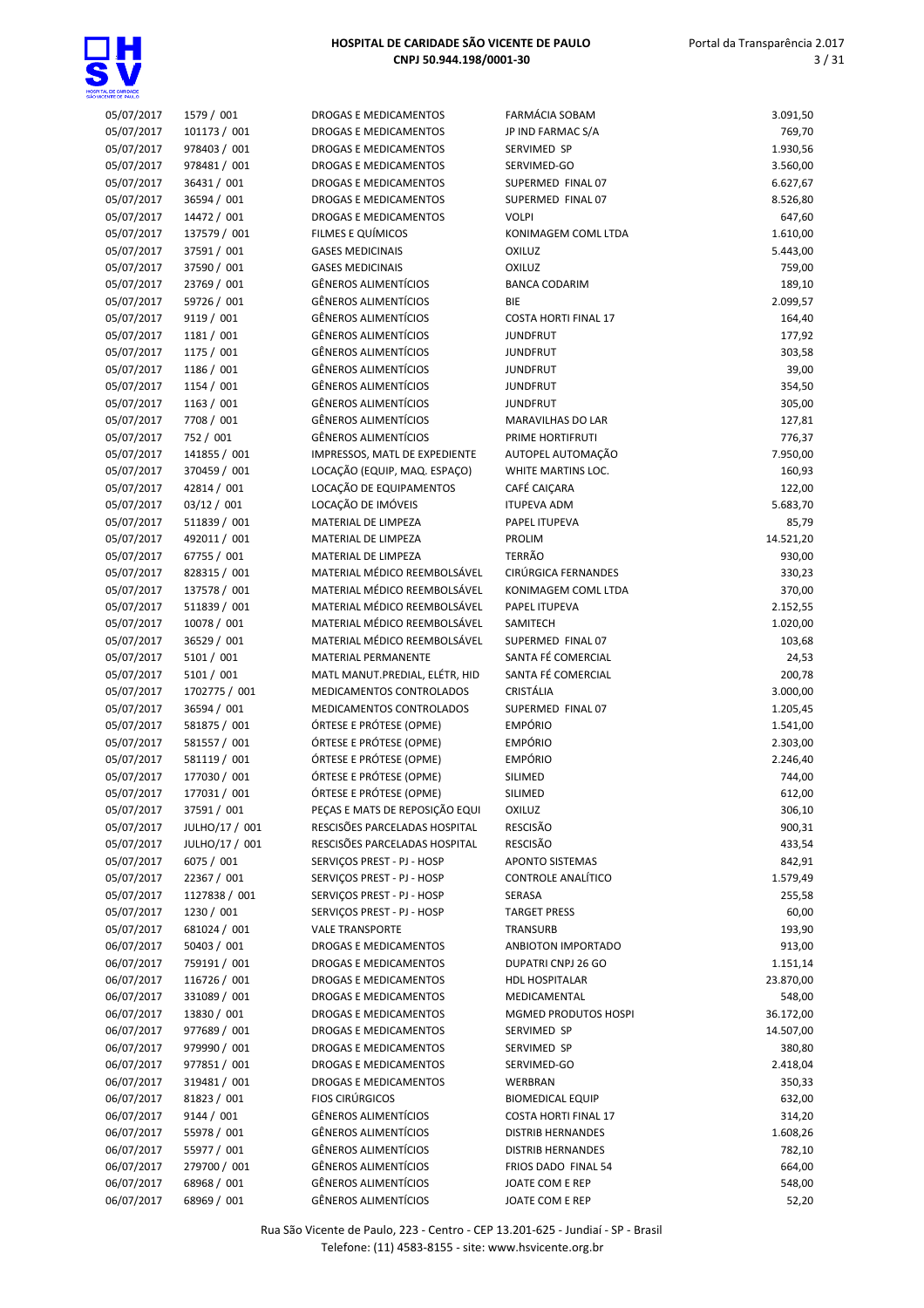| | | | | |
|---|---|---|---|---|
| 05/07/2017 | 1579 / 001 | DROGAS E MEDICAMENTOS | FARMÁCIA SOBAM | 3.091,50 |
| 05/07/2017 | 101173 / 001 | DROGAS E MEDICAMENTOS | JP IND FARMAC S/A | 769,70 |
| 05/07/2017 | 978403 / 001 | DROGAS E MEDICAMENTOS | SERVIMED SP | 1.930,56 |
| 05/07/2017 | 978481 / 001 | DROGAS E MEDICAMENTOS | SERVIMED-GO | 3.560,00 |
| 05/07/2017 | 36431 / 001 | DROGAS E MEDICAMENTOS | SUPERMED FINAL 07 | 6.627,67 |
| 05/07/2017 | 36594 / 001 | DROGAS E MEDICAMENTOS | SUPERMED FINAL 07 | 8.526,80 |
| 05/07/2017 | 14472 / 001 | DROGAS E MEDICAMENTOS | VOLPI | 647,60 |
| 05/07/2017 | 137579 / 001 | FILMES E QUÍMICOS | KONIMAGEM COML LTDA | 1.610,00 |
| 05/07/2017 | 37591 / 001 | GASES MEDICINAIS | OXILUZ | 5.443,00 |
| 05/07/2017 | 37590 / 001 | GASES MEDICINAIS | OXILUZ | 759,00 |
| 05/07/2017 | 23769 / 001 | GÊNEROS ALIMENTÍCIOS | BANCA CODARIM | 189,10 |
| 05/07/2017 | 59726 / 001 | GÊNEROS ALIMENTÍCIOS | BIE | 2.099,57 |
| 05/07/2017 | 9119 / 001 | GÊNEROS ALIMENTÍCIOS | COSTA HORTI FINAL 17 | 164,40 |
| 05/07/2017 | 1181 / 001 | GÊNEROS ALIMENTÍCIOS | JUNDFRUT | 177,92 |
| 05/07/2017 | 1175 / 001 | GÊNEROS ALIMENTÍCIOS | JUNDFRUT | 303,58 |
| 05/07/2017 | 1186 / 001 | GÊNEROS ALIMENTÍCIOS | JUNDFRUT | 39,00 |
| 05/07/2017 | 1154 / 001 | GÊNEROS ALIMENTÍCIOS | JUNDFRUT | 354,50 |
| 05/07/2017 | 1163 / 001 | GÊNEROS ALIMENTÍCIOS | JUNDFRUT | 305,00 |
| 05/07/2017 | 7708 / 001 | GÊNEROS ALIMENTÍCIOS | MARAVILHAS DO LAR | 127,81 |
| 05/07/2017 | 752 / 001 | GÊNEROS ALIMENTÍCIOS | PRIME HORTIFRUTI | 776,37 |
| 05/07/2017 | 141855 / 001 | IMPRESSOS, MATL DE EXPEDIENTE | AUTOPEL AUTOMAÇÃO | 7.950,00 |
| 05/07/2017 | 370459 / 001 | LOCAÇÃO (EQUIP, MAQ. ESPAÇO) | WHITE MARTINS LOC. | 160,93 |
| 05/07/2017 | 42814 / 001 | LOCAÇÃO DE EQUIPAMENTOS | CAFÉ CAIÇARA | 122,00 |
| 05/07/2017 | 03/12 / 001 | LOCAÇÃO DE IMÓVEIS | ITUPEVA ADM | 5.683,70 |
| 05/07/2017 | 511839 / 001 | MATERIAL DE LIMPEZA | PAPEL ITUPEVA | 85,79 |
| 05/07/2017 | 492011 / 001 | MATERIAL DE LIMPEZA | PROLIM | 14.521,20 |
| 05/07/2017 | 67755 / 001 | MATERIAL DE LIMPEZA | TERRÃO | 930,00 |
| 05/07/2017 | 828315 / 001 | MATERIAL MÉDICO REEMBOLSÁVEL | CIRÚRGICA FERNANDES | 330,23 |
| 05/07/2017 | 137578 / 001 | MATERIAL MÉDICO REEMBOLSÁVEL | KONIMAGEM COML LTDA | 370,00 |
| 05/07/2017 | 511839 / 001 | MATERIAL MÉDICO REEMBOLSÁVEL | PAPEL ITUPEVA | 2.152,55 |
| 05/07/2017 | 10078 / 001 | MATERIAL MÉDICO REEMBOLSÁVEL | SAMITECH | 1.020,00 |
| 05/07/2017 | 36529 / 001 | MATERIAL MÉDICO REEMBOLSÁVEL | SUPERMED FINAL 07 | 103,68 |
| 05/07/2017 | 5101 / 001 | MATERIAL PERMANENTE | SANTA FÉ COMERCIAL | 24,53 |
| 05/07/2017 | 5101 / 001 | MATL MANUT.PREDIAL, ELÉTR, HID | SANTA FÉ COMERCIAL | 200,78 |
| 05/07/2017 | 1702775 / 001 | MEDICAMENTOS CONTROLADOS | CRISTÁLIA | 3.000,00 |
| 05/07/2017 | 36594 / 001 | MEDICAMENTOS CONTROLADOS | SUPERMED FINAL 07 | 1.205,45 |
| 05/07/2017 | 581875 / 001 | ÓRTESE E PRÓTESE (OPME) | EMPÓRIO | 1.541,00 |
| 05/07/2017 | 581557 / 001 | ÓRTESE E PRÓTESE (OPME) | EMPÓRIO | 2.303,00 |
| 05/07/2017 | 581119 / 001 | ÓRTESE E PRÓTESE (OPME) | EMPÓRIO | 2.246,40 |
| 05/07/2017 | 177030 / 001 | ÓRTESE E PRÓTESE (OPME) | SILIMED | 744,00 |
| 05/07/2017 | 177031 / 001 | ÓRTESE E PRÓTESE (OPME) | SILIMED | 612,00 |
| 05/07/2017 | 37591 / 001 | PEÇAS E MATS DE REPOSIÇÃO EQUI | OXILUZ | 306,10 |
| 05/07/2017 | JULHO/17 / 001 | RESCISÕES PARCELADAS HOSPITAL | RESCISÃO | 900,31 |
| 05/07/2017 | JULHO/17 / 001 | RESCISÕES PARCELADAS HOSPITAL | RESCISÃO | 433,54 |
| 05/07/2017 | 6075 / 001 | SERVIÇOS PREST - PJ - HOSP | APONTO SISTEMAS | 842,91 |
| 05/07/2017 | 22367 / 001 | SERVIÇOS PREST - PJ - HOSP | CONTROLE ANALÍTICO | 1.579,49 |
| 05/07/2017 | 1127838 / 001 | SERVIÇOS PREST - PJ - HOSP | SERASA | 255,58 |
| 05/07/2017 | 1230 / 001 | SERVIÇOS PREST - PJ - HOSP | TARGET PRESS | 60,00 |
| 05/07/2017 | 681024 / 001 | VALE TRANSPORTE | TRANSURB | 193,90 |
| 06/07/2017 | 50403 / 001 | DROGAS E MEDICAMENTOS | ANBIOTON IMPORTADO | 913,00 |
| 06/07/2017 | 759191 / 001 | DROGAS E MEDICAMENTOS | DUPATRI CNPJ 26 GO | 1.151,14 |
| 06/07/2017 | 116726 / 001 | DROGAS E MEDICAMENTOS | HDL HOSPITALAR | 23.870,00 |
| 06/07/2017 | 331089 / 001 | DROGAS E MEDICAMENTOS | MEDICAMENTAL | 548,00 |
| 06/07/2017 | 13830 / 001 | DROGAS E MEDICAMENTOS | MGMED PRODUTOS HOSPI | 36.172,00 |
| 06/07/2017 | 977689 / 001 | DROGAS E MEDICAMENTOS | SERVIMED SP | 14.507,00 |
| 06/07/2017 | 979990 / 001 | DROGAS E MEDICAMENTOS | SERVIMED SP | 380,80 |
| 06/07/2017 | 977851 / 001 | DROGAS E MEDICAMENTOS | SERVIMED-GO | 2.418,04 |
| 06/07/2017 | 319481 / 001 | DROGAS E MEDICAMENTOS | WERBRAN | 350,33 |
| 06/07/2017 | 81823 / 001 | FIOS CIRÚRGICOS | BIOMEDICAL EQUIP | 632,00 |
| 06/07/2017 | 9144 / 001 | GÊNEROS ALIMENTÍCIOS | COSTA HORTI FINAL 17 | 314,20 |
| 06/07/2017 | 55978 / 001 | GÊNEROS ALIMENTÍCIOS | DISTRIB HERNANDES | 1.608,26 |
| 06/07/2017 | 55977 / 001 | GÊNEROS ALIMENTÍCIOS | DISTRIB HERNANDES | 782,10 |
| 06/07/2017 | 279700 / 001 | GÊNEROS ALIMENTÍCIOS | FRIOS DADO FINAL 54 | 664,00 |
| 06/07/2017 | 68968 / 001 | GÊNEROS ALIMENTÍCIOS | JOATE COM E REP | 548,00 |
| 06/07/2017 | 68969 / 001 | GÊNEROS ALIMENTÍCIOS | JOATE COM E REP | 52,20 |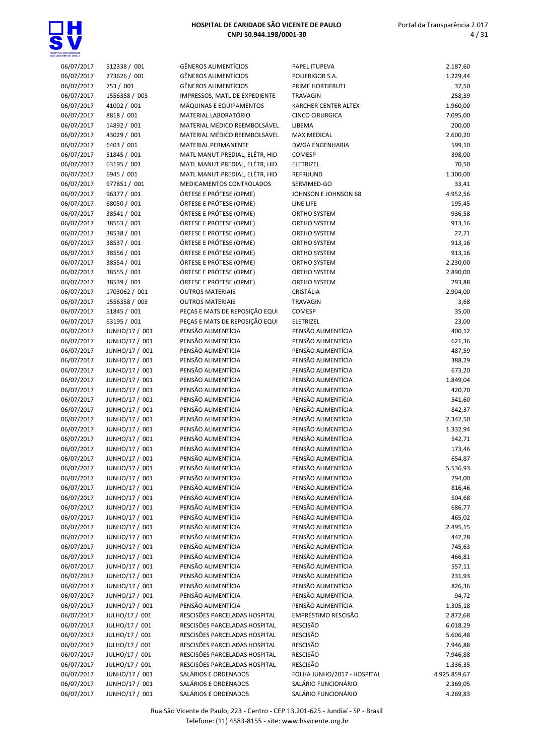| | | | | |
|---|---|---|---|---|
| 06/07/2017 | 512338 / 001 | GÊNEROS ALIMENTÍCIOS | PAPEL ITUPEVA | 2.187,60 |
| 06/07/2017 | 273626 / 001 | GÊNEROS ALIMENTÍCIOS | POLIFRIGOR S.A. | 1.229,44 |
| 06/07/2017 | 753 / 001 | GÊNEROS ALIMENTÍCIOS | PRIME HORTIFRUTI | 37,50 |
| 06/07/2017 | 1556358 / 003 | IMPRESSOS, MATL DE EXPEDIENTE | TRAVAGIN | 258,39 |
| 06/07/2017 | 41002 / 001 | MÁQUINAS E EQUIPAMENTOS | KARCHER CENTER ALTEX | 1.960,00 |
| 06/07/2017 | 8818 / 001 | MATERIAL LABORATÓRIO | CINCO CIRURGICA | 7.095,00 |
| 06/07/2017 | 14892 / 001 | MATERIAL MÉDICO REEMBOLSÁVEL | LIBEMA | 200,00 |
| 06/07/2017 | 43029 / 001 | MATERIAL MÉDICO REEMBOLSÁVEL | MAX MEDICAL | 2.600,20 |
| 06/07/2017 | 6403 / 001 | MATERIAL PERMANENTE | DWGA ENGENHARIA | 599,10 |
| 06/07/2017 | 51845 / 001 | MATL MANUT.PREDIAL, ELÉTR, HID | COMESP | 398,00 |
| 06/07/2017 | 63195 / 001 | MATL MANUT.PREDIAL, ELÉTR, HID | ELETRIZEL | 70,50 |
| 06/07/2017 | 6945 / 001 | MATL MANUT.PREDIAL, ELÉTR, HID | REFRIJUND | 1.300,00 |
| 06/07/2017 | 977851 / 001 | MEDICAMENTOS CONTROLADOS | SERVIMED-GO | 33,41 |
| 06/07/2017 | 96377 / 001 | ÓRTESE E PRÓTESE (OPME) | JOHNSON E JOHNSON 68 | 4.952,56 |
| 06/07/2017 | 68050 / 001 | ÓRTESE E PRÓTESE (OPME) | LINE LIFE | 195,45 |
| 06/07/2017 | 38541 / 001 | ÓRTESE E PRÓTESE (OPME) | ORTHO SYSTEM | 936,58 |
| 06/07/2017 | 38553 / 001 | ÓRTESE E PRÓTESE (OPME) | ORTHO SYSTEM | 913,16 |
| 06/07/2017 | 38538 / 001 | ÓRTESE E PRÓTESE (OPME) | ORTHO SYSTEM | 27,71 |
| 06/07/2017 | 38537 / 001 | ÓRTESE E PRÓTESE (OPME) | ORTHO SYSTEM | 913,16 |
| 06/07/2017 | 38556 / 001 | ÓRTESE E PRÓTESE (OPME) | ORTHO SYSTEM | 913,16 |
| 06/07/2017 | 38554 / 001 | ÓRTESE E PRÓTESE (OPME) | ORTHO SYSTEM | 2.230,00 |
| 06/07/2017 | 38555 / 001 | ÓRTESE E PRÓTESE (OPME) | ORTHO SYSTEM | 2.890,00 |
| 06/07/2017 | 38539 / 001 | ÓRTESE E PRÓTESE (OPME) | ORTHO SYSTEM | 293,88 |
| 06/07/2017 | 1703062 / 001 | OUTROS MATERIAIS | CRISTÁLIA | 2.904,00 |
| 06/07/2017 | 1556358 / 003 | OUTROS MATERIAIS | TRAVAGIN | 3,68 |
| 06/07/2017 | 51845 / 001 | PEÇAS E MATS DE REPOSIÇÃO EQUI | COMESP | 35,00 |
| 06/07/2017 | 63195 / 001 | PEÇAS E MATS DE REPOSIÇÃO EQUI | ELETRIZEL | 23,00 |
| 06/07/2017 | JUNHO/17 / 001 | PENSÃO ALIMENTÍCIA | PENSÃO ALIMENTÍCIA | 400,12 |
| 06/07/2017 | JUNHO/17 / 001 | PENSÃO ALIMENTÍCIA | PENSÃO ALIMENTÍCIA | 621,36 |
| 06/07/2017 | JUNHO/17 / 001 | PENSÃO ALIMENTÍCIA | PENSÃO ALIMENTÍCIA | 487,59 |
| 06/07/2017 | JUNHO/17 / 001 | PENSÃO ALIMENTÍCIA | PENSÃO ALIMENTÍCIA | 388,29 |
| 06/07/2017 | JUNHO/17 / 001 | PENSÃO ALIMENTÍCIA | PENSÃO ALIMENTÍCIA | 673,20 |
| 06/07/2017 | JUNHO/17 / 001 | PENSÃO ALIMENTÍCIA | PENSÃO ALIMENTÍCIA | 1.849,04 |
| 06/07/2017 | JUNHO/17 / 001 | PENSÃO ALIMENTÍCIA | PENSÃO ALIMENTÍCIA | 420,70 |
| 06/07/2017 | JUNHO/17 / 001 | PENSÃO ALIMENTÍCIA | PENSÃO ALIMENTÍCIA | 541,60 |
| 06/07/2017 | JUNHO/17 / 001 | PENSÃO ALIMENTÍCIA | PENSÃO ALIMENTÍCIA | 842,37 |
| 06/07/2017 | JUNHO/17 / 001 | PENSÃO ALIMENTÍCIA | PENSÃO ALIMENTÍCIA | 2.342,50 |
| 06/07/2017 | JUNHO/17 / 001 | PENSÃO ALIMENTÍCIA | PENSÃO ALIMENTÍCIA | 1.332,94 |
| 06/07/2017 | JUNHO/17 / 001 | PENSÃO ALIMENTÍCIA | PENSÃO ALIMENTÍCIA | 542,71 |
| 06/07/2017 | JUNHO/17 / 001 | PENSÃO ALIMENTÍCIA | PENSÃO ALIMENTÍCIA | 173,46 |
| 06/07/2017 | JUNHO/17 / 001 | PENSÃO ALIMENTÍCIA | PENSÃO ALIMENTÍCIA | 654,87 |
| 06/07/2017 | JUNHO/17 / 001 | PENSÃO ALIMENTÍCIA | PENSÃO ALIMENTÍCIA | 5.536,93 |
| 06/07/2017 | JUNHO/17 / 001 | PENSÃO ALIMENTÍCIA | PENSÃO ALIMENTÍCIA | 294,00 |
| 06/07/2017 | JUNHO/17 / 001 | PENSÃO ALIMENTÍCIA | PENSÃO ALIMENTÍCIA | 816,46 |
| 06/07/2017 | JUNHO/17 / 001 | PENSÃO ALIMENTÍCIA | PENSÃO ALIMENTÍCIA | 504,68 |
| 06/07/2017 | JUNHO/17 / 001 | PENSÃO ALIMENTÍCIA | PENSÃO ALIMENTÍCIA | 686,77 |
| 06/07/2017 | JUNHO/17 / 001 | PENSÃO ALIMENTÍCIA | PENSÃO ALIMENTÍCIA | 465,02 |
| 06/07/2017 | JUNHO/17 / 001 | PENSÃO ALIMENTÍCIA | PENSÃO ALIMENTÍCIA | 2.495,15 |
| 06/07/2017 | JUNHO/17 / 001 | PENSÃO ALIMENTÍCIA | PENSÃO ALIMENTÍCIA | 442,28 |
| 06/07/2017 | JUNHO/17 / 001 | PENSÃO ALIMENTÍCIA | PENSÃO ALIMENTÍCIA | 745,63 |
| 06/07/2017 | JUNHO/17 / 001 | PENSÃO ALIMENTÍCIA | PENSÃO ALIMENTÍCIA | 466,81 |
| 06/07/2017 | JUNHO/17 / 001 | PENSÃO ALIMENTÍCIA | PENSÃO ALIMENTÍCIA | 557,11 |
| 06/07/2017 | JUNHO/17 / 001 | PENSÃO ALIMENTÍCIA | PENSÃO ALIMENTÍCIA | 231,93 |
| 06/07/2017 | JUNHO/17 / 001 | PENSÃO ALIMENTÍCIA | PENSÃO ALIMENTÍCIA | 826,36 |
| 06/07/2017 | JUNHO/17 / 001 | PENSÃO ALIMENTÍCIA | PENSÃO ALIMENTÍCIA | 94,72 |
| 06/07/2017 | JUNHO/17 / 001 | PENSÃO ALIMENTÍCIA | PENSÃO ALIMENTÍCIA | 1.305,18 |
| 06/07/2017 | JULHO/17 / 001 | RESCISÕES PARCELADAS HOSPITAL | EMPRÉSTIMO RESCISÃO | 2.872,68 |
| 06/07/2017 | JULHO/17 / 001 | RESCISÕES PARCELADAS HOSPITAL | RESCISÃO | 6.018,29 |
| 06/07/2017 | JULHO/17 / 001 | RESCISÕES PARCELADAS HOSPITAL | RESCISÃO | 5.606,48 |
| 06/07/2017 | JULHO/17 / 001 | RESCISÕES PARCELADAS HOSPITAL | RESCISÃO | 7.946,88 |
| 06/07/2017 | JULHO/17 / 001 | RESCISÕES PARCELADAS HOSPITAL | RESCISÃO | 7.946,88 |
| 06/07/2017 | JULHO/17 / 001 | RESCISÕES PARCELADAS HOSPITAL | RESCISÃO | 1.336,35 |
| 06/07/2017 | JUNHO/17 / 001 | SALÁRIOS E ORDENADOS | FOLHA JUNHO/2017 - HOSPITAL | 4.925.859,67 |
| 06/07/2017 | JUNHO/17 / 001 | SALÁRIOS E ORDENADOS | SALÁRIO FUNCIONÁRIO | 2.369,05 |
| 06/07/2017 | JUNHO/17 / 001 | SALÁRIOS E ORDENADOS | SALÁRIO FUNCIONÁRIO | 4.269,83 |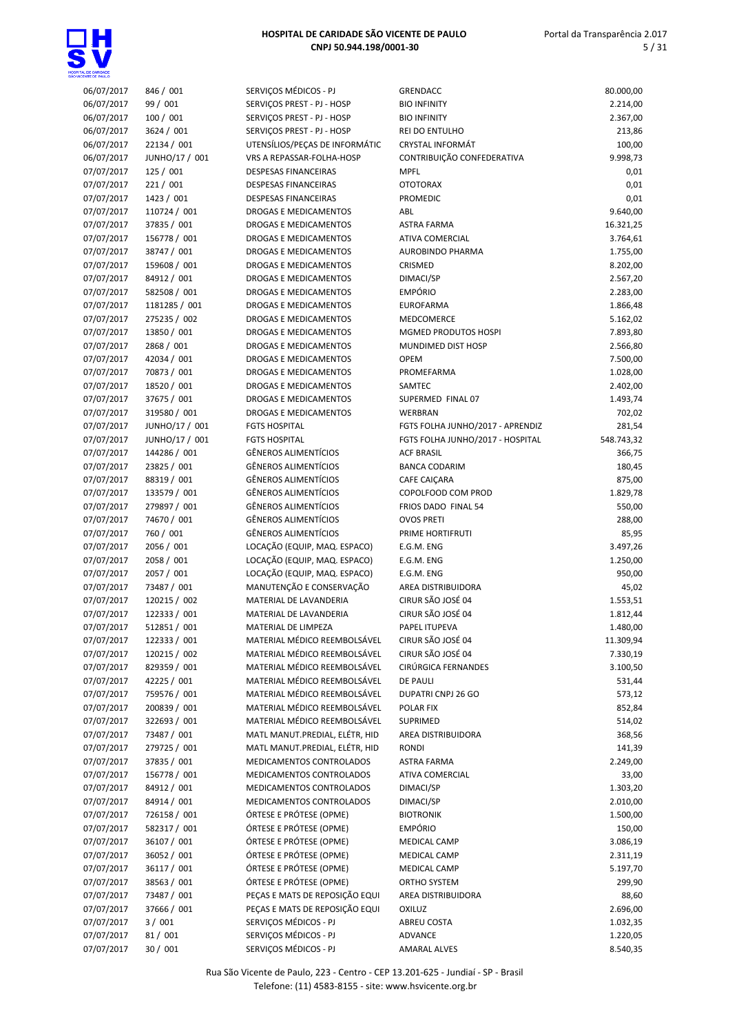| | | | | |
|---|---|---|---|---|
| 06/07/2017 | 846 / 001 | SERVIÇOS MÉDICOS - PJ | GRENDACC | 80.000,00 |
| 06/07/2017 | 99 / 001 | SERVIÇOS PREST - PJ - HOSP | BIO INFINITY | 2.214,00 |
| 06/07/2017 | 100 / 001 | SERVIÇOS PREST - PJ - HOSP | BIO INFINITY | 2.367,00 |
| 06/07/2017 | 3624 / 001 | SERVIÇOS PREST - PJ - HOSP | REI DO ENTULHO | 213,86 |
| 06/07/2017 | 22134 / 001 | UTENSÍLIOS/PEÇAS DE INFORMÁTIC | CRYSTAL INFORMÁT | 100,00 |
| 06/07/2017 | JUNHO/17 / 001 | VRS A REPASSAR-FOLHA-HOSP | CONTRIBUIÇÃO CONFEDERATIVA | 9.998,73 |
| 07/07/2017 | 125 / 001 | DESPESAS FINANCEIRAS | MPFL | 0,01 |
| 07/07/2017 | 221 / 001 | DESPESAS FINANCEIRAS | OTOTORAX | 0,01 |
| 07/07/2017 | 1423 / 001 | DESPESAS FINANCEIRAS | PROMEDIC | 0,01 |
| 07/07/2017 | 110724 / 001 | DROGAS E MEDICAMENTOS | ABL | 9.640,00 |
| 07/07/2017 | 37835 / 001 | DROGAS E MEDICAMENTOS | ASTRA FARMA | 16.321,25 |
| 07/07/2017 | 156778 / 001 | DROGAS E MEDICAMENTOS | ATIVA COMERCIAL | 3.764,61 |
| 07/07/2017 | 38747 / 001 | DROGAS E MEDICAMENTOS | AUROBINDO PHARMA | 1.755,00 |
| 07/07/2017 | 159608 / 001 | DROGAS E MEDICAMENTOS | CRISMED | 8.202,00 |
| 07/07/2017 | 84912 / 001 | DROGAS E MEDICAMENTOS | DIMACI/SP | 2.567,20 |
| 07/07/2017 | 582508 / 001 | DROGAS E MEDICAMENTOS | EMPÓRIO | 2.283,00 |
| 07/07/2017 | 1181285 / 001 | DROGAS E MEDICAMENTOS | EUROFARMA | 1.866,48 |
| 07/07/2017 | 275235 / 002 | DROGAS E MEDICAMENTOS | MEDCOMERCE | 5.162,02 |
| 07/07/2017 | 13850 / 001 | DROGAS E MEDICAMENTOS | MGMED PRODUTOS HOSPI | 7.893,80 |
| 07/07/2017 | 2868 / 001 | DROGAS E MEDICAMENTOS | MUNDIMED DIST HOSP | 2.566,80 |
| 07/07/2017 | 42034 / 001 | DROGAS E MEDICAMENTOS | OPEM | 7.500,00 |
| 07/07/2017 | 70873 / 001 | DROGAS E MEDICAMENTOS | PROMEFARMA | 1.028,00 |
| 07/07/2017 | 18520 / 001 | DROGAS E MEDICAMENTOS | SAMTEC | 2.402,00 |
| 07/07/2017 | 37675 / 001 | DROGAS E MEDICAMENTOS | SUPERMED FINAL 07 | 1.493,74 |
| 07/07/2017 | 319580 / 001 | DROGAS E MEDICAMENTOS | WERBRAN | 702,02 |
| 07/07/2017 | JUNHO/17 / 001 | FGTS HOSPITAL | FGTS FOLHA JUNHO/2017 - APRENDIZ | 281,54 |
| 07/07/2017 | JUNHO/17 / 001 | FGTS HOSPITAL | FGTS FOLHA JUNHO/2017 - HOSPITAL | 548.743,32 |
| 07/07/2017 | 144286 / 001 | GÊNEROS ALIMENTÍCIOS | ACF BRASIL | 366,75 |
| 07/07/2017 | 23825 / 001 | GÊNEROS ALIMENTÍCIOS | BANCA CODARIM | 180,45 |
| 07/07/2017 | 88319 / 001 | GÊNEROS ALIMENTÍCIOS | CAFE CAIÇARA | 875,00 |
| 07/07/2017 | 133579 / 001 | GÊNEROS ALIMENTÍCIOS | COPOLFOOD COM PROD | 1.829,78 |
| 07/07/2017 | 279897 / 001 | GÊNEROS ALIMENTÍCIOS | FRIOS DADO FINAL 54 | 550,00 |
| 07/07/2017 | 74670 / 001 | GÊNEROS ALIMENTÍCIOS | OVOS PRETI | 288,00 |
| 07/07/2017 | 760 / 001 | GÊNEROS ALIMENTÍCIOS | PRIME HORTIFRUTI | 85,95 |
| 07/07/2017 | 2056 / 001 | LOCAÇÃO (EQUIP, MAQ. ESPACO) | E.G.M. ENG | 3.497,26 |
| 07/07/2017 | 2058 / 001 | LOCAÇÃO (EQUIP, MAQ. ESPACO) | E.G.M. ENG | 1.250,00 |
| 07/07/2017 | 2057 / 001 | LOCAÇÃO (EQUIP, MAQ. ESPACO) | E.G.M. ENG | 950,00 |
| 07/07/2017 | 73487 / 001 | MANUTENÇÃO E CONSERVAÇÃO | AREA DISTRIBUIDORA | 45,02 |
| 07/07/2017 | 120215 / 002 | MATERIAL DE LAVANDERIA | CIRUR SÃO JOSÉ 04 | 1.553,51 |
| 07/07/2017 | 122333 / 001 | MATERIAL DE LAVANDERIA | CIRUR SÃO JOSÉ 04 | 1.812,44 |
| 07/07/2017 | 512851 / 001 | MATERIAL DE LIMPEZA | PAPEL ITUPEVA | 1.480,00 |
| 07/07/2017 | 122333 / 001 | MATERIAL MÉDICO REEMBOLSÁVEL | CIRUR SÃO JOSÉ 04 | 11.309,94 |
| 07/07/2017 | 120215 / 002 | MATERIAL MÉDICO REEMBOLSÁVEL | CIRUR SÃO JOSÉ 04 | 7.330,19 |
| 07/07/2017 | 829359 / 001 | MATERIAL MÉDICO REEMBOLSÁVEL | CIRÚRGICA FERNANDES | 3.100,50 |
| 07/07/2017 | 42225 / 001 | MATERIAL MÉDICO REEMBOLSÁVEL | DE PAULI | 531,44 |
| 07/07/2017 | 759576 / 001 | MATERIAL MÉDICO REEMBOLSÁVEL | DUPATRI CNPJ 26 GO | 573,12 |
| 07/07/2017 | 200839 / 001 | MATERIAL MÉDICO REEMBOLSÁVEL | POLAR FIX | 852,84 |
| 07/07/2017 | 322693 / 001 | MATERIAL MÉDICO REEMBOLSÁVEL | SUPRIMED | 514,02 |
| 07/07/2017 | 73487 / 001 | MATL MANUT.PREDIAL, ELÉTR, HID | AREA DISTRIBUIDORA | 368,56 |
| 07/07/2017 | 279725 / 001 | MATL MANUT.PREDIAL, ELÉTR, HID | RONDI | 141,39 |
| 07/07/2017 | 37835 / 001 | MEDICAMENTOS CONTROLADOS | ASTRA FARMA | 2.249,00 |
| 07/07/2017 | 156778 / 001 | MEDICAMENTOS CONTROLADOS | ATIVA COMERCIAL | 33,00 |
| 07/07/2017 | 84912 / 001 | MEDICAMENTOS CONTROLADOS | DIMACI/SP | 1.303,20 |
| 07/07/2017 | 84914 / 001 | MEDICAMENTOS CONTROLADOS | DIMACI/SP | 2.010,00 |
| 07/07/2017 | 726158 / 001 | ÓRTESE E PRÓTESE (OPME) | BIOTRONIK | 1.500,00 |
| 07/07/2017 | 582317 / 001 | ÓRTESE E PRÓTESE (OPME) | EMPÓRIO | 150,00 |
| 07/07/2017 | 36107 / 001 | ÓRTESE E PRÓTESE (OPME) | MEDICAL CAMP | 3.086,19 |
| 07/07/2017 | 36052 / 001 | ÓRTESE E PRÓTESE (OPME) | MEDICAL CAMP | 2.311,19 |
| 07/07/2017 | 36117 / 001 | ÓRTESE E PRÓTESE (OPME) | MEDICAL CAMP | 5.197,70 |
| 07/07/2017 | 38563 / 001 | ÓRTESE E PRÓTESE (OPME) | ORTHO SYSTEM | 299,90 |
| 07/07/2017 | 73487 / 001 | PEÇAS E MATS DE REPOSIÇÃO EQUI | AREA DISTRIBUIDORA | 88,60 |
| 07/07/2017 | 37666 / 001 | PEÇAS E MATS DE REPOSIÇÃO EQUI | OXILUZ | 2.696,00 |
| 07/07/2017 | 3 / 001 | SERVIÇOS MÉDICOS - PJ | ABREU COSTA | 1.032,35 |
| 07/07/2017 | 81 / 001 | SERVIÇOS MÉDICOS - PJ | ADVANCE | 1.220,05 |
| 07/07/2017 | 30 / 001 | SERVIÇOS MÉDICOS - PJ | AMARAL ALVES | 8.540,35 |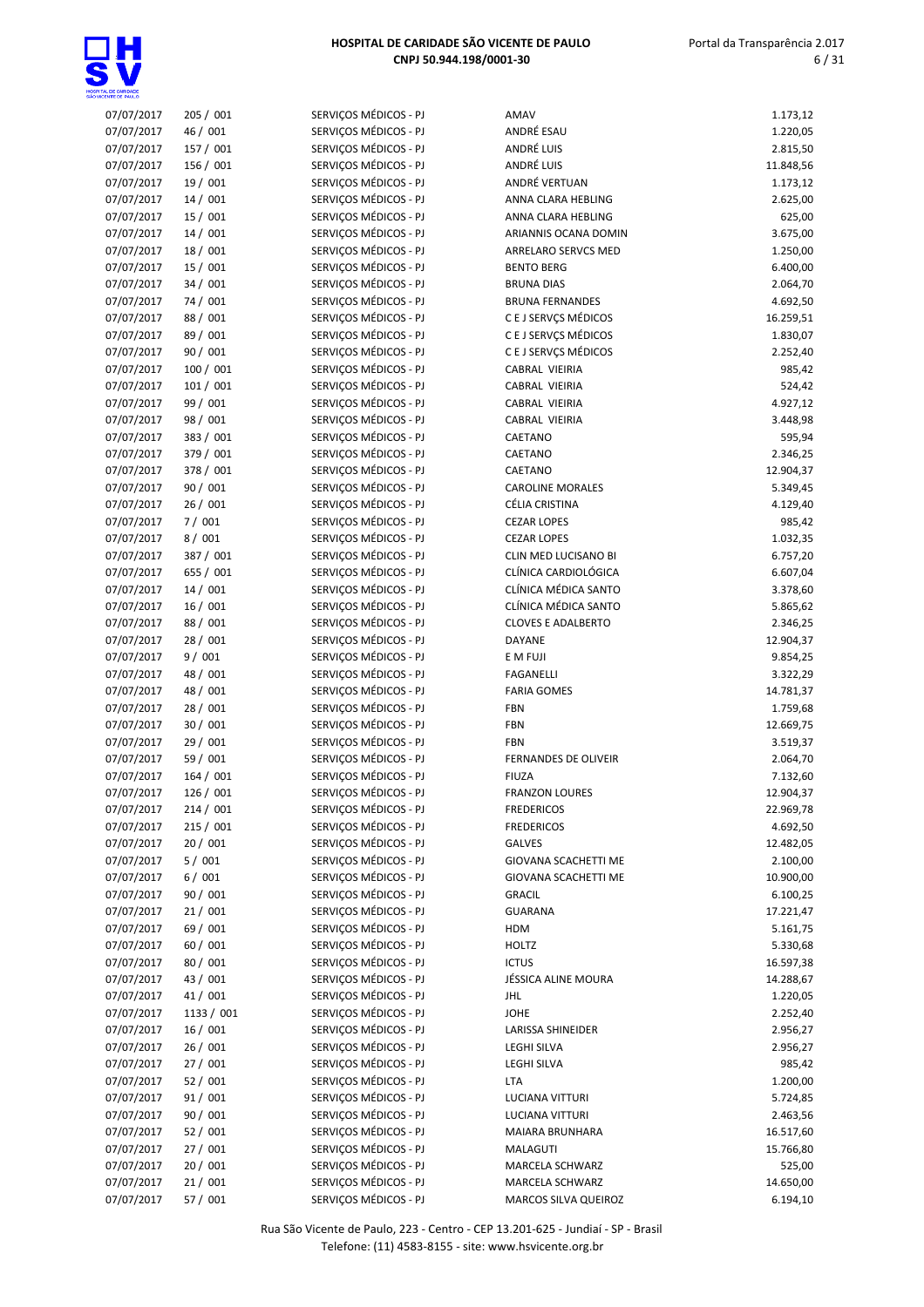| | | | | |
|---|---|---|---|---|
| 07/07/2017 | 205 / 001 | SERVIÇOS MÉDICOS - PJ | AMAV | 1.173,12 |
| 07/07/2017 | 46 / 001 | SERVIÇOS MÉDICOS - PJ | ANDRÉ ESAU | 1.220,05 |
| 07/07/2017 | 157 / 001 | SERVIÇOS MÉDICOS - PJ | ANDRÉ LUIS | 2.815,50 |
| 07/07/2017 | 156 / 001 | SERVIÇOS MÉDICOS - PJ | ANDRÉ LUIS | 11.848,56 |
| 07/07/2017 | 19 / 001 | SERVIÇOS MÉDICOS - PJ | ANDRÉ VERTUAN | 1.173,12 |
| 07/07/2017 | 14 / 001 | SERVIÇOS MÉDICOS - PJ | ANNA CLARA HEBLING | 2.625,00 |
| 07/07/2017 | 15 / 001 | SERVIÇOS MÉDICOS - PJ | ANNA CLARA HEBLING | 625,00 |
| 07/07/2017 | 14 / 001 | SERVIÇOS MÉDICOS - PJ | ARIANNIS OCANA DOMIN | 3.675,00 |
| 07/07/2017 | 18 / 001 | SERVIÇOS MÉDICOS - PJ | ARRELARO SERVCS MED | 1.250,00 |
| 07/07/2017 | 15 / 001 | SERVIÇOS MÉDICOS - PJ | BENTO BERG | 6.400,00 |
| 07/07/2017 | 34 / 001 | SERVIÇOS MÉDICOS - PJ | BRUNA DIAS | 2.064,70 |
| 07/07/2017 | 74 / 001 | SERVIÇOS MÉDICOS - PJ | BRUNA FERNANDES | 4.692,50 |
| 07/07/2017 | 88 / 001 | SERVIÇOS MÉDICOS - PJ | C E J SERVÇS MÉDICOS | 16.259,51 |
| 07/07/2017 | 89 / 001 | SERVIÇOS MÉDICOS - PJ | C E J SERVÇS MÉDICOS | 1.830,07 |
| 07/07/2017 | 90 / 001 | SERVIÇOS MÉDICOS - PJ | C E J SERVÇS MÉDICOS | 2.252,40 |
| 07/07/2017 | 100 / 001 | SERVIÇOS MÉDICOS - PJ | CABRAL VIEIRIA | 985,42 |
| 07/07/2017 | 101 / 001 | SERVIÇOS MÉDICOS - PJ | CABRAL VIEIRIA | 524,42 |
| 07/07/2017 | 99 / 001 | SERVIÇOS MÉDICOS - PJ | CABRAL VIEIRIA | 4.927,12 |
| 07/07/2017 | 98 / 001 | SERVIÇOS MÉDICOS - PJ | CABRAL VIEIRIA | 3.448,98 |
| 07/07/2017 | 383 / 001 | SERVIÇOS MÉDICOS - PJ | CAETANO | 595,94 |
| 07/07/2017 | 379 / 001 | SERVIÇOS MÉDICOS - PJ | CAETANO | 2.346,25 |
| 07/07/2017 | 378 / 001 | SERVIÇOS MÉDICOS - PJ | CAETANO | 12.904,37 |
| 07/07/2017 | 90 / 001 | SERVIÇOS MÉDICOS - PJ | CAROLINE MORALES | 5.349,45 |
| 07/07/2017 | 26 / 001 | SERVIÇOS MÉDICOS - PJ | CÉLIA CRISTINA | 4.129,40 |
| 07/07/2017 | 7 / 001 | SERVIÇOS MÉDICOS - PJ | CEZAR LOPES | 985,42 |
| 07/07/2017 | 8 / 001 | SERVIÇOS MÉDICOS - PJ | CEZAR LOPES | 1.032,35 |
| 07/07/2017 | 387 / 001 | SERVIÇOS MÉDICOS - PJ | CLIN MED LUCISANO BI | 6.757,20 |
| 07/07/2017 | 655 / 001 | SERVIÇOS MÉDICOS - PJ | CLÍNICA CARDIOLÓGICA | 6.607,04 |
| 07/07/2017 | 14 / 001 | SERVIÇOS MÉDICOS - PJ | CLÍNICA MÉDICA SANTO | 3.378,60 |
| 07/07/2017 | 16 / 001 | SERVIÇOS MÉDICOS - PJ | CLÍNICA MÉDICA SANTO | 5.865,62 |
| 07/07/2017 | 88 / 001 | SERVIÇOS MÉDICOS - PJ | CLOVES E ADALBERTO | 2.346,25 |
| 07/07/2017 | 28 / 001 | SERVIÇOS MÉDICOS - PJ | DAYANE | 12.904,37 |
| 07/07/2017 | 9 / 001 | SERVIÇOS MÉDICOS - PJ | E M FUJI | 9.854,25 |
| 07/07/2017 | 48 / 001 | SERVIÇOS MÉDICOS - PJ | FAGANELLI | 3.322,29 |
| 07/07/2017 | 48 / 001 | SERVIÇOS MÉDICOS - PJ | FARIA GOMES | 14.781,37 |
| 07/07/2017 | 28 / 001 | SERVIÇOS MÉDICOS - PJ | FBN | 1.759,68 |
| 07/07/2017 | 30 / 001 | SERVIÇOS MÉDICOS - PJ | FBN | 12.669,75 |
| 07/07/2017 | 29 / 001 | SERVIÇOS MÉDICOS - PJ | FBN | 3.519,37 |
| 07/07/2017 | 59 / 001 | SERVIÇOS MÉDICOS - PJ | FERNANDES DE OLIVEIR | 2.064,70 |
| 07/07/2017 | 164 / 001 | SERVIÇOS MÉDICOS - PJ | FIUZA | 7.132,60 |
| 07/07/2017 | 126 / 001 | SERVIÇOS MÉDICOS - PJ | FRANZON LOURES | 12.904,37 |
| 07/07/2017 | 214 / 001 | SERVIÇOS MÉDICOS - PJ | FREDERICOS | 22.969,78 |
| 07/07/2017 | 215 / 001 | SERVIÇOS MÉDICOS - PJ | FREDERICOS | 4.692,50 |
| 07/07/2017 | 20 / 001 | SERVIÇOS MÉDICOS - PJ | GALVES | 12.482,05 |
| 07/07/2017 | 5 / 001 | SERVIÇOS MÉDICOS - PJ | GIOVANA SCACHETTI ME | 2.100,00 |
| 07/07/2017 | 6 / 001 | SERVIÇOS MÉDICOS - PJ | GIOVANA SCACHETTI ME | 10.900,00 |
| 07/07/2017 | 90 / 001 | SERVIÇOS MÉDICOS - PJ | GRACIL | 6.100,25 |
| 07/07/2017 | 21 / 001 | SERVIÇOS MÉDICOS - PJ | GUARANA | 17.221,47 |
| 07/07/2017 | 69 / 001 | SERVIÇOS MÉDICOS - PJ | HDM | 5.161,75 |
| 07/07/2017 | 60 / 001 | SERVIÇOS MÉDICOS - PJ | HOLTZ | 5.330,68 |
| 07/07/2017 | 80 / 001 | SERVIÇOS MÉDICOS - PJ | ICTUS | 16.597,38 |
| 07/07/2017 | 43 / 001 | SERVIÇOS MÉDICOS - PJ | JÉSSICA ALINE MOURA | 14.288,67 |
| 07/07/2017 | 41 / 001 | SERVIÇOS MÉDICOS - PJ | JHL | 1.220,05 |
| 07/07/2017 | 1133 / 001 | SERVIÇOS MÉDICOS - PJ | JOHE | 2.252,40 |
| 07/07/2017 | 16 / 001 | SERVIÇOS MÉDICOS - PJ | LARISSA SHINEIDER | 2.956,27 |
| 07/07/2017 | 26 / 001 | SERVIÇOS MÉDICOS - PJ | LEGHI SILVA | 2.956,27 |
| 07/07/2017 | 27 / 001 | SERVIÇOS MÉDICOS - PJ | LEGHI SILVA | 985,42 |
| 07/07/2017 | 52 / 001 | SERVIÇOS MÉDICOS - PJ | LTA | 1.200,00 |
| 07/07/2017 | 91 / 001 | SERVIÇOS MÉDICOS - PJ | LUCIANA VITTURI | 5.724,85 |
| 07/07/2017 | 90 / 001 | SERVIÇOS MÉDICOS - PJ | LUCIANA VITTURI | 2.463,56 |
| 07/07/2017 | 52 / 001 | SERVIÇOS MÉDICOS - PJ | MAIARA BRUNHARA | 16.517,60 |
| 07/07/2017 | 27 / 001 | SERVIÇOS MÉDICOS - PJ | MALAGUTI | 15.766,80 |
| 07/07/2017 | 20 / 001 | SERVIÇOS MÉDICOS - PJ | MARCELA SCHWARZ | 525,00 |
| 07/07/2017 | 21 / 001 | SERVIÇOS MÉDICOS - PJ | MARCELA SCHWARZ | 14.650,00 |
| 07/07/2017 | 57 / 001 | SERVIÇOS MÉDICOS - PJ | MARCOS SILVA QUEIROZ | 6.194,10 |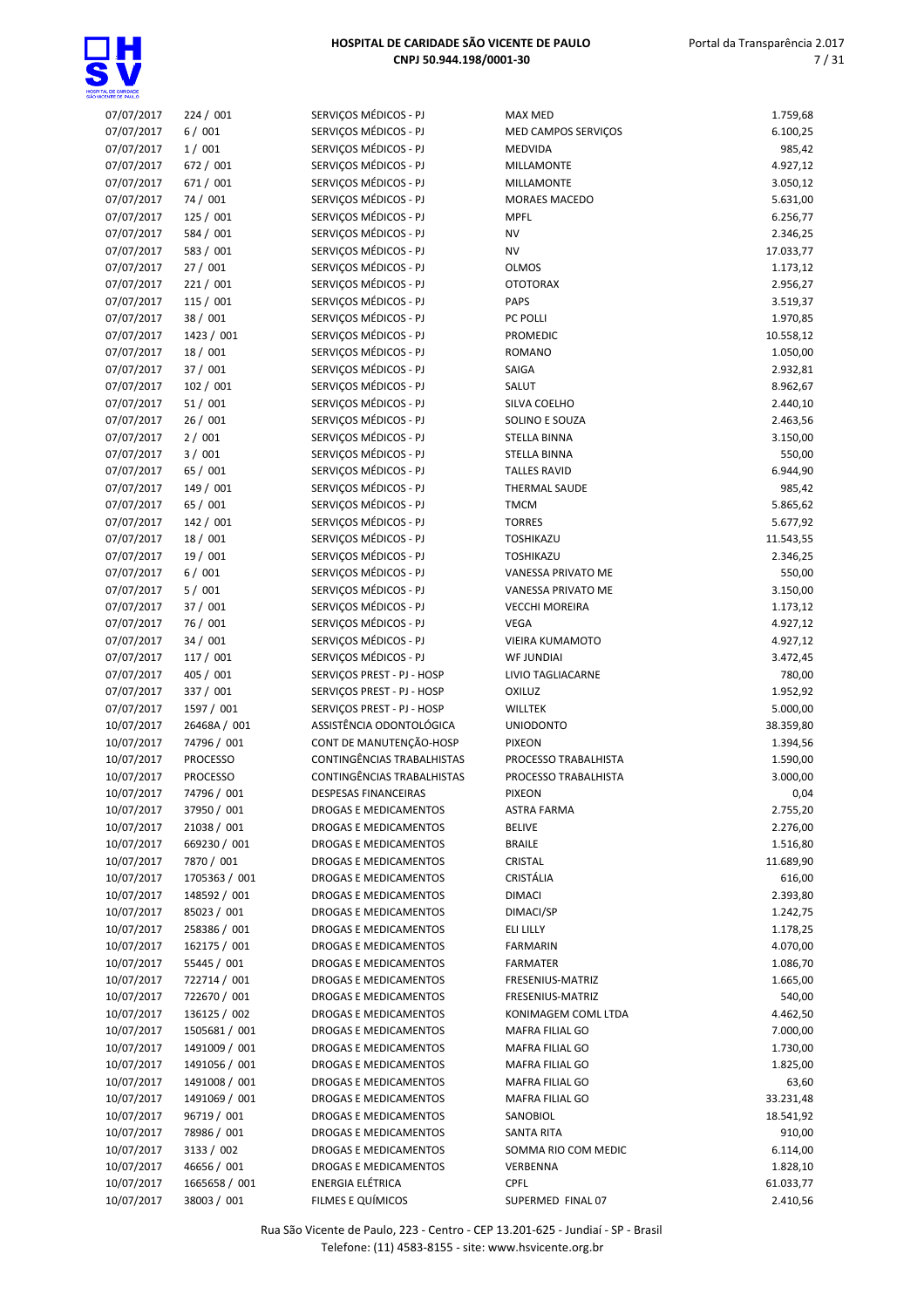| | | | | |
|---|---|---|---|---|
| 07/07/2017 | 224 / 001 | SERVIÇOS MÉDICOS - PJ | MAX MED | 1.759,68 |
| 07/07/2017 | 6 / 001 | SERVIÇOS MÉDICOS - PJ | MED CAMPOS SERVIÇOS | 6.100,25 |
| 07/07/2017 | 1 / 001 | SERVIÇOS MÉDICOS - PJ | MEDVIDA | 985,42 |
| 07/07/2017 | 672 / 001 | SERVIÇOS MÉDICOS - PJ | MILLAMONTE | 4.927,12 |
| 07/07/2017 | 671 / 001 | SERVIÇOS MÉDICOS - PJ | MILLAMONTE | 3.050,12 |
| 07/07/2017 | 74 / 001 | SERVIÇOS MÉDICOS - PJ | MORAES MACEDO | 5.631,00 |
| 07/07/2017 | 125 / 001 | SERVIÇOS MÉDICOS - PJ | MPFL | 6.256,77 |
| 07/07/2017 | 584 / 001 | SERVIÇOS MÉDICOS - PJ | NV | 2.346,25 |
| 07/07/2017 | 583 / 001 | SERVIÇOS MÉDICOS - PJ | NV | 17.033,77 |
| 07/07/2017 | 27 / 001 | SERVIÇOS MÉDICOS - PJ | OLMOS | 1.173,12 |
| 07/07/2017 | 221 / 001 | SERVIÇOS MÉDICOS - PJ | OTOTORAX | 2.956,27 |
| 07/07/2017 | 115 / 001 | SERVIÇOS MÉDICOS - PJ | PAPS | 3.519,37 |
| 07/07/2017 | 38 / 001 | SERVIÇOS MÉDICOS - PJ | PC POLLI | 1.970,85 |
| 07/07/2017 | 1423 / 001 | SERVIÇOS MÉDICOS - PJ | PROMEDIC | 10.558,12 |
| 07/07/2017 | 18 / 001 | SERVIÇOS MÉDICOS - PJ | ROMANO | 1.050,00 |
| 07/07/2017 | 37 / 001 | SERVIÇOS MÉDICOS - PJ | SAIGA | 2.932,81 |
| 07/07/2017 | 102 / 001 | SERVIÇOS MÉDICOS - PJ | SALUT | 8.962,67 |
| 07/07/2017 | 51 / 001 | SERVIÇOS MÉDICOS - PJ | SILVA COELHO | 2.440,10 |
| 07/07/2017 | 26 / 001 | SERVIÇOS MÉDICOS - PJ | SOLINO E SOUZA | 2.463,56 |
| 07/07/2017 | 2 / 001 | SERVIÇOS MÉDICOS - PJ | STELLA BINNA | 3.150,00 |
| 07/07/2017 | 3 / 001 | SERVIÇOS MÉDICOS - PJ | STELLA BINNA | 550,00 |
| 07/07/2017 | 65 / 001 | SERVIÇOS MÉDICOS - PJ | TALLES RAVID | 6.944,90 |
| 07/07/2017 | 149 / 001 | SERVIÇOS MÉDICOS - PJ | THERMAL SAUDE | 985,42 |
| 07/07/2017 | 65 / 001 | SERVIÇOS MÉDICOS - PJ | TMCM | 5.865,62 |
| 07/07/2017 | 142 / 001 | SERVIÇOS MÉDICOS - PJ | TORRES | 5.677,92 |
| 07/07/2017 | 18 / 001 | SERVIÇOS MÉDICOS - PJ | TOSHIKAZU | 11.543,55 |
| 07/07/2017 | 19 / 001 | SERVIÇOS MÉDICOS - PJ | TOSHIKAZU | 2.346,25 |
| 07/07/2017 | 6 / 001 | SERVIÇOS MÉDICOS - PJ | VANESSA PRIVATO ME | 550,00 |
| 07/07/2017 | 5 / 001 | SERVIÇOS MÉDICOS - PJ | VANESSA PRIVATO ME | 3.150,00 |
| 07/07/2017 | 37 / 001 | SERVIÇOS MÉDICOS - PJ | VECCHI MOREIRA | 1.173,12 |
| 07/07/2017 | 76 / 001 | SERVIÇOS MÉDICOS - PJ | VEGA | 4.927,12 |
| 07/07/2017 | 34 / 001 | SERVIÇOS MÉDICOS - PJ | VIEIRA KUMAMOTO | 4.927,12 |
| 07/07/2017 | 117 / 001 | SERVIÇOS MÉDICOS - PJ | WF JUNDIAI | 3.472,45 |
| 07/07/2017 | 405 / 001 | SERVIÇOS PREST - PJ - HOSP | LIVIO TAGLIACARNE | 780,00 |
| 07/07/2017 | 337 / 001 | SERVIÇOS PREST - PJ - HOSP | OXILUZ | 1.952,92 |
| 07/07/2017 | 1597 / 001 | SERVIÇOS PREST - PJ - HOSP | WILLTEK | 5.000,00 |
| 10/07/2017 | 26468A / 001 | ASSISTÊNCIA ODONTOLÓGICA | UNIODONTO | 38.359,80 |
| 10/07/2017 | 74796 / 001 | CONT DE MANUTENÇÃO-HOSP | PIXEON | 1.394,56 |
| 10/07/2017 | PROCESSO | CONTINGÊNCIAS TRABALHISTAS | PROCESSO TRABALHISTA | 1.590,00 |
| 10/07/2017 | PROCESSO | CONTINGÊNCIAS TRABALHISTAS | PROCESSO TRABALHISTA | 3.000,00 |
| 10/07/2017 | 74796 / 001 | DESPESAS FINANCEIRAS | PIXEON | 0,04 |
| 10/07/2017 | 37950 / 001 | DROGAS E MEDICAMENTOS | ASTRA FARMA | 2.755,20 |
| 10/07/2017 | 21038 / 001 | DROGAS E MEDICAMENTOS | BELIVE | 2.276,00 |
| 10/07/2017 | 669230 / 001 | DROGAS E MEDICAMENTOS | BRAILE | 1.516,80 |
| 10/07/2017 | 7870 / 001 | DROGAS E MEDICAMENTOS | CRISTAL | 11.689,90 |
| 10/07/2017 | 1705363 / 001 | DROGAS E MEDICAMENTOS | CRISTÁLIA | 616,00 |
| 10/07/2017 | 148592 / 001 | DROGAS E MEDICAMENTOS | DIMACI | 2.393,80 |
| 10/07/2017 | 85023 / 001 | DROGAS E MEDICAMENTOS | DIMACI/SP | 1.242,75 |
| 10/07/2017 | 258386 / 001 | DROGAS E MEDICAMENTOS | ELI LILLY | 1.178,25 |
| 10/07/2017 | 162175 / 001 | DROGAS E MEDICAMENTOS | FARMARIN | 4.070,00 |
| 10/07/2017 | 55445 / 001 | DROGAS E MEDICAMENTOS | FARMATER | 1.086,70 |
| 10/07/2017 | 722714 / 001 | DROGAS E MEDICAMENTOS | FRESENIUS-MATRIZ | 1.665,00 |
| 10/07/2017 | 722670 / 001 | DROGAS E MEDICAMENTOS | FRESENIUS-MATRIZ | 540,00 |
| 10/07/2017 | 136125 / 002 | DROGAS E MEDICAMENTOS | KONIMAGEM COML LTDA | 4.462,50 |
| 10/07/2017 | 1505681 / 001 | DROGAS E MEDICAMENTOS | MAFRA FILIAL GO | 7.000,00 |
| 10/07/2017 | 1491009 / 001 | DROGAS E MEDICAMENTOS | MAFRA FILIAL GO | 1.730,00 |
| 10/07/2017 | 1491056 / 001 | DROGAS E MEDICAMENTOS | MAFRA FILIAL GO | 1.825,00 |
| 10/07/2017 | 1491008 / 001 | DROGAS E MEDICAMENTOS | MAFRA FILIAL GO | 63,60 |
| 10/07/2017 | 1491069 / 001 | DROGAS E MEDICAMENTOS | MAFRA FILIAL GO | 33.231,48 |
| 10/07/2017 | 96719 / 001 | DROGAS E MEDICAMENTOS | SANOBIOL | 18.541,92 |
| 10/07/2017 | 78986 / 001 | DROGAS E MEDICAMENTOS | SANTA RITA | 910,00 |
| 10/07/2017 | 3133 / 002 | DROGAS E MEDICAMENTOS | SOMMA RIO COM MEDIC | 6.114,00 |
| 10/07/2017 | 46656 / 001 | DROGAS E MEDICAMENTOS | VERBENNA | 1.828,10 |
| 10/07/2017 | 1665658 / 001 | ENERGIA ELÉTRICA | CPFL | 61.033,77 |
| 10/07/2017 | 38003 / 001 | FILMES E QUÍMICOS | SUPERMED FINAL 07 | 2.410,56 |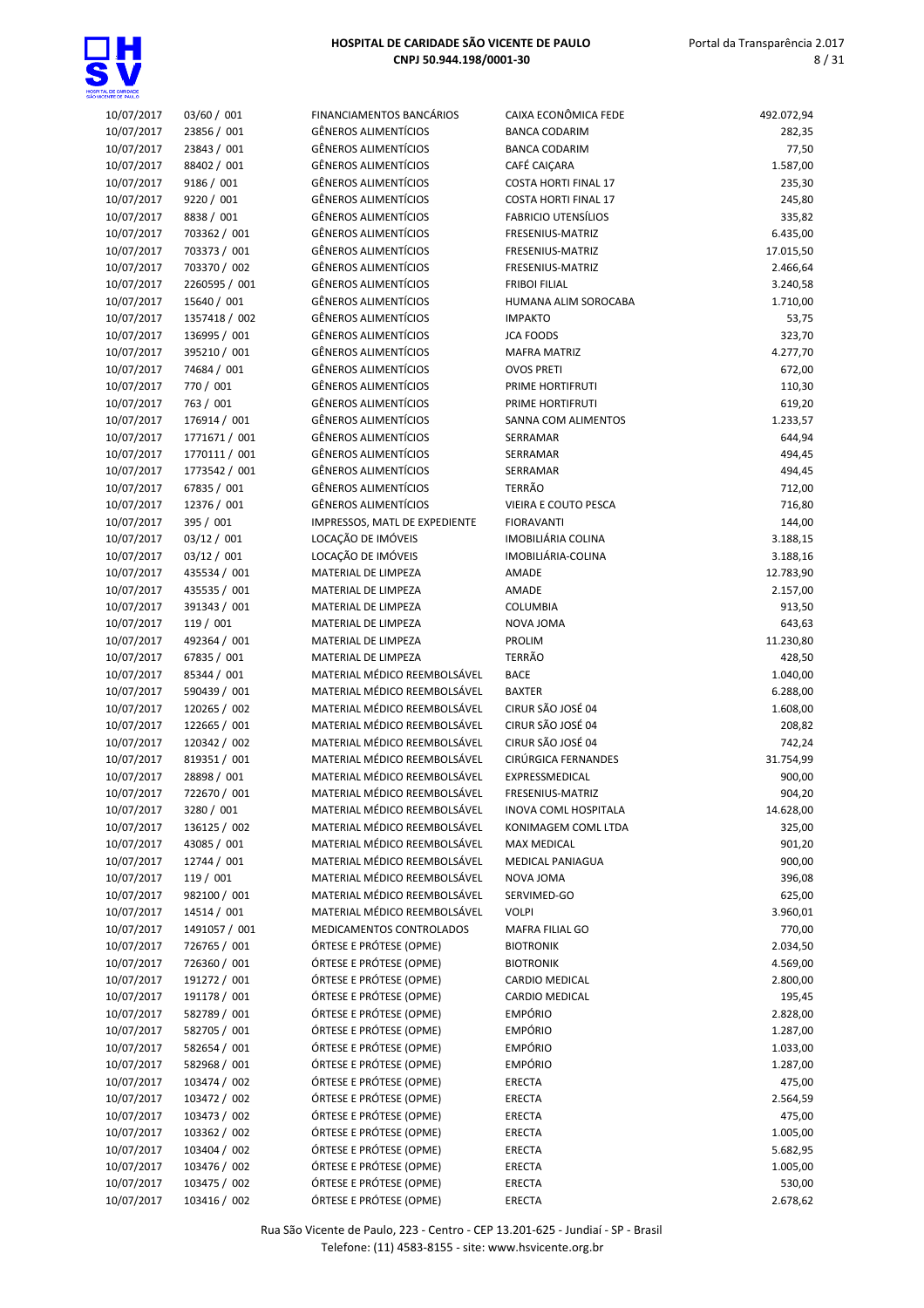| | | | | |
|---|---|---|---|---|
| 10/07/2017 | 03/60 / 001 | FINANCIAMENTOS BANCÁRIOS | CAIXA ECONÔMICA FEDE | 492.072,94 |
| 10/07/2017 | 23856 / 001 | GÊNEROS ALIMENTÍCIOS | BANCA CODARIM | 282,35 |
| 10/07/2017 | 23843 / 001 | GÊNEROS ALIMENTÍCIOS | BANCA CODARIM | 77,50 |
| 10/07/2017 | 88402 / 001 | GÊNEROS ALIMENTÍCIOS | CAFÉ CAIÇARA | 1.587,00 |
| 10/07/2017 | 9186 / 001 | GÊNEROS ALIMENTÍCIOS | COSTA HORTI FINAL 17 | 235,30 |
| 10/07/2017 | 9220 / 001 | GÊNEROS ALIMENTÍCIOS | COSTA HORTI FINAL 17 | 245,80 |
| 10/07/2017 | 8838 / 001 | GÊNEROS ALIMENTÍCIOS | FABRICIO UTENSÍLIOS | 335,82 |
| 10/07/2017 | 703362 / 001 | GÊNEROS ALIMENTÍCIOS | FRESENIUS-MATRIZ | 6.435,00 |
| 10/07/2017 | 703373 / 001 | GÊNEROS ALIMENTÍCIOS | FRESENIUS-MATRIZ | 17.015,50 |
| 10/07/2017 | 703370 / 002 | GÊNEROS ALIMENTÍCIOS | FRESENIUS-MATRIZ | 2.466,64 |
| 10/07/2017 | 2260595 / 001 | GÊNEROS ALIMENTÍCIOS | FRIBOI FILIAL | 3.240,58 |
| 10/07/2017 | 15640 / 001 | GÊNEROS ALIMENTÍCIOS | HUMANA ALIM SOROCABA | 1.710,00 |
| 10/07/2017 | 1357418 / 002 | GÊNEROS ALIMENTÍCIOS | IMPAKTO | 53,75 |
| 10/07/2017 | 136995 / 001 | GÊNEROS ALIMENTÍCIOS | JCA FOODS | 323,70 |
| 10/07/2017 | 395210 / 001 | GÊNEROS ALIMENTÍCIOS | MAFRA MATRIZ | 4.277,70 |
| 10/07/2017 | 74684 / 001 | GÊNEROS ALIMENTÍCIOS | OVOS PRETI | 672,00 |
| 10/07/2017 | 770 / 001 | GÊNEROS ALIMENTÍCIOS | PRIME HORTIFRUTI | 110,30 |
| 10/07/2017 | 763 / 001 | GÊNEROS ALIMENTÍCIOS | PRIME HORTIFRUTI | 619,20 |
| 10/07/2017 | 176914 / 001 | GÊNEROS ALIMENTÍCIOS | SANNA COM ALIMENTOS | 1.233,57 |
| 10/07/2017 | 1771671 / 001 | GÊNEROS ALIMENTÍCIOS | SERRAMAR | 644,94 |
| 10/07/2017 | 1770111 / 001 | GÊNEROS ALIMENTÍCIOS | SERRAMAR | 494,45 |
| 10/07/2017 | 1773542 / 001 | GÊNEROS ALIMENTÍCIOS | SERRAMAR | 494,45 |
| 10/07/2017 | 67835 / 001 | GÊNEROS ALIMENTÍCIOS | TERRÃO | 712,00 |
| 10/07/2017 | 12376 / 001 | GÊNEROS ALIMENTÍCIOS | VIEIRA E COUTO PESCA | 716,80 |
| 10/07/2017 | 395 / 001 | IMPRESSOS, MATL DE EXPEDIENTE | FIORAVANTI | 144,00 |
| 10/07/2017 | 03/12 / 001 | LOCAÇÃO DE IMÓVEIS | IMOBILIÁRIA COLINA | 3.188,15 |
| 10/07/2017 | 03/12 / 001 | LOCAÇÃO DE IMÓVEIS | IMOBILIÁRIA-COLINA | 3.188,16 |
| 10/07/2017 | 435534 / 001 | MATERIAL DE LIMPEZA | AMADE | 12.783,90 |
| 10/07/2017 | 435535 / 001 | MATERIAL DE LIMPEZA | AMADE | 2.157,00 |
| 10/07/2017 | 391343 / 001 | MATERIAL DE LIMPEZA | COLUMBIA | 913,50 |
| 10/07/2017 | 119 / 001 | MATERIAL DE LIMPEZA | NOVA JOMA | 643,63 |
| 10/07/2017 | 492364 / 001 | MATERIAL DE LIMPEZA | PROLIM | 11.230,80 |
| 10/07/2017 | 67835 / 001 | MATERIAL DE LIMPEZA | TERRÃO | 428,50 |
| 10/07/2017 | 85344 / 001 | MATERIAL MÉDICO REEMBOLSÁVEL | BACE | 1.040,00 |
| 10/07/2017 | 590439 / 001 | MATERIAL MÉDICO REEMBOLSÁVEL | BAXTER | 6.288,00 |
| 10/07/2017 | 120265 / 002 | MATERIAL MÉDICO REEMBOLSÁVEL | CIRUR SÃO JOSÉ 04 | 1.608,00 |
| 10/07/2017 | 122665 / 001 | MATERIAL MÉDICO REEMBOLSÁVEL | CIRUR SÃO JOSÉ 04 | 208,82 |
| 10/07/2017 | 120342 / 002 | MATERIAL MÉDICO REEMBOLSÁVEL | CIRUR SÃO JOSÉ 04 | 742,24 |
| 10/07/2017 | 819351 / 001 | MATERIAL MÉDICO REEMBOLSÁVEL | CIRÚRGICA FERNANDES | 31.754,99 |
| 10/07/2017 | 28898 / 001 | MATERIAL MÉDICO REEMBOLSÁVEL | EXPRESSMEDICAL | 900,00 |
| 10/07/2017 | 722670 / 001 | MATERIAL MÉDICO REEMBOLSÁVEL | FRESENIUS-MATRIZ | 904,20 |
| 10/07/2017 | 3280 / 001 | MATERIAL MÉDICO REEMBOLSÁVEL | INOVA COML HOSPITALA | 14.628,00 |
| 10/07/2017 | 136125 / 002 | MATERIAL MÉDICO REEMBOLSÁVEL | KONIMAGEM COML LTDA | 325,00 |
| 10/07/2017 | 43085 / 001 | MATERIAL MÉDICO REEMBOLSÁVEL | MAX MEDICAL | 901,20 |
| 10/07/2017 | 12744 / 001 | MATERIAL MÉDICO REEMBOLSÁVEL | MEDICAL PANIAGUA | 900,00 |
| 10/07/2017 | 119 / 001 | MATERIAL MÉDICO REEMBOLSÁVEL | NOVA JOMA | 396,08 |
| 10/07/2017 | 982100 / 001 | MATERIAL MÉDICO REEMBOLSÁVEL | SERVIMED-GO | 625,00 |
| 10/07/2017 | 14514 / 001 | MATERIAL MÉDICO REEMBOLSÁVEL | VOLPI | 3.960,01 |
| 10/07/2017 | 1491057 / 001 | MEDICAMENTOS CONTROLADOS | MAFRA FILIAL GO | 770,00 |
| 10/07/2017 | 726765 / 001 | ÓRTESE E PRÓTESE (OPME) | BIOTRONIK | 2.034,50 |
| 10/07/2017 | 726360 / 001 | ÓRTESE E PRÓTESE (OPME) | BIOTRONIK | 4.569,00 |
| 10/07/2017 | 191272 / 001 | ÓRTESE E PRÓTESE (OPME) | CARDIO MEDICAL | 2.800,00 |
| 10/07/2017 | 191178 / 001 | ÓRTESE E PRÓTESE (OPME) | CARDIO MEDICAL | 195,45 |
| 10/07/2017 | 582789 / 001 | ÓRTESE E PRÓTESE (OPME) | EMPÓRIO | 2.828,00 |
| 10/07/2017 | 582705 / 001 | ÓRTESE E PRÓTESE (OPME) | EMPÓRIO | 1.287,00 |
| 10/07/2017 | 582654 / 001 | ÓRTESE E PRÓTESE (OPME) | EMPÓRIO | 1.033,00 |
| 10/07/2017 | 582968 / 001 | ÓRTESE E PRÓTESE (OPME) | EMPÓRIO | 1.287,00 |
| 10/07/2017 | 103474 / 002 | ÓRTESE E PRÓTESE (OPME) | ERECTA | 475,00 |
| 10/07/2017 | 103472 / 002 | ÓRTESE E PRÓTESE (OPME) | ERECTA | 2.564,59 |
| 10/07/2017 | 103473 / 002 | ÓRTESE E PRÓTESE (OPME) | ERECTA | 475,00 |
| 10/07/2017 | 103362 / 002 | ÓRTESE E PRÓTESE (OPME) | ERECTA | 1.005,00 |
| 10/07/2017 | 103404 / 002 | ÓRTESE E PRÓTESE (OPME) | ERECTA | 5.682,95 |
| 10/07/2017 | 103476 / 002 | ÓRTESE E PRÓTESE (OPME) | ERECTA | 1.005,00 |
| 10/07/2017 | 103475 / 002 | ÓRTESE E PRÓTESE (OPME) | ERECTA | 530,00 |
| 10/07/2017 | 103416 / 002 | ÓRTESE E PRÓTESE (OPME) | ERECTA | 2.678,62 |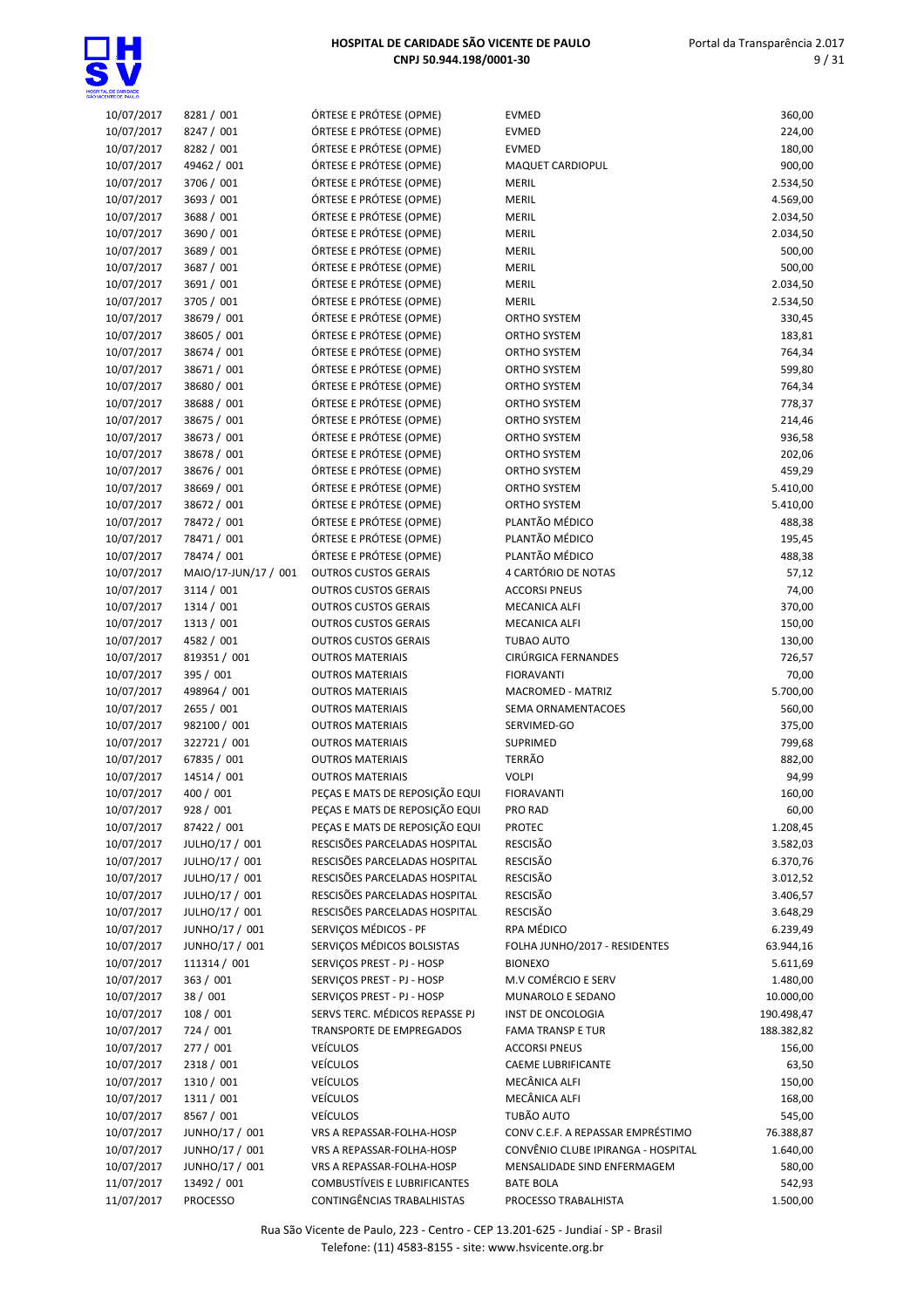| | | | | |
|---|---|---|---|---|
| 10/07/2017 | 8281 / 001 | ÓRTESE E PRÓTESE (OPME) | EVMED | 360,00 |
| 10/07/2017 | 8247 / 001 | ÓRTESE E PRÓTESE (OPME) | EVMED | 224,00 |
| 10/07/2017 | 8282 / 001 | ÓRTESE E PRÓTESE (OPME) | EVMED | 180,00 |
| 10/07/2017 | 49462 / 001 | ÓRTESE E PRÓTESE (OPME) | MAQUET CARDIOPUL | 900,00 |
| 10/07/2017 | 3706 / 001 | ÓRTESE E PRÓTESE (OPME) | MERIL | 2.534,50 |
| 10/07/2017 | 3693 / 001 | ÓRTESE E PRÓTESE (OPME) | MERIL | 4.569,00 |
| 10/07/2017 | 3688 / 001 | ÓRTESE E PRÓTESE (OPME) | MERIL | 2.034,50 |
| 10/07/2017 | 3690 / 001 | ÓRTESE E PRÓTESE (OPME) | MERIL | 2.034,50 |
| 10/07/2017 | 3689 / 001 | ÓRTESE E PRÓTESE (OPME) | MERIL | 500,00 |
| 10/07/2017 | 3687 / 001 | ÓRTESE E PRÓTESE (OPME) | MERIL | 500,00 |
| 10/07/2017 | 3691 / 001 | ÓRTESE E PRÓTESE (OPME) | MERIL | 2.034,50 |
| 10/07/2017 | 3705 / 001 | ÓRTESE E PRÓTESE (OPME) | MERIL | 2.534,50 |
| 10/07/2017 | 38679 / 001 | ÓRTESE E PRÓTESE (OPME) | ORTHO SYSTEM | 330,45 |
| 10/07/2017 | 38605 / 001 | ÓRTESE E PRÓTESE (OPME) | ORTHO SYSTEM | 183,81 |
| 10/07/2017 | 38674 / 001 | ÓRTESE E PRÓTESE (OPME) | ORTHO SYSTEM | 764,34 |
| 10/07/2017 | 38671 / 001 | ÓRTESE E PRÓTESE (OPME) | ORTHO SYSTEM | 599,80 |
| 10/07/2017 | 38680 / 001 | ÓRTESE E PRÓTESE (OPME) | ORTHO SYSTEM | 764,34 |
| 10/07/2017 | 38688 / 001 | ÓRTESE E PRÓTESE (OPME) | ORTHO SYSTEM | 778,37 |
| 10/07/2017 | 38675 / 001 | ÓRTESE E PRÓTESE (OPME) | ORTHO SYSTEM | 214,46 |
| 10/07/2017 | 38673 / 001 | ÓRTESE E PRÓTESE (OPME) | ORTHO SYSTEM | 936,58 |
| 10/07/2017 | 38678 / 001 | ÓRTESE E PRÓTESE (OPME) | ORTHO SYSTEM | 202,06 |
| 10/07/2017 | 38676 / 001 | ÓRTESE E PRÓTESE (OPME) | ORTHO SYSTEM | 459,29 |
| 10/07/2017 | 38669 / 001 | ÓRTESE E PRÓTESE (OPME) | ORTHO SYSTEM | 5.410,00 |
| 10/07/2017 | 38672 / 001 | ÓRTESE E PRÓTESE (OPME) | ORTHO SYSTEM | 5.410,00 |
| 10/07/2017 | 78472 / 001 | ÓRTESE E PRÓTESE (OPME) | PLANTÃO MÉDICO | 488,38 |
| 10/07/2017 | 78471 / 001 | ÓRTESE E PRÓTESE (OPME) | PLANTÃO MÉDICO | 195,45 |
| 10/07/2017 | 78474 / 001 | ÓRTESE E PRÓTESE (OPME) | PLANTÃO MÉDICO | 488,38 |
| 10/07/2017 | MAIO/17-JUN/17 / 001 | OUTROS CUSTOS GERAIS | 4 CARTÓRIO DE NOTAS | 57,12 |
| 10/07/2017 | 3114 / 001 | OUTROS CUSTOS GERAIS | ACCORSI PNEUS | 74,00 |
| 10/07/2017 | 1314 / 001 | OUTROS CUSTOS GERAIS | MECANICA ALFI | 370,00 |
| 10/07/2017 | 1313 / 001 | OUTROS CUSTOS GERAIS | MECANICA ALFI | 150,00 |
| 10/07/2017 | 4582 / 001 | OUTROS CUSTOS GERAIS | TUBAO AUTO | 130,00 |
| 10/07/2017 | 819351 / 001 | OUTROS MATERIAIS | CIRÚRGICA FERNANDES | 726,57 |
| 10/07/2017 | 395 / 001 | OUTROS MATERIAIS | FIORAVANTI | 70,00 |
| 10/07/2017 | 498964 / 001 | OUTROS MATERIAIS | MACROMED - MATRIZ | 5.700,00 |
| 10/07/2017 | 2655 / 001 | OUTROS MATERIAIS | SEMA ORNAMENTACOES | 560,00 |
| 10/07/2017 | 982100 / 001 | OUTROS MATERIAIS | SERVIMED-GO | 375,00 |
| 10/07/2017 | 322721 / 001 | OUTROS MATERIAIS | SUPRIMED | 799,68 |
| 10/07/2017 | 67835 / 001 | OUTROS MATERIAIS | TERRÃO | 882,00 |
| 10/07/2017 | 14514 / 001 | OUTROS MATERIAIS | VOLPI | 94,99 |
| 10/07/2017 | 400 / 001 | PEÇAS E MATS DE REPOSIÇÃO EQUI | FIORAVANTI | 160,00 |
| 10/07/2017 | 928 / 001 | PEÇAS E MATS DE REPOSIÇÃO EQUI | PRO RAD | 60,00 |
| 10/07/2017 | 87422 / 001 | PEÇAS E MATS DE REPOSIÇÃO EQUI | PROTEC | 1.208,45 |
| 10/07/2017 | JULHO/17 / 001 | RESCISÕES PARCELADAS HOSPITAL | RESCISÃO | 3.582,03 |
| 10/07/2017 | JULHO/17 / 001 | RESCISÕES PARCELADAS HOSPITAL | RESCISÃO | 6.370,76 |
| 10/07/2017 | JULHO/17 / 001 | RESCISÕES PARCELADAS HOSPITAL | RESCISÃO | 3.012,52 |
| 10/07/2017 | JULHO/17 / 001 | RESCISÕES PARCELADAS HOSPITAL | RESCISÃO | 3.406,57 |
| 10/07/2017 | JULHO/17 / 001 | RESCISÕES PARCELADAS HOSPITAL | RESCISÃO | 3.648,29 |
| 10/07/2017 | JUNHO/17 / 001 | SERVIÇOS MÉDICOS - PF | RPA MÉDICO | 6.239,49 |
| 10/07/2017 | JUNHO/17 / 001 | SERVIÇOS MÉDICOS BOLSISTAS | FOLHA JUNHO/2017 - RESIDENTES | 63.944,16 |
| 10/07/2017 | 111314 / 001 | SERVIÇOS PREST - PJ - HOSP | BIONEXO | 5.611,69 |
| 10/07/2017 | 363 / 001 | SERVIÇOS PREST - PJ - HOSP | M.V COMÉRCIO E SERV | 1.480,00 |
| 10/07/2017 | 38 / 001 | SERVIÇOS PREST - PJ - HOSP | MUNAROLO E SEDANO | 10.000,00 |
| 10/07/2017 | 108 / 001 | SERVS TERC. MÉDICOS REPASSE PJ | INST DE ONCOLOGIA | 190.498,47 |
| 10/07/2017 | 724 / 001 | TRANSPORTE DE EMPREGADOS | FAMA TRANSP E TUR | 188.382,82 |
| 10/07/2017 | 277 / 001 | VEÍCULOS | ACCORSI PNEUS | 156,00 |
| 10/07/2017 | 2318 / 001 | VEÍCULOS | CAEME LUBRIFICANTE | 63,50 |
| 10/07/2017 | 1310 / 001 | VEÍCULOS | MECÂNICA ALFI | 150,00 |
| 10/07/2017 | 1311 / 001 | VEÍCULOS | MECÂNICA ALFI | 168,00 |
| 10/07/2017 | 8567 / 001 | VEÍCULOS | TUBÃO AUTO | 545,00 |
| 10/07/2017 | JUNHO/17 / 001 | VRS A REPASSAR-FOLHA-HOSP | CONV C.E.F. A REPASSAR EMPRÉSTIMO | 76.388,87 |
| 10/07/2017 | JUNHO/17 / 001 | VRS A REPASSAR-FOLHA-HOSP | CONVÊNIO CLUBE IPIRANGA - HOSPITAL | 1.640,00 |
| 10/07/2017 | JUNHO/17 / 001 | VRS A REPASSAR-FOLHA-HOSP | MENSALIDADE SIND ENFERMAGEM | 580,00 |
| 11/07/2017 | 13492 / 001 | COMBUSTÍVEIS E LUBRIFICANTES | BATE BOLA | 542,93 |
| 11/07/2017 | PROCESSO | CONTINGÊNCIAS TRABALHISTAS | PROCESSO TRABALHISTA | 1.500,00 |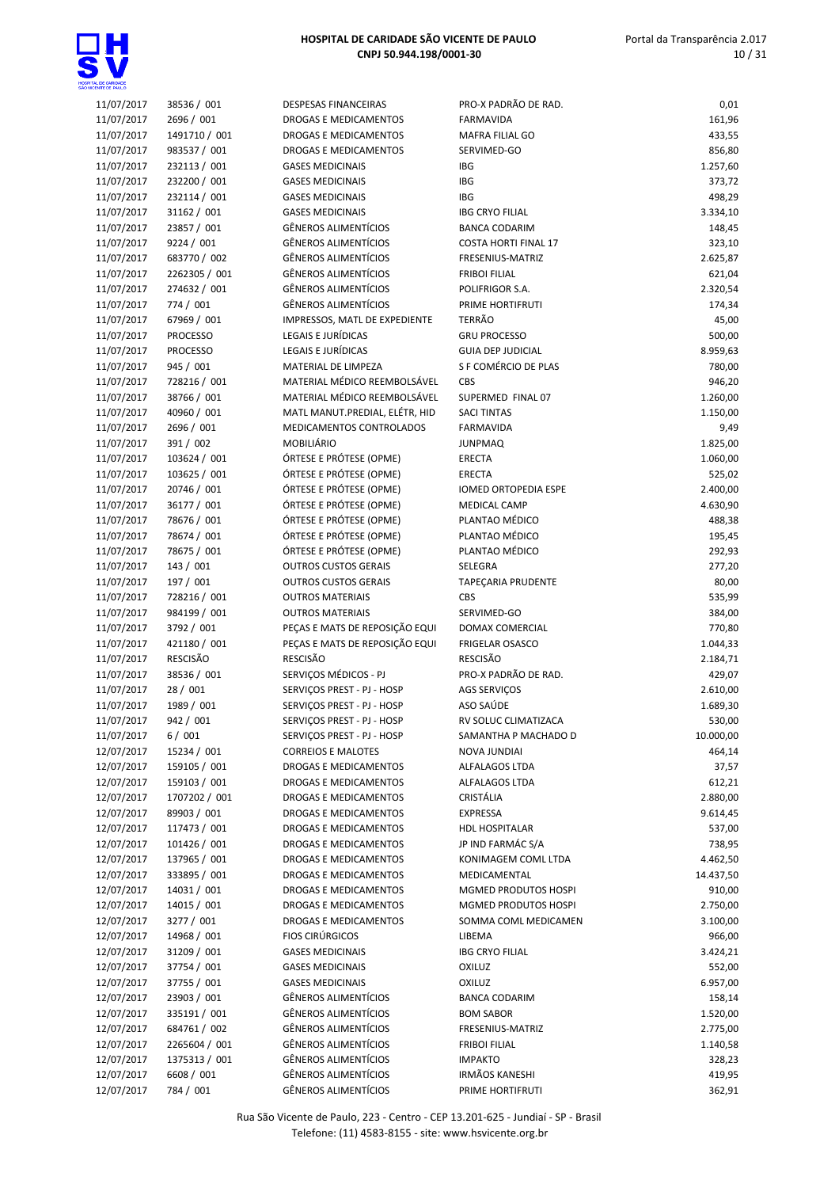| | | | | |
|---|---|---|---|---|
| 11/07/2017 | 38536 / 001 | DESPESAS FINANCEIRAS | PRO-X PADRÃO DE RAD. | 0,01 |
| 11/07/2017 | 2696 / 001 | DROGAS E MEDICAMENTOS | FARMAVIDA | 161,96 |
| 11/07/2017 | 1491710 / 001 | DROGAS E MEDICAMENTOS | MAFRA FILIAL GO | 433,55 |
| 11/07/2017 | 983537 / 001 | DROGAS E MEDICAMENTOS | SERVIMED-GO | 856,80 |
| 11/07/2017 | 232113 / 001 | GASES MEDICINAIS | IBG | 1.257,60 |
| 11/07/2017 | 232200 / 001 | GASES MEDICINAIS | IBG | 373,72 |
| 11/07/2017 | 232114 / 001 | GASES MEDICINAIS | IBG | 498,29 |
| 11/07/2017 | 31162 / 001 | GASES MEDICINAIS | IBG CRYO FILIAL | 3.334,10 |
| 11/07/2017 | 23857 / 001 | GÊNEROS ALIMENTÍCIOS | BANCA CODARIM | 148,45 |
| 11/07/2017 | 9224 / 001 | GÊNEROS ALIMENTÍCIOS | COSTA HORTI FINAL 17 | 323,10 |
| 11/07/2017 | 683770 / 002 | GÊNEROS ALIMENTÍCIOS | FRESENIUS-MATRIZ | 2.625,87 |
| 11/07/2017 | 2262305 / 001 | GÊNEROS ALIMENTÍCIOS | FRIBOI FILIAL | 621,04 |
| 11/07/2017 | 274632 / 001 | GÊNEROS ALIMENTÍCIOS | POLIFRIGOR S.A. | 2.320,54 |
| 11/07/2017 | 774 / 001 | GÊNEROS ALIMENTÍCIOS | PRIME HORTIFRUTI | 174,34 |
| 11/07/2017 | 67969 / 001 | IMPRESSOS, MATL DE EXPEDIENTE | TERRÃO | 45,00 |
| 11/07/2017 | PROCESSO | LEGAIS E JURÍDICAS | GRU PROCESSO | 500,00 |
| 11/07/2017 | PROCESSO | LEGAIS E JURÍDICAS | GUIA DEP JUDICIAL | 8.959,63 |
| 11/07/2017 | 945 / 001 | MATERIAL DE LIMPEZA | S F COMÉRCIO DE PLAS | 780,00 |
| 11/07/2017 | 728216 / 001 | MATERIAL MÉDICO REEMBOLSÁVEL | CBS | 946,20 |
| 11/07/2017 | 38766 / 001 | MATERIAL MÉDICO REEMBOLSÁVEL | SUPERMED FINAL 07 | 1.260,00 |
| 11/07/2017 | 40960 / 001 | MATL MANUT.PREDIAL, ELÉTR, HID | SACI TINTAS | 1.150,00 |
| 11/07/2017 | 2696 / 001 | MEDICAMENTOS CONTROLADOS | FARMAVIDA | 9,49 |
| 11/07/2017 | 391 / 002 | MOBILIÁRIO | JUNPMAQ | 1.825,00 |
| 11/07/2017 | 103624 / 001 | ÓRTESE E PRÓTESE (OPME) | ERECTA | 1.060,00 |
| 11/07/2017 | 103625 / 001 | ÓRTESE E PRÓTESE (OPME) | ERECTA | 525,02 |
| 11/07/2017 | 20746 / 001 | ÓRTESE E PRÓTESE (OPME) | IOMED ORTOPEDIA ESPE | 2.400,00 |
| 11/07/2017 | 36177 / 001 | ÓRTESE E PRÓTESE (OPME) | MEDICAL CAMP | 4.630,90 |
| 11/07/2017 | 78676 / 001 | ÓRTESE E PRÓTESE (OPME) | PLANTAO MÉDICO | 488,38 |
| 11/07/2017 | 78674 / 001 | ÓRTESE E PRÓTESE (OPME) | PLANTAO MÉDICO | 195,45 |
| 11/07/2017 | 78675 / 001 | ÓRTESE E PRÓTESE (OPME) | PLANTAO MÉDICO | 292,93 |
| 11/07/2017 | 143 / 001 | OUTROS CUSTOS GERAIS | SELEGRA | 277,20 |
| 11/07/2017 | 197 / 001 | OUTROS CUSTOS GERAIS | TAPEÇARIA PRUDENTE | 80,00 |
| 11/07/2017 | 728216 / 001 | OUTROS MATERIAIS | CBS | 535,99 |
| 11/07/2017 | 984199 / 001 | OUTROS MATERIAIS | SERVIMED-GO | 384,00 |
| 11/07/2017 | 3792 / 001 | PEÇAS E MATS DE REPOSIÇÃO EQUI | DOMAX COMERCIAL | 770,80 |
| 11/07/2017 | 421180 / 001 | PEÇAS E MATS DE REPOSIÇÃO EQUI | FRIGELAR OSASCO | 1.044,33 |
| 11/07/2017 | RESCISÃO | RESCISÃO | RESCISÃO | 2.184,71 |
| 11/07/2017 | 38536 / 001 | SERVIÇOS MÉDICOS - PJ | PRO-X PADRÃO DE RAD. | 429,07 |
| 11/07/2017 | 28 / 001 | SERVIÇOS PREST - PJ - HOSP | AGS SERVIÇOS | 2.610,00 |
| 11/07/2017 | 1989 / 001 | SERVIÇOS PREST - PJ - HOSP | ASO SAÚDE | 1.689,30 |
| 11/07/2017 | 942 / 001 | SERVIÇOS PREST - PJ - HOSP | RV SOLUC CLIMATIZACA | 530,00 |
| 11/07/2017 | 6 / 001 | SERVIÇOS PREST - PJ - HOSP | SAMANTHA P MACHADO D | 10.000,00 |
| 12/07/2017 | 15234 / 001 | CORREIOS E MALOTES | NOVA JUNDIAI | 464,14 |
| 12/07/2017 | 159105 / 001 | DROGAS E MEDICAMENTOS | ALFALAGOS LTDA | 37,57 |
| 12/07/2017 | 159103 / 001 | DROGAS E MEDICAMENTOS | ALFALAGOS LTDA | 612,21 |
| 12/07/2017 | 1707202 / 001 | DROGAS E MEDICAMENTOS | CRISTÁLIA | 2.880,00 |
| 12/07/2017 | 89903 / 001 | DROGAS E MEDICAMENTOS | EXPRESSA | 9.614,45 |
| 12/07/2017 | 117473 / 001 | DROGAS E MEDICAMENTOS | HDL HOSPITALAR | 537,00 |
| 12/07/2017 | 101426 / 001 | DROGAS E MEDICAMENTOS | JP IND FARMÁC S/A | 738,95 |
| 12/07/2017 | 137965 / 001 | DROGAS E MEDICAMENTOS | KONIMAGEM COML LTDA | 4.462,50 |
| 12/07/2017 | 333895 / 001 | DROGAS E MEDICAMENTOS | MEDICAMENTAL | 14.437,50 |
| 12/07/2017 | 14031 / 001 | DROGAS E MEDICAMENTOS | MGMED PRODUTOS HOSPI | 910,00 |
| 12/07/2017 | 14015 / 001 | DROGAS E MEDICAMENTOS | MGMED PRODUTOS HOSPI | 2.750,00 |
| 12/07/2017 | 3277 / 001 | DROGAS E MEDICAMENTOS | SOMMA COML MEDICAMEN | 3.100,00 |
| 12/07/2017 | 14968 / 001 | FIOS CIRÚRGICOS | LIBEMA | 966,00 |
| 12/07/2017 | 31209 / 001 | GASES MEDICINAIS | IBG CRYO FILIAL | 3.424,21 |
| 12/07/2017 | 37754 / 001 | GASES MEDICINAIS | OXILUZ | 552,00 |
| 12/07/2017 | 37755 / 001 | GASES MEDICINAIS | OXILUZ | 6.957,00 |
| 12/07/2017 | 23903 / 001 | GÊNEROS ALIMENTÍCIOS | BANCA CODARIM | 158,14 |
| 12/07/2017 | 335191 / 001 | GÊNEROS ALIMENTÍCIOS | BOM SABOR | 1.520,00 |
| 12/07/2017 | 684761 / 002 | GÊNEROS ALIMENTÍCIOS | FRESENIUS-MATRIZ | 2.775,00 |
| 12/07/2017 | 2265604 / 001 | GÊNEROS ALIMENTÍCIOS | FRIBOI FILIAL | 1.140,58 |
| 12/07/2017 | 1375313 / 001 | GÊNEROS ALIMENTÍCIOS | IMPAKTO | 328,23 |
| 12/07/2017 | 6608 / 001 | GÊNEROS ALIMENTÍCIOS | IRMÃOS KANESHI | 419,95 |
| 12/07/2017 | 784 / 001 | GÊNEROS ALIMENTÍCIOS | PRIME HORTIFRUTI | 362,91 |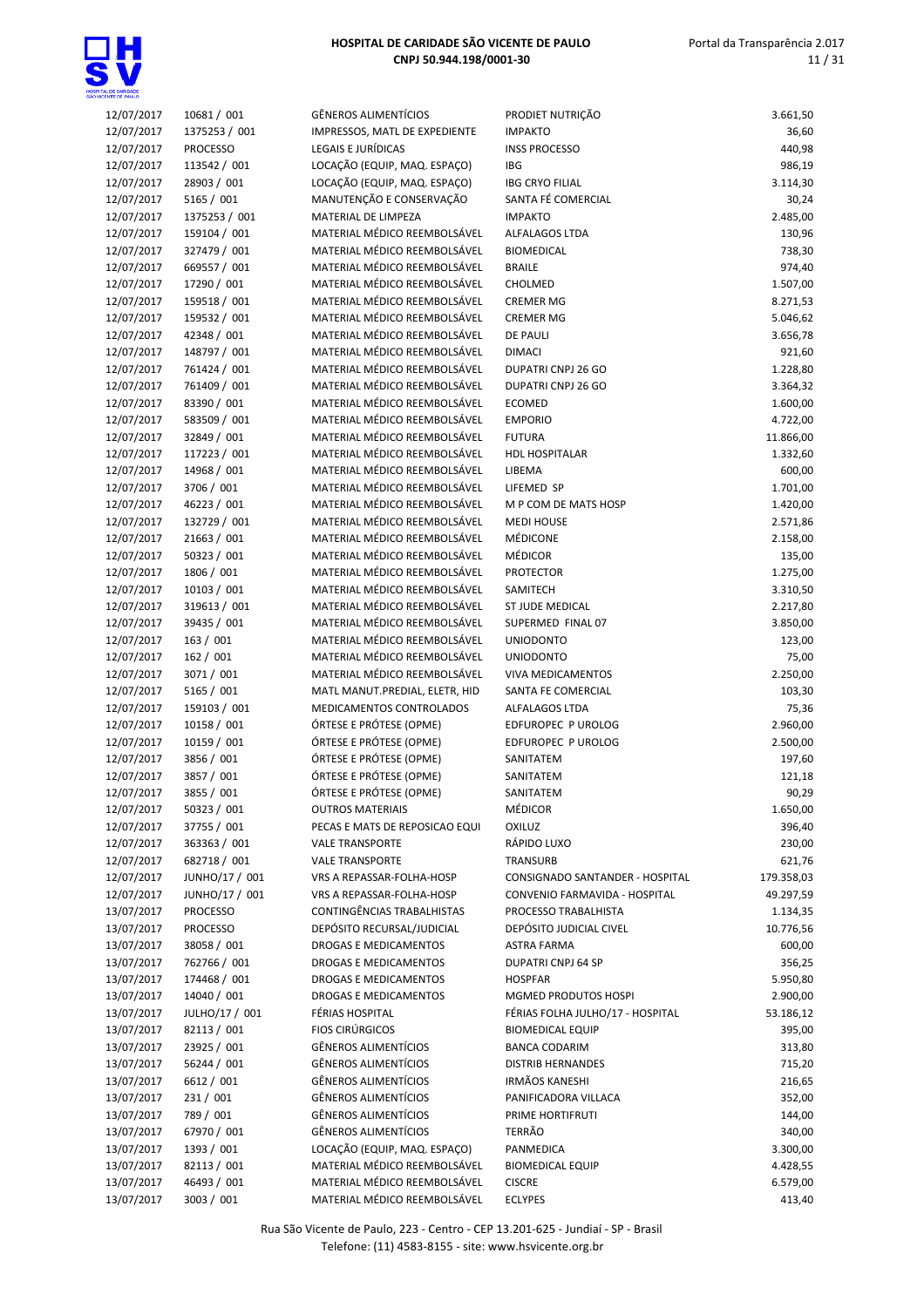| | | | | |
|---|---|---|---|---|
| 12/07/2017 | 10681 / 001 | GÊNEROS ALIMENTÍCIOS | PRODIET NUTRIÇÃO | 3.661,50 |
| 12/07/2017 | 1375253 / 001 | IMPRESSOS, MATL DE EXPEDIENTE | IMPAKTO | 36,60 |
| 12/07/2017 | PROCESSO | LEGAIS E JURÍDICAS | INSS PROCESSO | 440,98 |
| 12/07/2017 | 113542 / 001 | LOCAÇÃO (EQUIP, MAQ. ESPAÇO) | IBG | 986,19 |
| 12/07/2017 | 28903 / 001 | LOCAÇÃO (EQUIP, MAQ. ESPAÇO) | IBG CRYO FILIAL | 3.114,30 |
| 12/07/2017 | 5165 / 001 | MANUTENÇÃO E CONSERVAÇÃO | SANTA FÉ COMERCIAL | 30,24 |
| 12/07/2017 | 1375253 / 001 | MATERIAL DE LIMPEZA | IMPAKTO | 2.485,00 |
| 12/07/2017 | 159104 / 001 | MATERIAL MÉDICO REEMBOLSÁVEL | ALFALAGOS LTDA | 130,96 |
| 12/07/2017 | 327479 / 001 | MATERIAL MÉDICO REEMBOLSÁVEL | BIOMEDICAL | 738,30 |
| 12/07/2017 | 669557 / 001 | MATERIAL MÉDICO REEMBOLSÁVEL | BRAILE | 974,40 |
| 12/07/2017 | 17290 / 001 | MATERIAL MÉDICO REEMBOLSÁVEL | CHOLMED | 1.507,00 |
| 12/07/2017 | 159518 / 001 | MATERIAL MÉDICO REEMBOLSÁVEL | CREMER MG | 8.271,53 |
| 12/07/2017 | 159532 / 001 | MATERIAL MÉDICO REEMBOLSÁVEL | CREMER MG | 5.046,62 |
| 12/07/2017 | 42348 / 001 | MATERIAL MÉDICO REEMBOLSÁVEL | DE PAULI | 3.656,78 |
| 12/07/2017 | 148797 / 001 | MATERIAL MÉDICO REEMBOLSÁVEL | DIMACI | 921,60 |
| 12/07/2017 | 761424 / 001 | MATERIAL MÉDICO REEMBOLSÁVEL | DUPATRI CNPJ 26 GO | 1.228,80 |
| 12/07/2017 | 761409 / 001 | MATERIAL MÉDICO REEMBOLSÁVEL | DUPATRI CNPJ 26 GO | 3.364,32 |
| 12/07/2017 | 83390 / 001 | MATERIAL MÉDICO REEMBOLSÁVEL | ECOMED | 1.600,00 |
| 12/07/2017 | 583509 / 001 | MATERIAL MÉDICO REEMBOLSÁVEL | EMPORIO | 4.722,00 |
| 12/07/2017 | 32849 / 001 | MATERIAL MÉDICO REEMBOLSÁVEL | FUTURA | 11.866,00 |
| 12/07/2017 | 117223 / 001 | MATERIAL MÉDICO REEMBOLSÁVEL | HDL HOSPITALAR | 1.332,60 |
| 12/07/2017 | 14968 / 001 | MATERIAL MÉDICO REEMBOLSÁVEL | LIBEMA | 600,00 |
| 12/07/2017 | 3706 / 001 | MATERIAL MÉDICO REEMBOLSÁVEL | LIFEMED SP | 1.701,00 |
| 12/07/2017 | 46223 / 001 | MATERIAL MÉDICO REEMBOLSÁVEL | M P COM DE MATS HOSP | 1.420,00 |
| 12/07/2017 | 132729 / 001 | MATERIAL MÉDICO REEMBOLSÁVEL | MEDI HOUSE | 2.571,86 |
| 12/07/2017 | 21663 / 001 | MATERIAL MÉDICO REEMBOLSÁVEL | MÉDICONE | 2.158,00 |
| 12/07/2017 | 50323 / 001 | MATERIAL MÉDICO REEMBOLSÁVEL | MÉDICOR | 135,00 |
| 12/07/2017 | 1806 / 001 | MATERIAL MÉDICO REEMBOLSÁVEL | PROTECTOR | 1.275,00 |
| 12/07/2017 | 10103 / 001 | MATERIAL MÉDICO REEMBOLSÁVEL | SAMITECH | 3.310,50 |
| 12/07/2017 | 319613 / 001 | MATERIAL MÉDICO REEMBOLSÁVEL | ST JUDE MEDICAL | 2.217,80 |
| 12/07/2017 | 39435 / 001 | MATERIAL MÉDICO REEMBOLSÁVEL | SUPERMED FINAL 07 | 3.850,00 |
| 12/07/2017 | 163 / 001 | MATERIAL MÉDICO REEMBOLSÁVEL | UNIODONTO | 123,00 |
| 12/07/2017 | 162 / 001 | MATERIAL MÉDICO REEMBOLSÁVEL | UNIODONTO | 75,00 |
| 12/07/2017 | 3071 / 001 | MATERIAL MÉDICO REEMBOLSÁVEL | VIVA MEDICAMENTOS | 2.250,00 |
| 12/07/2017 | 5165 / 001 | MATL MANUT.PREDIAL, ELETR, HID | SANTA FE COMERCIAL | 103,30 |
| 12/07/2017 | 159103 / 001 | MEDICAMENTOS CONTROLADOS | ALFALAGOS LTDA | 75,36 |
| 12/07/2017 | 10158 / 001 | ÓRTESE E PRÓTESE (OPME) | EDFUROPEC P UROLOG | 2.960,00 |
| 12/07/2017 | 10159 / 001 | ÓRTESE E PRÓTESE (OPME) | EDFUROPEC P UROLOG | 2.500,00 |
| 12/07/2017 | 3856 / 001 | ÓRTESE E PRÓTESE (OPME) | SANITATEM | 197,60 |
| 12/07/2017 | 3857 / 001 | ÓRTESE E PRÓTESE (OPME) | SANITATEM | 121,18 |
| 12/07/2017 | 3855 / 001 | ÓRTESE E PRÓTESE (OPME) | SANITATEM | 90,29 |
| 12/07/2017 | 50323 / 001 | OUTROS MATERIAIS | MÉDICOR | 1.650,00 |
| 12/07/2017 | 37755 / 001 | PECAS E MATS DE REPOSICAO EQUI | OXILUZ | 396,40 |
| 12/07/2017 | 363363 / 001 | VALE TRANSPORTE | RÁPIDO LUXO | 230,00 |
| 12/07/2017 | 682718 / 001 | VALE TRANSPORTE | TRANSURB | 621,76 |
| 12/07/2017 | JUNHO/17 / 001 | VRS A REPASSAR-FOLHA-HOSP | CONSIGNADO SANTANDER - HOSPITAL | 179.358,03 |
| 12/07/2017 | JUNHO/17 / 001 | VRS A REPASSAR-FOLHA-HOSP | CONVENIO FARMAVIDA - HOSPITAL | 49.297,59 |
| 13/07/2017 | PROCESSO | CONTINGÊNCIAS TRABALHISTAS | PROCESSO TRABALHISTA | 1.134,35 |
| 13/07/2017 | PROCESSO | DEPÓSITO RECURSAL/JUDICIAL | DEPÓSITO JUDICIAL CIVEL | 10.776,56 |
| 13/07/2017 | 38058 / 001 | DROGAS E MEDICAMENTOS | ASTRA FARMA | 600,00 |
| 13/07/2017 | 762766 / 001 | DROGAS E MEDICAMENTOS | DUPATRI CNPJ 64 SP | 356,25 |
| 13/07/2017 | 174468 / 001 | DROGAS E MEDICAMENTOS | HOSPFAR | 5.950,80 |
| 13/07/2017 | 14040 / 001 | DROGAS E MEDICAMENTOS | MGMED PRODUTOS HOSPI | 2.900,00 |
| 13/07/2017 | JULHO/17 / 001 | FÉRIAS HOSPITAL | FÉRIAS FOLHA JULHO/17 - HOSPITAL | 53.186,12 |
| 13/07/2017 | 82113 / 001 | FIOS CIRÚRGICOS | BIOMEDICAL EQUIP | 395,00 |
| 13/07/2017 | 23925 / 001 | GÊNEROS ALIMENTÍCIOS | BANCA CODARIM | 313,80 |
| 13/07/2017 | 56244 / 001 | GÊNEROS ALIMENTÍCIOS | DISTRIB HERNANDES | 715,20 |
| 13/07/2017 | 6612 / 001 | GÊNEROS ALIMENTÍCIOS | IRMÃOS KANESHI | 216,65 |
| 13/07/2017 | 231 / 001 | GÊNEROS ALIMENTÍCIOS | PANIFICADORA VILLACA | 352,00 |
| 13/07/2017 | 789 / 001 | GÊNEROS ALIMENTÍCIOS | PRIME HORTIFRUTI | 144,00 |
| 13/07/2017 | 67970 / 001 | GÊNEROS ALIMENTÍCIOS | TERRÃO | 340,00 |
| 13/07/2017 | 1393 / 001 | LOCAÇÃO (EQUIP, MAQ. ESPAÇO) | PANMEDICA | 3.300,00 |
| 13/07/2017 | 82113 / 001 | MATERIAL MÉDICO REEMBOLSÁVEL | BIOMEDICAL EQUIP | 4.428,55 |
| 13/07/2017 | 46493 / 001 | MATERIAL MÉDICO REEMBOLSÁVEL | CISCRE | 6.579,00 |
| 13/07/2017 | 3003 / 001 | MATERIAL MÉDICO REEMBOLSÁVEL | ECLYPES | 413,40 |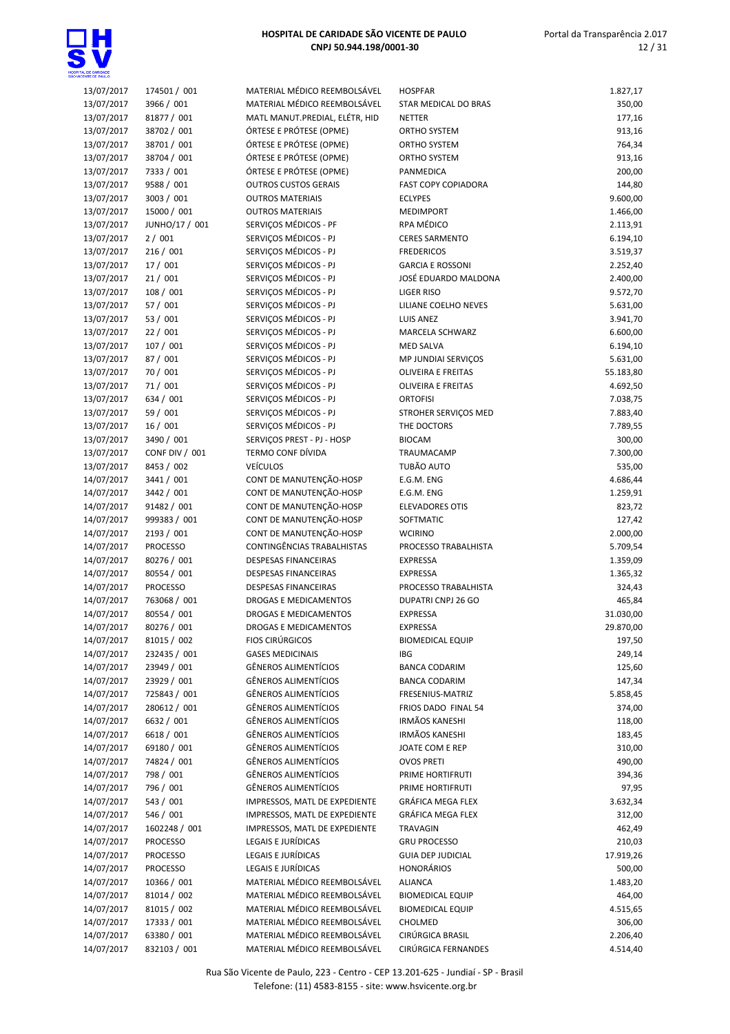| | | | | |
|---|---|---|---|---|
| 13/07/2017 | 174501 / 001 | MATERIAL MÉDICO REEMBOLSÁVEL | HOSPFAR | 1.827,17 |
| 13/07/2017 | 3966 / 001 | MATERIAL MÉDICO REEMBOLSÁVEL | STAR MEDICAL DO BRAS | 350,00 |
| 13/07/2017 | 81877 / 001 | MATL MANUT.PREDIAL, ELÉTR, HID | NETTER | 177,16 |
| 13/07/2017 | 38702 / 001 | ÓRTESE E PRÓTESE (OPME) | ORTHO SYSTEM | 913,16 |
| 13/07/2017 | 38701 / 001 | ÓRTESE E PRÓTESE (OPME) | ORTHO SYSTEM | 764,34 |
| 13/07/2017 | 38704 / 001 | ÓRTESE E PRÓTESE (OPME) | ORTHO SYSTEM | 913,16 |
| 13/07/2017 | 7333 / 001 | ÓRTESE E PRÓTESE (OPME) | PANMEDICA | 200,00 |
| 13/07/2017 | 9588 / 001 | OUTROS CUSTOS GERAIS | FAST COPY COPIADORA | 144,80 |
| 13/07/2017 | 3003 / 001 | OUTROS MATERIAIS | ECLYPES | 9.600,00 |
| 13/07/2017 | 15000 / 001 | OUTROS MATERIAIS | MEDIMPORT | 1.466,00 |
| 13/07/2017 | JUNHO/17 / 001 | SERVIÇOS MÉDICOS - PF | RPA MÉDICO | 2.113,91 |
| 13/07/2017 | 2 / 001 | SERVIÇOS MÉDICOS - PJ | CERES SARMENTO | 6.194,10 |
| 13/07/2017 | 216 / 001 | SERVIÇOS MÉDICOS - PJ | FREDERICOS | 3.519,37 |
| 13/07/2017 | 17 / 001 | SERVIÇOS MÉDICOS - PJ | GARCIA E ROSSONI | 2.252,40 |
| 13/07/2017 | 21 / 001 | SERVIÇOS MÉDICOS - PJ | JOSÉ EDUARDO MALDONA | 2.400,00 |
| 13/07/2017 | 108 / 001 | SERVIÇOS MÉDICOS - PJ | LIGER RISO | 9.572,70 |
| 13/07/2017 | 57 / 001 | SERVIÇOS MÉDICOS - PJ | LILIANE COELHO NEVES | 5.631,00 |
| 13/07/2017 | 53 / 001 | SERVIÇOS MÉDICOS - PJ | LUIS ANEZ | 3.941,70 |
| 13/07/2017 | 22 / 001 | SERVIÇOS MÉDICOS - PJ | MARCELA SCHWARZ | 6.600,00 |
| 13/07/2017 | 107 / 001 | SERVIÇOS MÉDICOS - PJ | MED SALVA | 6.194,10 |
| 13/07/2017 | 87 / 001 | SERVIÇOS MÉDICOS - PJ | MP JUNDIAI SERVIÇOS | 5.631,00 |
| 13/07/2017 | 70 / 001 | SERVIÇOS MÉDICOS - PJ | OLIVEIRA E FREITAS | 55.183,80 |
| 13/07/2017 | 71 / 001 | SERVIÇOS MÉDICOS - PJ | OLIVEIRA E FREITAS | 4.692,50 |
| 13/07/2017 | 634 / 001 | SERVIÇOS MÉDICOS - PJ | ORTOFISI | 7.038,75 |
| 13/07/2017 | 59 / 001 | SERVIÇOS MÉDICOS - PJ | STROHER SERVIÇOS MED | 7.883,40 |
| 13/07/2017 | 16 / 001 | SERVIÇOS MÉDICOS - PJ | THE DOCTORS | 7.789,55 |
| 13/07/2017 | 3490 / 001 | SERVIÇOS PREST - PJ - HOSP | BIOCAM | 300,00 |
| 13/07/2017 | CONF DIV / 001 | TERMO CONF DÍVIDA | TRAUMACAMP | 7.300,00 |
| 13/07/2017 | 8453 / 002 | VEÍCULOS | TUBÃO AUTO | 535,00 |
| 14/07/2017 | 3441 / 001 | CONT DE MANUTENÇÃO-HOSP | E.G.M. ENG | 4.686,44 |
| 14/07/2017 | 3442 / 001 | CONT DE MANUTENÇÃO-HOSP | E.G.M. ENG | 1.259,91 |
| 14/07/2017 | 91482 / 001 | CONT DE MANUTENÇÃO-HOSP | ELEVADORES OTIS | 823,72 |
| 14/07/2017 | 999383 / 001 | CONT DE MANUTENÇÃO-HOSP | SOFTMATIC | 127,42 |
| 14/07/2017 | 2193 / 001 | CONT DE MANUTENÇÃO-HOSP | WCIRINO | 2.000,00 |
| 14/07/2017 | PROCESSO | CONTINGÊNCIAS TRABALHISTAS | PROCESSO TRABALHISTA | 5.709,54 |
| 14/07/2017 | 80276 / 001 | DESPESAS FINANCEIRAS | EXPRESSA | 1.359,09 |
| 14/07/2017 | 80554 / 001 | DESPESAS FINANCEIRAS | EXPRESSA | 1.365,32 |
| 14/07/2017 | PROCESSO | DESPESAS FINANCEIRAS | PROCESSO TRABALHISTA | 324,43 |
| 14/07/2017 | 763068 / 001 | DROGAS E MEDICAMENTOS | DUPATRI CNPJ 26 GO | 465,84 |
| 14/07/2017 | 80554 / 001 | DROGAS E MEDICAMENTOS | EXPRESSA | 31.030,00 |
| 14/07/2017 | 80276 / 001 | DROGAS E MEDICAMENTOS | EXPRESSA | 29.870,00 |
| 14/07/2017 | 81015 / 002 | FIOS CIRÚRGICOS | BIOMEDICAL EQUIP | 197,50 |
| 14/07/2017 | 232435 / 001 | GASES MEDICINAIS | IBG | 249,14 |
| 14/07/2017 | 23949 / 001 | GÊNEROS ALIMENTÍCIOS | BANCA CODARIM | 125,60 |
| 14/07/2017 | 23929 / 001 | GÊNEROS ALIMENTÍCIOS | BANCA CODARIM | 147,34 |
| 14/07/2017 | 725843 / 001 | GÊNEROS ALIMENTÍCIOS | FRESENIUS-MATRIZ | 5.858,45 |
| 14/07/2017 | 280612 / 001 | GÊNEROS ALIMENTÍCIOS | FRIOS DADO FINAL 54 | 374,00 |
| 14/07/2017 | 6632 / 001 | GÊNEROS ALIMENTÍCIOS | IRMÃOS KANESHI | 118,00 |
| 14/07/2017 | 6618 / 001 | GÊNEROS ALIMENTÍCIOS | IRMÃOS KANESHI | 183,45 |
| 14/07/2017 | 69180 / 001 | GÊNEROS ALIMENTÍCIOS | JOATE COM E REP | 310,00 |
| 14/07/2017 | 74824 / 001 | GÊNEROS ALIMENTÍCIOS | OVOS PRETI | 490,00 |
| 14/07/2017 | 798 / 001 | GÊNEROS ALIMENTÍCIOS | PRIME HORTIFRUTI | 394,36 |
| 14/07/2017 | 796 / 001 | GÊNEROS ALIMENTÍCIOS | PRIME HORTIFRUTI | 97,95 |
| 14/07/2017 | 543 / 001 | IMPRESSOS, MATL DE EXPEDIENTE | GRÁFICA MEGA FLEX | 3.632,34 |
| 14/07/2017 | 546 / 001 | IMPRESSOS, MATL DE EXPEDIENTE | GRÁFICA MEGA FLEX | 312,00 |
| 14/07/2017 | 1602248 / 001 | IMPRESSOS, MATL DE EXPEDIENTE | TRAVAGIN | 462,49 |
| 14/07/2017 | PROCESSO | LEGAIS E JURÍDICAS | GRU PROCESSO | 210,03 |
| 14/07/2017 | PROCESSO | LEGAIS E JURÍDICAS | GUIA DEP JUDICIAL | 17.919,26 |
| 14/07/2017 | PROCESSO | LEGAIS E JURÍDICAS | HONORÁRIOS | 500,00 |
| 14/07/2017 | 10366 / 001 | MATERIAL MÉDICO REEMBOLSÁVEL | ALIANCA | 1.483,20 |
| 14/07/2017 | 81014 / 002 | MATERIAL MÉDICO REEMBOLSÁVEL | BIOMEDICAL EQUIP | 464,00 |
| 14/07/2017 | 81015 / 002 | MATERIAL MÉDICO REEMBOLSÁVEL | BIOMEDICAL EQUIP | 4.515,65 |
| 14/07/2017 | 17333 / 001 | MATERIAL MÉDICO REEMBOLSÁVEL | CHOLMED | 306,00 |
| 14/07/2017 | 63380 / 001 | MATERIAL MÉDICO REEMBOLSÁVEL | CIRÚRGICA BRASIL | 2.206,40 |
| 14/07/2017 | 832103 / 001 | MATERIAL MÉDICO REEMBOLSÁVEL | CIRÚRGICA FERNANDES | 4.514,40 |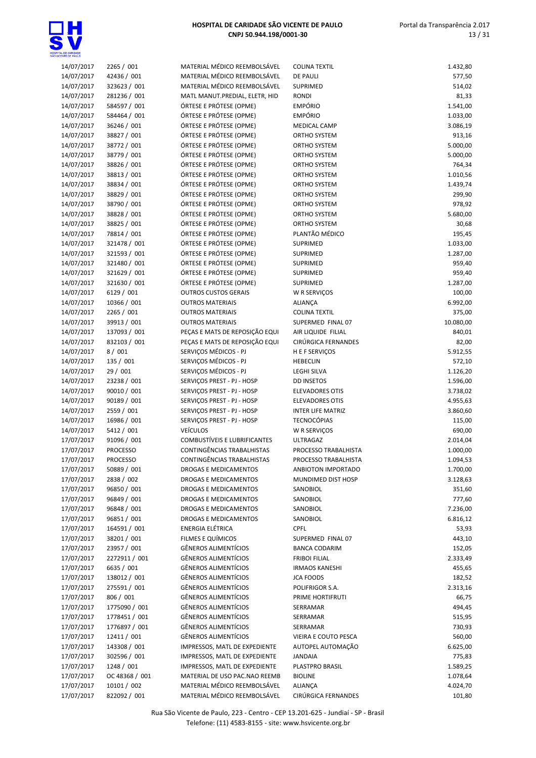| | | | | |
|---|---|---|---|---|
| 14/07/2017 | 2265 / 001 | MATERIAL MÉDICO REEMBOLSÁVEL | COLINA TEXTIL | 1.432,80 |
| 14/07/2017 | 42436 / 001 | MATERIAL MÉDICO REEMBOLSÁVEL | DE PAULI | 577,50 |
| 14/07/2017 | 323623 / 001 | MATERIAL MÉDICO REEMBOLSÁVEL | SUPRIMED | 514,02 |
| 14/07/2017 | 281236 / 001 | MATL MANUT.PREDIAL, ELETR, HID | RONDI | 81,33 |
| 14/07/2017 | 584597 / 001 | ÓRTESE E PRÓTESE (OPME) | EMPÓRIO | 1.541,00 |
| 14/07/2017 | 584464 / 001 | ÓRTESE E PRÓTESE (OPME) | EMPÓRIO | 1.033,00 |
| 14/07/2017 | 36246 / 001 | ÓRTESE E PRÓTESE (OPME) | MEDICAL CAMP | 3.086,19 |
| 14/07/2017 | 38827 / 001 | ÓRTESE E PRÓTESE (OPME) | ORTHO SYSTEM | 913,16 |
| 14/07/2017 | 38772 / 001 | ÓRTESE E PRÓTESE (OPME) | ORTHO SYSTEM | 5.000,00 |
| 14/07/2017 | 38779 / 001 | ÓRTESE E PRÓTESE (OPME) | ORTHO SYSTEM | 5.000,00 |
| 14/07/2017 | 38826 / 001 | ÓRTESE E PRÓTESE (OPME) | ORTHO SYSTEM | 764,34 |
| 14/07/2017 | 38813 / 001 | ÓRTESE E PRÓTESE (OPME) | ORTHO SYSTEM | 1.010,56 |
| 14/07/2017 | 38834 / 001 | ÓRTESE E PRÓTESE (OPME) | ORTHO SYSTEM | 1.439,74 |
| 14/07/2017 | 38829 / 001 | ÓRTESE E PRÓTESE (OPME) | ORTHO SYSTEM | 299,90 |
| 14/07/2017 | 38790 / 001 | ÓRTESE E PRÓTESE (OPME) | ORTHO SYSTEM | 978,92 |
| 14/07/2017 | 38828 / 001 | ÓRTESE E PRÓTESE (OPME) | ORTHO SYSTEM | 5.680,00 |
| 14/07/2017 | 38825 / 001 | ÓRTESE E PRÓTESE (OPME) | ORTHO SYSTEM | 30,68 |
| 14/07/2017 | 78814 / 001 | ÓRTESE E PRÓTESE (OPME) | PLANTÃO MÉDICO | 195,45 |
| 14/07/2017 | 321478 / 001 | ÓRTESE E PRÓTESE (OPME) | SUPRIMED | 1.033,00 |
| 14/07/2017 | 321593 / 001 | ÓRTESE E PRÓTESE (OPME) | SUPRIMED | 1.287,00 |
| 14/07/2017 | 321480 / 001 | ÓRTESE E PRÓTESE (OPME) | SUPRIMED | 959,40 |
| 14/07/2017 | 321629 / 001 | ÓRTESE E PRÓTESE (OPME) | SUPRIMED | 959,40 |
| 14/07/2017 | 321630 / 001 | ÓRTESE E PRÓTESE (OPME) | SUPRIMED | 1.287,00 |
| 14/07/2017 | 6129 / 001 | OUTROS CUSTOS GERAIS | W R SERVIÇOS | 100,00 |
| 14/07/2017 | 10366 / 001 | OUTROS MATERIAIS | ALIANÇA | 6.992,00 |
| 14/07/2017 | 2265 / 001 | OUTROS MATERIAIS | COLINA TEXTIL | 375,00 |
| 14/07/2017 | 39913 / 001 | OUTROS MATERIAIS | SUPERMED FINAL 07 | 10.080,00 |
| 14/07/2017 | 137093 / 001 | PEÇAS E MATS DE REPOSIÇÃO EQUI | AIR LIQUIDE FILIAL | 840,01 |
| 14/07/2017 | 832103 / 001 | PEÇAS E MATS DE REPOSIÇÃO EQUI | CIRÚRGICA FERNANDES | 82,00 |
| 14/07/2017 | 8 / 001 | SERVIÇOS MÉDICOS - PJ | H E F SERVIÇOS | 5.912,55 |
| 14/07/2017 | 135 / 001 | SERVIÇOS MÉDICOS - PJ | HEBECLIN | 572,10 |
| 14/07/2017 | 29 / 001 | SERVIÇOS MÉDICOS - PJ | LEGHI SILVA | 1.126,20 |
| 14/07/2017 | 23238 / 001 | SERVIÇOS PREST - PJ - HOSP | DD INSETOS | 1.596,00 |
| 14/07/2017 | 90010 / 001 | SERVIÇOS PREST - PJ - HOSP | ELEVADORES OTIS | 3.738,02 |
| 14/07/2017 | 90189 / 001 | SERVIÇOS PREST - PJ - HOSP | ELEVADORES OTIS | 4.955,63 |
| 14/07/2017 | 2559 / 001 | SERVIÇOS PREST - PJ - HOSP | INTER LIFE MATRIZ | 3.860,60 |
| 14/07/2017 | 16986 / 001 | SERVIÇOS PREST - PJ - HOSP | TECNOCÓPIAS | 115,00 |
| 14/07/2017 | 5412 / 001 | VEÍCULOS | W R SERVIÇOS | 690,00 |
| 17/07/2017 | 91096 / 001 | COMBUSTÍVEIS E LUBRIFICANTES | ULTRAGAZ | 2.014,04 |
| 17/07/2017 | PROCESSO | CONTINGÊNCIAS TRABALHISTAS | PROCESSO TRABALHISTA | 1.000,00 |
| 17/07/2017 | PROCESSO | CONTINGÊNCIAS TRABALHISTAS | PROCESSO TRABALHISTA | 1.094,53 |
| 17/07/2017 | 50889 / 001 | DROGAS E MEDICAMENTOS | ANBIOTON IMPORTADO | 1.700,00 |
| 17/07/2017 | 2838 / 002 | DROGAS E MEDICAMENTOS | MUNDIMED DIST HOSP | 3.128,63 |
| 17/07/2017 | 96850 / 001 | DROGAS E MEDICAMENTOS | SANOBIOL | 351,60 |
| 17/07/2017 | 96849 / 001 | DROGAS E MEDICAMENTOS | SANOBIOL | 777,60 |
| 17/07/2017 | 96848 / 001 | DROGAS E MEDICAMENTOS | SANOBIOL | 7.236,00 |
| 17/07/2017 | 96851 / 001 | DROGAS E MEDICAMENTOS | SANOBIOL | 6.816,12 |
| 17/07/2017 | 164591 / 001 | ENERGIA ELÉTRICA | CPFL | 53,93 |
| 17/07/2017 | 38201 / 001 | FILMES E QUÍMICOS | SUPERMED FINAL 07 | 443,10 |
| 17/07/2017 | 23957 / 001 | GÊNEROS ALIMENTÍCIOS | BANCA CODARIM | 152,05 |
| 17/07/2017 | 2272911 / 001 | GÊNEROS ALIMENTÍCIOS | FRIBOI FILIAL | 2.333,49 |
| 17/07/2017 | 6635 / 001 | GÊNEROS ALIMENTÍCIOS | IRMAOS KANESHI | 455,65 |
| 17/07/2017 | 138012 / 001 | GÊNEROS ALIMENTÍCIOS | JCA FOODS | 182,52 |
| 17/07/2017 | 275591 / 001 | GÊNEROS ALIMENTÍCIOS | POLIFRIGOR S.A. | 2.313,16 |
| 17/07/2017 | 806 / 001 | GÊNEROS ALIMENTÍCIOS | PRIME HORTIFRUTI | 66,75 |
| 17/07/2017 | 1775090 / 001 | GÊNEROS ALIMENTÍCIOS | SERRAMAR | 494,45 |
| 17/07/2017 | 1778451 / 001 | GÊNEROS ALIMENTÍCIOS | SERRAMAR | 515,95 |
| 17/07/2017 | 1776897 / 001 | GÊNEROS ALIMENTÍCIOS | SERRAMAR | 730,93 |
| 17/07/2017 | 12411 / 001 | GÊNEROS ALIMENTÍCIOS | VIEIRA E COUTO PESCA | 560,00 |
| 17/07/2017 | 143308 / 001 | IMPRESSOS, MATL DE EXPEDIENTE | AUTOPEL AUTOMAÇÃO | 6.625,00 |
| 17/07/2017 | 302596 / 001 | IMPRESSOS, MATL DE EXPEDIENTE | JANDAIA | 775,83 |
| 17/07/2017 | 1248 / 001 | IMPRESSOS, MATL DE EXPEDIENTE | PLASTPRO BRASIL | 1.589,25 |
| 17/07/2017 | OC 48368 / 001 | MATERIAL DE USO PAC.NAO REEMB | BIOLINE | 1.078,64 |
| 17/07/2017 | 10101 / 002 | MATERIAL MÉDICO REEMBOLSÁVEL | ALIANÇA | 4.024,70 |
| 17/07/2017 | 822092 / 001 | MATERIAL MÉDICO REEMBOLSÁVEL | CIRÚRGICA FERNANDES | 101,80 |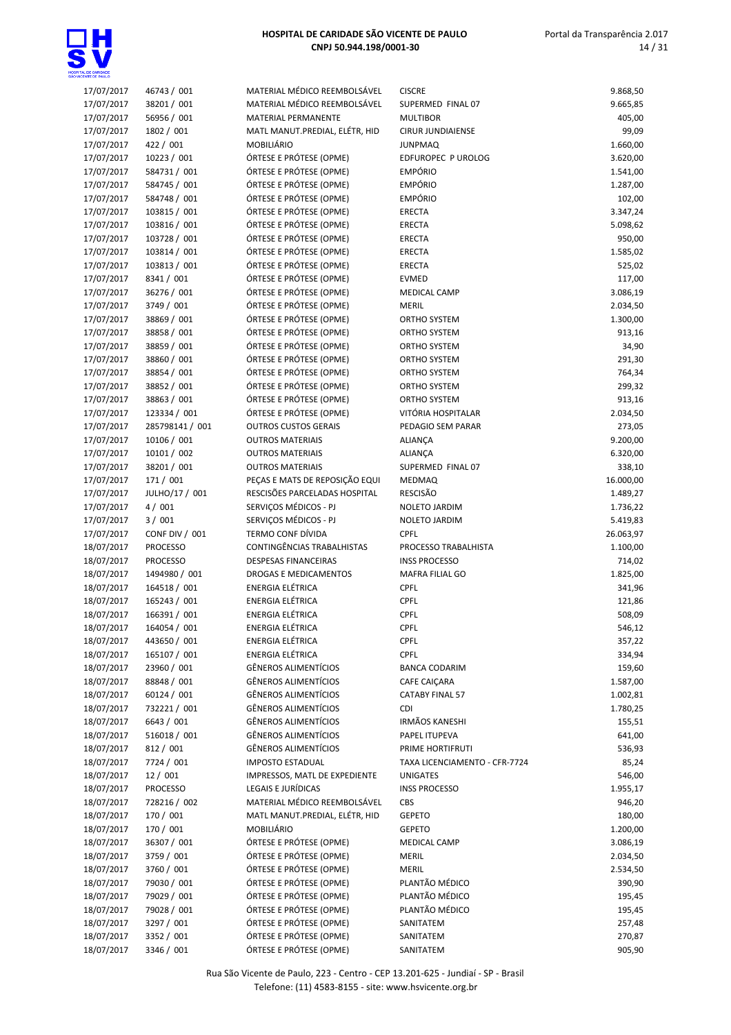| | | | | |
|---|---|---|---|---|
| 17/07/2017 | 46743 / 001 | MATERIAL MÉDICO REEMBOLSÁVEL | CISCRE | 9.868,50 |
| 17/07/2017 | 38201 / 001 | MATERIAL MÉDICO REEMBOLSÁVEL | SUPERMED FINAL 07 | 9.665,85 |
| 17/07/2017 | 56956 / 001 | MATERIAL PERMANENTE | MULTIBOR | 405,00 |
| 17/07/2017 | 1802 / 001 | MATL MANUT.PREDIAL, ELÉTR, HID | CIRUR JUNDIAIENSE | 99,09 |
| 17/07/2017 | 422 / 001 | MOBILIÁRIO | JUNPMAQ | 1.660,00 |
| 17/07/2017 | 10223 / 001 | ÓRTESE E PRÓTESE (OPME) | EDFUROPEC P UROLOG | 3.620,00 |
| 17/07/2017 | 584731 / 001 | ÓRTESE E PRÓTESE (OPME) | EMPÓRIO | 1.541,00 |
| 17/07/2017 | 584745 / 001 | ÓRTESE E PRÓTESE (OPME) | EMPÓRIO | 1.287,00 |
| 17/07/2017 | 584748 / 001 | ÓRTESE E PRÓTESE (OPME) | EMPÓRIO | 102,00 |
| 17/07/2017 | 103815 / 001 | ÓRTESE E PRÓTESE (OPME) | ERECTA | 3.347,24 |
| 17/07/2017 | 103816 / 001 | ÓRTESE E PRÓTESE (OPME) | ERECTA | 5.098,62 |
| 17/07/2017 | 103728 / 001 | ÓRTESE E PRÓTESE (OPME) | ERECTA | 950,00 |
| 17/07/2017 | 103814 / 001 | ÓRTESE E PRÓTESE (OPME) | ERECTA | 1.585,02 |
| 17/07/2017 | 103813 / 001 | ÓRTESE E PRÓTESE (OPME) | ERECTA | 525,02 |
| 17/07/2017 | 8341 / 001 | ÓRTESE E PRÓTESE (OPME) | EVMED | 117,00 |
| 17/07/2017 | 36276 / 001 | ÓRTESE E PRÓTESE (OPME) | MEDICAL CAMP | 3.086,19 |
| 17/07/2017 | 3749 / 001 | ÓRTESE E PRÓTESE (OPME) | MERIL | 2.034,50 |
| 17/07/2017 | 38869 / 001 | ÓRTESE E PRÓTESE (OPME) | ORTHO SYSTEM | 1.300,00 |
| 17/07/2017 | 38858 / 001 | ÓRTESE E PRÓTESE (OPME) | ORTHO SYSTEM | 913,16 |
| 17/07/2017 | 38859 / 001 | ÓRTESE E PRÓTESE (OPME) | ORTHO SYSTEM | 34,90 |
| 17/07/2017 | 38860 / 001 | ÓRTESE E PRÓTESE (OPME) | ORTHO SYSTEM | 291,30 |
| 17/07/2017 | 38854 / 001 | ÓRTESE E PRÓTESE (OPME) | ORTHO SYSTEM | 764,34 |
| 17/07/2017 | 38852 / 001 | ÓRTESE E PRÓTESE (OPME) | ORTHO SYSTEM | 299,32 |
| 17/07/2017 | 38863 / 001 | ÓRTESE E PRÓTESE (OPME) | ORTHO SYSTEM | 913,16 |
| 17/07/2017 | 123334 / 001 | ÓRTESE E PRÓTESE (OPME) | VITÓRIA HOSPITALAR | 2.034,50 |
| 17/07/2017 | 285798141 / 001 | OUTROS CUSTOS GERAIS | PEDAGIO SEM PARAR | 273,05 |
| 17/07/2017 | 10106 / 001 | OUTROS MATERIAIS | ALIANÇA | 9.200,00 |
| 17/07/2017 | 10101 / 002 | OUTROS MATERIAIS | ALIANÇA | 6.320,00 |
| 17/07/2017 | 38201 / 001 | OUTROS MATERIAIS | SUPERMED FINAL 07 | 338,10 |
| 17/07/2017 | 171 / 001 | PEÇAS E MATS DE REPOSIÇÃO EQUI | MEDMAQ | 16.000,00 |
| 17/07/2017 | JULHO/17 / 001 | RESCISÕES PARCELADAS HOSPITAL | RESCISÃO | 1.489,27 |
| 17/07/2017 | 4 / 001 | SERVIÇOS MÉDICOS - PJ | NOLETO JARDIM | 1.736,22 |
| 17/07/2017 | 3 / 001 | SERVIÇOS MÉDICOS - PJ | NOLETO JARDIM | 5.419,83 |
| 17/07/2017 | CONF DIV / 001 | TERMO CONF DÍVIDA | CPFL | 26.063,97 |
| 18/07/2017 | PROCESSO | CONTINGÊNCIAS TRABALHISTAS | PROCESSO TRABALHISTA | 1.100,00 |
| 18/07/2017 | PROCESSO | DESPESAS FINANCEIRAS | INSS PROCESSO | 714,02 |
| 18/07/2017 | 1494980 / 001 | DROGAS E MEDICAMENTOS | MAFRA FILIAL GO | 1.825,00 |
| 18/07/2017 | 164518 / 001 | ENERGIA ELÉTRICA | CPFL | 341,96 |
| 18/07/2017 | 165243 / 001 | ENERGIA ELÉTRICA | CPFL | 121,86 |
| 18/07/2017 | 166391 / 001 | ENERGIA ELÉTRICA | CPFL | 508,09 |
| 18/07/2017 | 164054 / 001 | ENERGIA ELÉTRICA | CPFL | 546,12 |
| 18/07/2017 | 443650 / 001 | ENERGIA ELÉTRICA | CPFL | 357,22 |
| 18/07/2017 | 165107 / 001 | ENERGIA ELÉTRICA | CPFL | 334,94 |
| 18/07/2017 | 23960 / 001 | GÊNEROS ALIMENTÍCIOS | BANCA CODARIM | 159,60 |
| 18/07/2017 | 88848 / 001 | GÊNEROS ALIMENTÍCIOS | CAFE CAIÇARA | 1.587,00 |
| 18/07/2017 | 60124 / 001 | GÊNEROS ALIMENTÍCIOS | CATABY FINAL 57 | 1.002,81 |
| 18/07/2017 | 732221 / 001 | GÊNEROS ALIMENTÍCIOS | CDI | 1.780,25 |
| 18/07/2017 | 6643 / 001 | GÊNEROS ALIMENTÍCIOS | IRMÃOS KANESHI | 155,51 |
| 18/07/2017 | 516018 / 001 | GÊNEROS ALIMENTÍCIOS | PAPEL ITUPEVA | 641,00 |
| 18/07/2017 | 812 / 001 | GÊNEROS ALIMENTÍCIOS | PRIME HORTIFRUTI | 536,93 |
| 18/07/2017 | 7724 / 001 | IMPOSTO ESTADUAL | TAXA LICENCIAMENTO - CFR-7724 | 85,24 |
| 18/07/2017 | 12 / 001 | IMPRESSOS, MATL DE EXPEDIENTE | UNIGATES | 546,00 |
| 18/07/2017 | PROCESSO | LEGAIS E JURÍDICAS | INSS PROCESSO | 1.955,17 |
| 18/07/2017 | 728216 / 002 | MATERIAL MÉDICO REEMBOLSÁVEL | CBS | 946,20 |
| 18/07/2017 | 170 / 001 | MATL MANUT.PREDIAL, ELÉTR, HID | GEPETO | 180,00 |
| 18/07/2017 | 170 / 001 | MOBILIÁRIO | GEPETO | 1.200,00 |
| 18/07/2017 | 36307 / 001 | ÓRTESE E PRÓTESE (OPME) | MEDICAL CAMP | 3.086,19 |
| 18/07/2017 | 3759 / 001 | ÓRTESE E PRÓTESE (OPME) | MERIL | 2.034,50 |
| 18/07/2017 | 3760 / 001 | ÓRTESE E PRÓTESE (OPME) | MERIL | 2.534,50 |
| 18/07/2017 | 79030 / 001 | ÓRTESE E PRÓTESE (OPME) | PLANTÃO MÉDICO | 390,90 |
| 18/07/2017 | 79029 / 001 | ÓRTESE E PRÓTESE (OPME) | PLANTÃO MÉDICO | 195,45 |
| 18/07/2017 | 79028 / 001 | ÓRTESE E PRÓTESE (OPME) | PLANTÃO MÉDICO | 195,45 |
| 18/07/2017 | 3297 / 001 | ÓRTESE E PRÓTESE (OPME) | SANITATEM | 257,48 |
| 18/07/2017 | 3352 / 001 | ÓRTESE E PRÓTESE (OPME) | SANITATEM | 270,87 |
| 18/07/2017 | 3346 / 001 | ÓRTESE E PRÓTESE (OPME) | SANITATEM | 905,90 |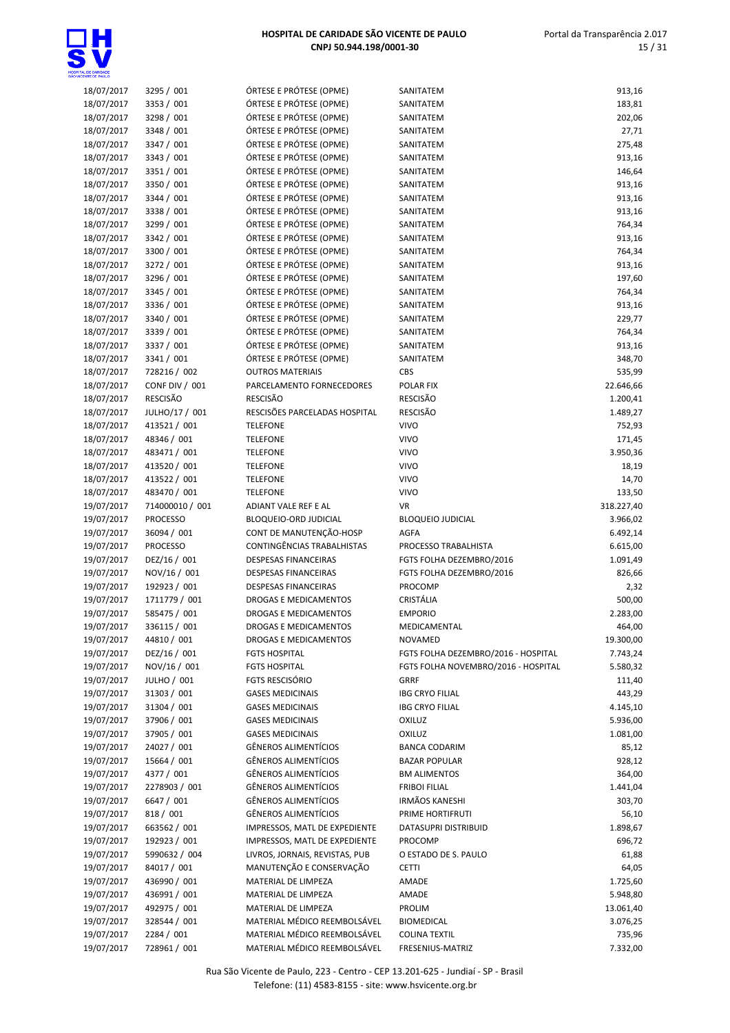| | | | | |
|---|---|---|---|---|
| 18/07/2017 | 3295 / 001 | ÓRTESE E PRÓTESE (OPME) | SANITATEM | 913,16 |
| 18/07/2017 | 3353 / 001 | ÓRTESE E PRÓTESE (OPME) | SANITATEM | 183,81 |
| 18/07/2017 | 3298 / 001 | ÓRTESE E PRÓTESE (OPME) | SANITATEM | 202,06 |
| 18/07/2017 | 3348 / 001 | ÓRTESE E PRÓTESE (OPME) | SANITATEM | 27,71 |
| 18/07/2017 | 3347 / 001 | ÓRTESE E PRÓTESE (OPME) | SANITATEM | 275,48 |
| 18/07/2017 | 3343 / 001 | ÓRTESE E PRÓTESE (OPME) | SANITATEM | 913,16 |
| 18/07/2017 | 3351 / 001 | ÓRTESE E PRÓTESE (OPME) | SANITATEM | 146,64 |
| 18/07/2017 | 3350 / 001 | ÓRTESE E PRÓTESE (OPME) | SANITATEM | 913,16 |
| 18/07/2017 | 3344 / 001 | ÓRTESE E PRÓTESE (OPME) | SANITATEM | 913,16 |
| 18/07/2017 | 3338 / 001 | ÓRTESE E PRÓTESE (OPME) | SANITATEM | 913,16 |
| 18/07/2017 | 3299 / 001 | ÓRTESE E PRÓTESE (OPME) | SANITATEM | 764,34 |
| 18/07/2017 | 3342 / 001 | ÓRTESE E PRÓTESE (OPME) | SANITATEM | 913,16 |
| 18/07/2017 | 3300 / 001 | ÓRTESE E PRÓTESE (OPME) | SANITATEM | 764,34 |
| 18/07/2017 | 3272 / 001 | ÓRTESE E PRÓTESE (OPME) | SANITATEM | 913,16 |
| 18/07/2017 | 3296 / 001 | ÓRTESE E PRÓTESE (OPME) | SANITATEM | 197,60 |
| 18/07/2017 | 3345 / 001 | ÓRTESE E PRÓTESE (OPME) | SANITATEM | 764,34 |
| 18/07/2017 | 3336 / 001 | ÓRTESE E PRÓTESE (OPME) | SANITATEM | 913,16 |
| 18/07/2017 | 3340 / 001 | ÓRTESE E PRÓTESE (OPME) | SANITATEM | 229,77 |
| 18/07/2017 | 3339 / 001 | ÓRTESE E PRÓTESE (OPME) | SANITATEM | 764,34 |
| 18/07/2017 | 3337 / 001 | ÓRTESE E PRÓTESE (OPME) | SANITATEM | 913,16 |
| 18/07/2017 | 3341 / 001 | ÓRTESE E PRÓTESE (OPME) | SANITATEM | 348,70 |
| 18/07/2017 | 728216 / 002 | OUTROS MATERIAIS | CBS | 535,99 |
| 18/07/2017 | CONF DIV / 001 | PARCELAMENTO FORNECEDORES | POLAR FIX | 22.646,66 |
| 18/07/2017 | RESCISÃO | RESCISÃO | RESCISÃO | 1.200,41 |
| 18/07/2017 | JULHO/17 / 001 | RESCISÕES PARCELADAS HOSPITAL | RESCISÃO | 1.489,27 |
| 18/07/2017 | 413521 / 001 | TELEFONE | VIVO | 752,93 |
| 18/07/2017 | 48346 / 001 | TELEFONE | VIVO | 171,45 |
| 18/07/2017 | 483471 / 001 | TELEFONE | VIVO | 3.950,36 |
| 18/07/2017 | 413520 / 001 | TELEFONE | VIVO | 18,19 |
| 18/07/2017 | 413522 / 001 | TELEFONE | VIVO | 14,70 |
| 18/07/2017 | 483470 / 001 | TELEFONE | VIVO | 133,50 |
| 19/07/2017 | 714000010 / 001 | ADIANT VALE REF E AL | VR | 318.227,40 |
| 19/07/2017 | PROCESSO | BLOQUEIO-ORD JUDICIAL | BLOQUEIO JUDICIAL | 3.966,02 |
| 19/07/2017 | 36094 / 001 | CONT DE MANUTENÇÃO-HOSP | AGFA | 6.492,14 |
| 19/07/2017 | PROCESSO | CONTINGÊNCIAS TRABALHISTAS | PROCESSO TRABALHISTA | 6.615,00 |
| 19/07/2017 | DEZ/16 / 001 | DESPESAS FINANCEIRAS | FGTS FOLHA DEZEMBRO/2016 | 1.091,49 |
| 19/07/2017 | NOV/16 / 001 | DESPESAS FINANCEIRAS | FGTS FOLHA DEZEMBRO/2016 | 826,66 |
| 19/07/2017 | 192923 / 001 | DESPESAS FINANCEIRAS | PROCOMP | 2,32 |
| 19/07/2017 | 1711779 / 001 | DROGAS E MEDICAMENTOS | CRISTÁLIA | 500,00 |
| 19/07/2017 | 585475 / 001 | DROGAS E MEDICAMENTOS | EMPORIO | 2.283,00 |
| 19/07/2017 | 336115 / 001 | DROGAS E MEDICAMENTOS | MEDICAMENTAL | 464,00 |
| 19/07/2017 | 44810 / 001 | DROGAS E MEDICAMENTOS | NOVAMED | 19.300,00 |
| 19/07/2017 | DEZ/16 / 001 | FGTS HOSPITAL | FGTS FOLHA DEZEMBRO/2016 - HOSPITAL | 7.743,24 |
| 19/07/2017 | NOV/16 / 001 | FGTS HOSPITAL | FGTS FOLHA NOVEMBRO/2016 - HOSPITAL | 5.580,32 |
| 19/07/2017 | JULHO / 001 | FGTS RESCISÓRIO | GRRF | 111,40 |
| 19/07/2017 | 31303 / 001 | GASES MEDICINAIS | IBG CRYO FILIAL | 443,29 |
| 19/07/2017 | 31304 / 001 | GASES MEDICINAIS | IBG CRYO FILIAL | 4.145,10 |
| 19/07/2017 | 37906 / 001 | GASES MEDICINAIS | OXILUZ | 5.936,00 |
| 19/07/2017 | 37905 / 001 | GASES MEDICINAIS | OXILUZ | 1.081,00 |
| 19/07/2017 | 24027 / 001 | GÊNEROS ALIMENTÍCIOS | BANCA CODARIM | 85,12 |
| 19/07/2017 | 15664 / 001 | GÊNEROS ALIMENTÍCIOS | BAZAR POPULAR | 928,12 |
| 19/07/2017 | 4377 / 001 | GÊNEROS ALIMENTÍCIOS | BM ALIMENTOS | 364,00 |
| 19/07/2017 | 2278903 / 001 | GÊNEROS ALIMENTÍCIOS | FRIBOI FILIAL | 1.441,04 |
| 19/07/2017 | 6647 / 001 | GÊNEROS ALIMENTÍCIOS | IRMÃOS KANESHI | 303,70 |
| 19/07/2017 | 818 / 001 | GÊNEROS ALIMENTÍCIOS | PRIME HORTIFRUTI | 56,10 |
| 19/07/2017 | 663562 / 001 | IMPRESSOS, MATL DE EXPEDIENTE | DATASUPRI DISTRIBUID | 1.898,67 |
| 19/07/2017 | 192923 / 001 | IMPRESSOS, MATL DE EXPEDIENTE | PROCOMP | 696,72 |
| 19/07/2017 | 5990632 / 004 | LIVROS, JORNAIS, REVISTAS, PUB | O ESTADO DE S. PAULO | 61,88 |
| 19/07/2017 | 84017 / 001 | MANUTENÇÃO E CONSERVAÇÃO | CETTI | 64,05 |
| 19/07/2017 | 436990 / 001 | MATERIAL DE LIMPEZA | AMADE | 1.725,60 |
| 19/07/2017 | 436991 / 001 | MATERIAL DE LIMPEZA | AMADE | 5.948,80 |
| 19/07/2017 | 492975 / 001 | MATERIAL DE LIMPEZA | PROLIM | 13.061,40 |
| 19/07/2017 | 328544 / 001 | MATERIAL MÉDICO REEMBOLSÁVEL | BIOMEDICAL | 3.076,25 |
| 19/07/2017 | 2284 / 001 | MATERIAL MÉDICO REEMBOLSÁVEL | COLINA TEXTIL | 735,96 |
| 19/07/2017 | 728961 / 001 | MATERIAL MÉDICO REEMBOLSÁVEL | FRESENIUS-MATRIZ | 7.332,00 |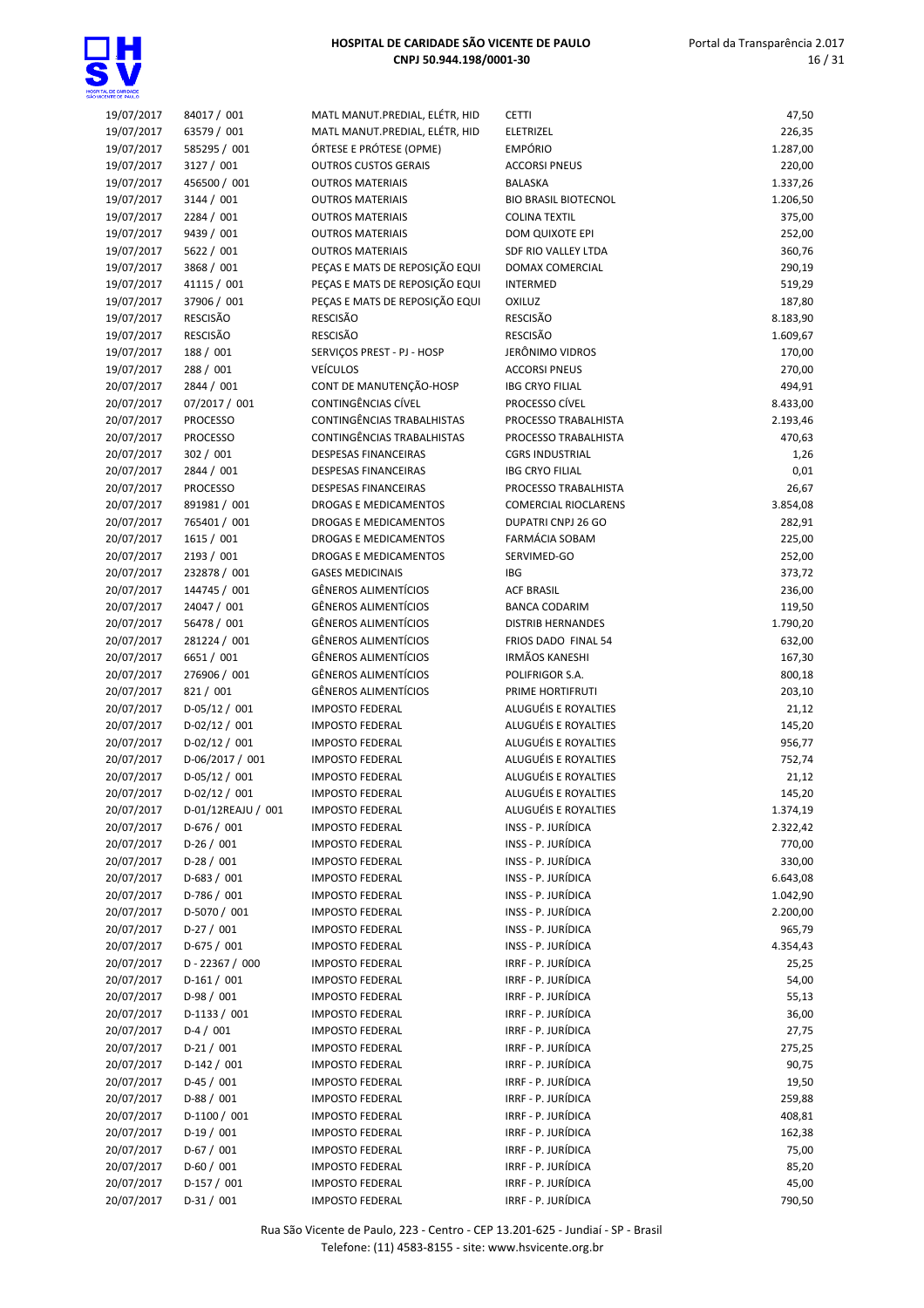| | | | | |
|---|---|---|---|---|
| 19/07/2017 | 84017 / 001 | MATL MANUT.PREDIAL, ELÉTR, HID | CETTI | 47,50 |
| 19/07/2017 | 63579 / 001 | MATL MANUT.PREDIAL, ELÉTR, HID | ELETRIZEL | 226,35 |
| 19/07/2017 | 585295 / 001 | ÓRTESE E PRÓTESE (OPME) | EMPÓRIO | 1.287,00 |
| 19/07/2017 | 3127 / 001 | OUTROS CUSTOS GERAIS | ACCORSI PNEUS | 220,00 |
| 19/07/2017 | 456500 / 001 | OUTROS MATERIAIS | BALASKA | 1.337,26 |
| 19/07/2017 | 3144 / 001 | OUTROS MATERIAIS | BIO BRASIL BIOTECNOL | 1.206,50 |
| 19/07/2017 | 2284 / 001 | OUTROS MATERIAIS | COLINA TEXTIL | 375,00 |
| 19/07/2017 | 9439 / 001 | OUTROS MATERIAIS | DOM QUIXOTE EPI | 252,00 |
| 19/07/2017 | 5622 / 001 | OUTROS MATERIAIS | SDF RIO VALLEY LTDA | 360,76 |
| 19/07/2017 | 3868 / 001 | PEÇAS E MATS DE REPOSIÇÃO EQUI | DOMAX COMERCIAL | 290,19 |
| 19/07/2017 | 41115 / 001 | PEÇAS E MATS DE REPOSIÇÃO EQUI | INTERMED | 519,29 |
| 19/07/2017 | 37906 / 001 | PEÇAS E MATS DE REPOSIÇÃO EQUI | OXILUZ | 187,80 |
| 19/07/2017 | RESCISÃO | RESCISÃO | RESCISÃO | 8.183,90 |
| 19/07/2017 | RESCISÃO | RESCISÃO | RESCISÃO | 1.609,67 |
| 19/07/2017 | 188 / 001 | SERVIÇOS PREST - PJ - HOSP | JERÔNIMO VIDROS | 170,00 |
| 19/07/2017 | 288 / 001 | VEÍCULOS | ACCORSI PNEUS | 270,00 |
| 20/07/2017 | 2844 / 001 | CONT DE MANUTENÇÃO-HOSP | IBG CRYO FILIAL | 494,91 |
| 20/07/2017 | 07/2017 / 001 | CONTINGÊNCIAS CÍVEL | PROCESSO CÍVEL | 8.433,00 |
| 20/07/2017 | PROCESSO | CONTINGÊNCIAS TRABALHISTAS | PROCESSO TRABALHISTA | 2.193,46 |
| 20/07/2017 | PROCESSO | CONTINGÊNCIAS TRABALHISTAS | PROCESSO TRABALHISTA | 470,63 |
| 20/07/2017 | 302 / 001 | DESPESAS FINANCEIRAS | CGRS INDUSTRIAL | 1,26 |
| 20/07/2017 | 2844 / 001 | DESPESAS FINANCEIRAS | IBG CRYO FILIAL | 0,01 |
| 20/07/2017 | PROCESSO | DESPESAS FINANCEIRAS | PROCESSO TRABALHISTA | 26,67 |
| 20/07/2017 | 891981 / 001 | DROGAS E MEDICAMENTOS | COMERCIAL RIOCLARENS | 3.854,08 |
| 20/07/2017 | 765401 / 001 | DROGAS E MEDICAMENTOS | DUPATRI CNPJ 26 GO | 282,91 |
| 20/07/2017 | 1615 / 001 | DROGAS E MEDICAMENTOS | FARMÁCIA SOBAM | 225,00 |
| 20/07/2017 | 2193 / 001 | DROGAS E MEDICAMENTOS | SERVIMED-GO | 252,00 |
| 20/07/2017 | 232878 / 001 | GASES MEDICINAIS | IBG | 373,72 |
| 20/07/2017 | 144745 / 001 | GÊNEROS ALIMENTÍCIOS | ACF BRASIL | 236,00 |
| 20/07/2017 | 24047 / 001 | GÊNEROS ALIMENTÍCIOS | BANCA CODARIM | 119,50 |
| 20/07/2017 | 56478 / 001 | GÊNEROS ALIMENTÍCIOS | DISTRIB HERNANDES | 1.790,20 |
| 20/07/2017 | 281224 / 001 | GÊNEROS ALIMENTÍCIOS | FRIOS DADO FINAL 54 | 632,00 |
| 20/07/2017 | 6651 / 001 | GÊNEROS ALIMENTÍCIOS | IRMÃOS KANESHI | 167,30 |
| 20/07/2017 | 276906 / 001 | GÊNEROS ALIMENTÍCIOS | POLIFRIGOR S.A. | 800,18 |
| 20/07/2017 | 821 / 001 | GÊNEROS ALIMENTÍCIOS | PRIME HORTIFRUTI | 203,10 |
| 20/07/2017 | D-05/12 / 001 | IMPOSTO FEDERAL | ALUGUÉIS E ROYALTIES | 21,12 |
| 20/07/2017 | D-02/12 / 001 | IMPOSTO FEDERAL | ALUGUÉIS E ROYALTIES | 145,20 |
| 20/07/2017 | D-02/12 / 001 | IMPOSTO FEDERAL | ALUGUÉIS E ROYALTIES | 956,77 |
| 20/07/2017 | D-06/2017 / 001 | IMPOSTO FEDERAL | ALUGUÉIS E ROYALTIES | 752,74 |
| 20/07/2017 | D-05/12 / 001 | IMPOSTO FEDERAL | ALUGUÉIS E ROYALTIES | 21,12 |
| 20/07/2017 | D-02/12 / 001 | IMPOSTO FEDERAL | ALUGUÉIS E ROYALTIES | 145,20 |
| 20/07/2017 | D-01/12REAJU / 001 | IMPOSTO FEDERAL | ALUGUÉIS E ROYALTIES | 1.374,19 |
| 20/07/2017 | D-676 / 001 | IMPOSTO FEDERAL | INSS - P. JURÍDICA | 2.322,42 |
| 20/07/2017 | D-26 / 001 | IMPOSTO FEDERAL | INSS - P. JURÍDICA | 770,00 |
| 20/07/2017 | D-28 / 001 | IMPOSTO FEDERAL | INSS - P. JURÍDICA | 330,00 |
| 20/07/2017 | D-683 / 001 | IMPOSTO FEDERAL | INSS - P. JURÍDICA | 6.643,08 |
| 20/07/2017 | D-786 / 001 | IMPOSTO FEDERAL | INSS - P. JURÍDICA | 1.042,90 |
| 20/07/2017 | D-5070 / 001 | IMPOSTO FEDERAL | INSS - P. JURÍDICA | 2.200,00 |
| 20/07/2017 | D-27 / 001 | IMPOSTO FEDERAL | INSS - P. JURÍDICA | 965,79 |
| 20/07/2017 | D-675 / 001 | IMPOSTO FEDERAL | INSS - P. JURÍDICA | 4.354,43 |
| 20/07/2017 | D - 22367 / 000 | IMPOSTO FEDERAL | IRRF - P. JURÍDICA | 25,25 |
| 20/07/2017 | D-161 / 001 | IMPOSTO FEDERAL | IRRF - P. JURÍDICA | 54,00 |
| 20/07/2017 | D-98 / 001 | IMPOSTO FEDERAL | IRRF - P. JURÍDICA | 55,13 |
| 20/07/2017 | D-1133 / 001 | IMPOSTO FEDERAL | IRRF - P. JURÍDICA | 36,00 |
| 20/07/2017 | D-4 / 001 | IMPOSTO FEDERAL | IRRF - P. JURÍDICA | 27,75 |
| 20/07/2017 | D-21 / 001 | IMPOSTO FEDERAL | IRRF - P. JURÍDICA | 275,25 |
| 20/07/2017 | D-142 / 001 | IMPOSTO FEDERAL | IRRF - P. JURÍDICA | 90,75 |
| 20/07/2017 | D-45 / 001 | IMPOSTO FEDERAL | IRRF - P. JURÍDICA | 19,50 |
| 20/07/2017 | D-88 / 001 | IMPOSTO FEDERAL | IRRF - P. JURÍDICA | 259,88 |
| 20/07/2017 | D-1100 / 001 | IMPOSTO FEDERAL | IRRF - P. JURÍDICA | 408,81 |
| 20/07/2017 | D-19 / 001 | IMPOSTO FEDERAL | IRRF - P. JURÍDICA | 162,38 |
| 20/07/2017 | D-67 / 001 | IMPOSTO FEDERAL | IRRF - P. JURÍDICA | 75,00 |
| 20/07/2017 | D-60 / 001 | IMPOSTO FEDERAL | IRRF - P. JURÍDICA | 85,20 |
| 20/07/2017 | D-157 / 001 | IMPOSTO FEDERAL | IRRF - P. JURÍDICA | 45,00 |
| 20/07/2017 | D-31 / 001 | IMPOSTO FEDERAL | IRRF - P. JURÍDICA | 790,50 |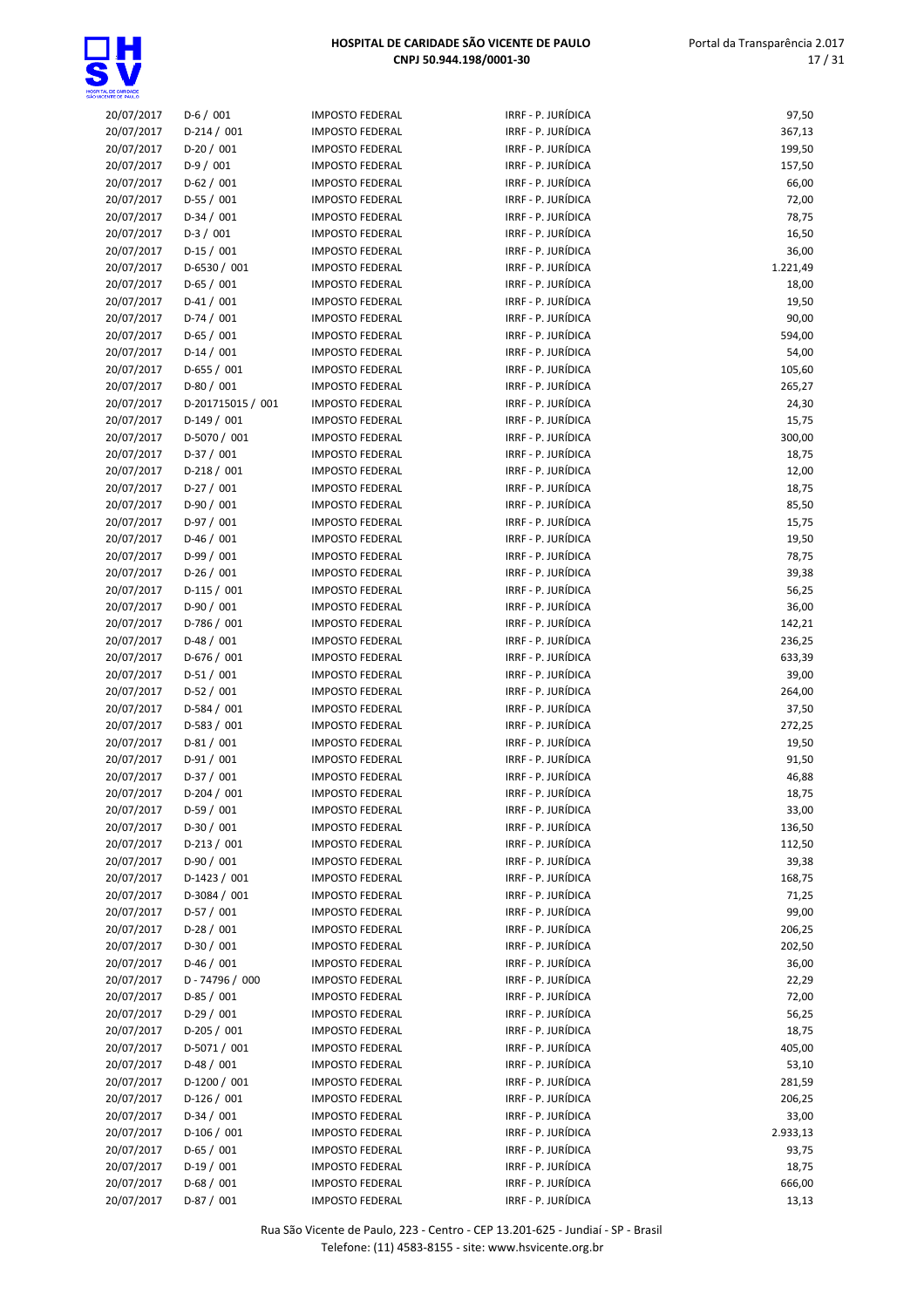| | | | | |
|---|---|---|---|---|
| 20/07/2017 | D-6 / 001 | IMPOSTO FEDERAL | IRRF - P. JURÍDICA | 97,50 |
| 20/07/2017 | D-214 / 001 | IMPOSTO FEDERAL | IRRF - P. JURÍDICA | 367,13 |
| 20/07/2017 | D-20 / 001 | IMPOSTO FEDERAL | IRRF - P. JURÍDICA | 199,50 |
| 20/07/2017 | D-9 / 001 | IMPOSTO FEDERAL | IRRF - P. JURÍDICA | 157,50 |
| 20/07/2017 | D-62 / 001 | IMPOSTO FEDERAL | IRRF - P. JURÍDICA | 66,00 |
| 20/07/2017 | D-55 / 001 | IMPOSTO FEDERAL | IRRF - P. JURÍDICA | 72,00 |
| 20/07/2017 | D-34 / 001 | IMPOSTO FEDERAL | IRRF - P. JURÍDICA | 78,75 |
| 20/07/2017 | D-3 / 001 | IMPOSTO FEDERAL | IRRF - P. JURÍDICA | 16,50 |
| 20/07/2017 | D-15 / 001 | IMPOSTO FEDERAL | IRRF - P. JURÍDICA | 36,00 |
| 20/07/2017 | D-6530 / 001 | IMPOSTO FEDERAL | IRRF - P. JURÍDICA | 1.221,49 |
| 20/07/2017 | D-65 / 001 | IMPOSTO FEDERAL | IRRF - P. JURÍDICA | 18,00 |
| 20/07/2017 | D-41 / 001 | IMPOSTO FEDERAL | IRRF - P. JURÍDICA | 19,50 |
| 20/07/2017 | D-74 / 001 | IMPOSTO FEDERAL | IRRF - P. JURÍDICA | 90,00 |
| 20/07/2017 | D-65 / 001 | IMPOSTO FEDERAL | IRRF - P. JURÍDICA | 594,00 |
| 20/07/2017 | D-14 / 001 | IMPOSTO FEDERAL | IRRF - P. JURÍDICA | 54,00 |
| 20/07/2017 | D-655 / 001 | IMPOSTO FEDERAL | IRRF - P. JURÍDICA | 105,60 |
| 20/07/2017 | D-80 / 001 | IMPOSTO FEDERAL | IRRF - P. JURÍDICA | 265,27 |
| 20/07/2017 | D-201715015 / 001 | IMPOSTO FEDERAL | IRRF - P. JURÍDICA | 24,30 |
| 20/07/2017 | D-149 / 001 | IMPOSTO FEDERAL | IRRF - P. JURÍDICA | 15,75 |
| 20/07/2017 | D-5070 / 001 | IMPOSTO FEDERAL | IRRF - P. JURÍDICA | 300,00 |
| 20/07/2017 | D-37 / 001 | IMPOSTO FEDERAL | IRRF - P. JURÍDICA | 18,75 |
| 20/07/2017 | D-218 / 001 | IMPOSTO FEDERAL | IRRF - P. JURÍDICA | 12,00 |
| 20/07/2017 | D-27 / 001 | IMPOSTO FEDERAL | IRRF - P. JURÍDICA | 18,75 |
| 20/07/2017 | D-90 / 001 | IMPOSTO FEDERAL | IRRF - P. JURÍDICA | 85,50 |
| 20/07/2017 | D-97 / 001 | IMPOSTO FEDERAL | IRRF - P. JURÍDICA | 15,75 |
| 20/07/2017 | D-46 / 001 | IMPOSTO FEDERAL | IRRF - P. JURÍDICA | 19,50 |
| 20/07/2017 | D-99 / 001 | IMPOSTO FEDERAL | IRRF - P. JURÍDICA | 78,75 |
| 20/07/2017 | D-26 / 001 | IMPOSTO FEDERAL | IRRF - P. JURÍDICA | 39,38 |
| 20/07/2017 | D-115 / 001 | IMPOSTO FEDERAL | IRRF - P. JURÍDICA | 56,25 |
| 20/07/2017 | D-90 / 001 | IMPOSTO FEDERAL | IRRF - P. JURÍDICA | 36,00 |
| 20/07/2017 | D-786 / 001 | IMPOSTO FEDERAL | IRRF - P. JURÍDICA | 142,21 |
| 20/07/2017 | D-48 / 001 | IMPOSTO FEDERAL | IRRF - P. JURÍDICA | 236,25 |
| 20/07/2017 | D-676 / 001 | IMPOSTO FEDERAL | IRRF - P. JURÍDICA | 633,39 |
| 20/07/2017 | D-51 / 001 | IMPOSTO FEDERAL | IRRF - P. JURÍDICA | 39,00 |
| 20/07/2017 | D-52 / 001 | IMPOSTO FEDERAL | IRRF - P. JURÍDICA | 264,00 |
| 20/07/2017 | D-584 / 001 | IMPOSTO FEDERAL | IRRF - P. JURÍDICA | 37,50 |
| 20/07/2017 | D-583 / 001 | IMPOSTO FEDERAL | IRRF - P. JURÍDICA | 272,25 |
| 20/07/2017 | D-81 / 001 | IMPOSTO FEDERAL | IRRF - P. JURÍDICA | 19,50 |
| 20/07/2017 | D-91 / 001 | IMPOSTO FEDERAL | IRRF - P. JURÍDICA | 91,50 |
| 20/07/2017 | D-37 / 001 | IMPOSTO FEDERAL | IRRF - P. JURÍDICA | 46,88 |
| 20/07/2017 | D-204 / 001 | IMPOSTO FEDERAL | IRRF - P. JURÍDICA | 18,75 |
| 20/07/2017 | D-59 / 001 | IMPOSTO FEDERAL | IRRF - P. JURÍDICA | 33,00 |
| 20/07/2017 | D-30 / 001 | IMPOSTO FEDERAL | IRRF - P. JURÍDICA | 136,50 |
| 20/07/2017 | D-213 / 001 | IMPOSTO FEDERAL | IRRF - P. JURÍDICA | 112,50 |
| 20/07/2017 | D-90 / 001 | IMPOSTO FEDERAL | IRRF - P. JURÍDICA | 39,38 |
| 20/07/2017 | D-1423 / 001 | IMPOSTO FEDERAL | IRRF - P. JURÍDICA | 168,75 |
| 20/07/2017 | D-3084 / 001 | IMPOSTO FEDERAL | IRRF - P. JURÍDICA | 71,25 |
| 20/07/2017 | D-57 / 001 | IMPOSTO FEDERAL | IRRF - P. JURÍDICA | 99,00 |
| 20/07/2017 | D-28 / 001 | IMPOSTO FEDERAL | IRRF - P. JURÍDICA | 206,25 |
| 20/07/2017 | D-30 / 001 | IMPOSTO FEDERAL | IRRF - P. JURÍDICA | 202,50 |
| 20/07/2017 | D-46 / 001 | IMPOSTO FEDERAL | IRRF - P. JURÍDICA | 36,00 |
| 20/07/2017 | D - 74796 / 000 | IMPOSTO FEDERAL | IRRF - P. JURÍDICA | 22,29 |
| 20/07/2017 | D-85 / 001 | IMPOSTO FEDERAL | IRRF - P. JURÍDICA | 72,00 |
| 20/07/2017 | D-29 / 001 | IMPOSTO FEDERAL | IRRF - P. JURÍDICA | 56,25 |
| 20/07/2017 | D-205 / 001 | IMPOSTO FEDERAL | IRRF - P. JURÍDICA | 18,75 |
| 20/07/2017 | D-5071 / 001 | IMPOSTO FEDERAL | IRRF - P. JURÍDICA | 405,00 |
| 20/07/2017 | D-48 / 001 | IMPOSTO FEDERAL | IRRF - P. JURÍDICA | 53,10 |
| 20/07/2017 | D-1200 / 001 | IMPOSTO FEDERAL | IRRF - P. JURÍDICA | 281,59 |
| 20/07/2017 | D-126 / 001 | IMPOSTO FEDERAL | IRRF - P. JURÍDICA | 206,25 |
| 20/07/2017 | D-34 / 001 | IMPOSTO FEDERAL | IRRF - P. JURÍDICA | 33,00 |
| 20/07/2017 | D-106 / 001 | IMPOSTO FEDERAL | IRRF - P. JURÍDICA | 2.933,13 |
| 20/07/2017 | D-65 / 001 | IMPOSTO FEDERAL | IRRF - P. JURÍDICA | 93,75 |
| 20/07/2017 | D-19 / 001 | IMPOSTO FEDERAL | IRRF - P. JURÍDICA | 18,75 |
| 20/07/2017 | D-68 / 001 | IMPOSTO FEDERAL | IRRF - P. JURÍDICA | 666,00 |
| 20/07/2017 | D-87 / 001 | IMPOSTO FEDERAL | IRRF - P. JURÍDICA | 13,13 |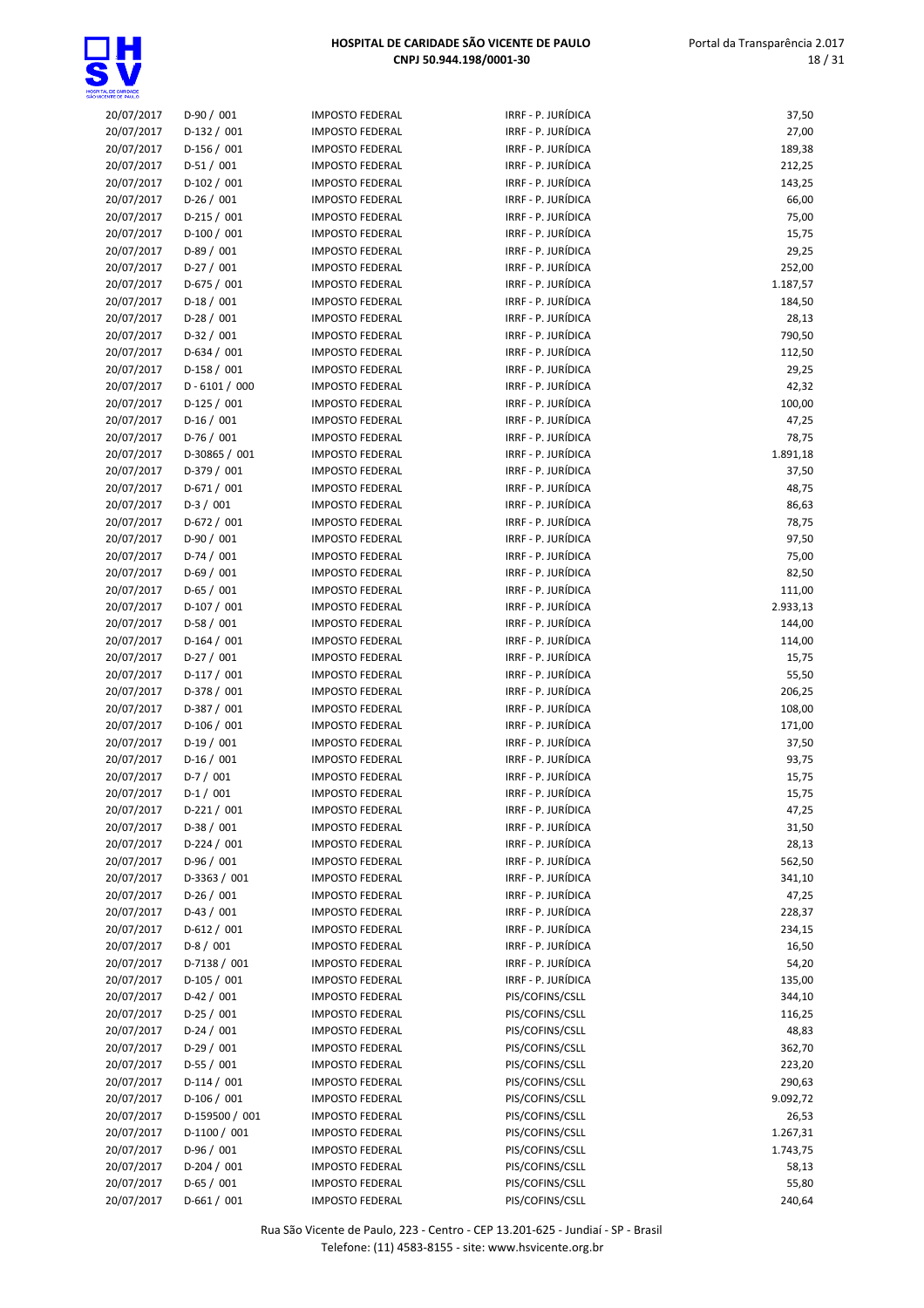| | | | | |
|---|---|---|---|---|
| 20/07/2017 | D-90 / 001 | IMPOSTO FEDERAL | IRRF - P. JURÍDICA | 37,50 |
| 20/07/2017 | D-132 / 001 | IMPOSTO FEDERAL | IRRF - P. JURÍDICA | 27,00 |
| 20/07/2017 | D-156 / 001 | IMPOSTO FEDERAL | IRRF - P. JURÍDICA | 189,38 |
| 20/07/2017 | D-51 / 001 | IMPOSTO FEDERAL | IRRF - P. JURÍDICA | 212,25 |
| 20/07/2017 | D-102 / 001 | IMPOSTO FEDERAL | IRRF - P. JURÍDICA | 143,25 |
| 20/07/2017 | D-26 / 001 | IMPOSTO FEDERAL | IRRF - P. JURÍDICA | 66,00 |
| 20/07/2017 | D-215 / 001 | IMPOSTO FEDERAL | IRRF - P. JURÍDICA | 75,00 |
| 20/07/2017 | D-100 / 001 | IMPOSTO FEDERAL | IRRF - P. JURÍDICA | 15,75 |
| 20/07/2017 | D-89 / 001 | IMPOSTO FEDERAL | IRRF - P. JURÍDICA | 29,25 |
| 20/07/2017 | D-27 / 001 | IMPOSTO FEDERAL | IRRF - P. JURÍDICA | 252,00 |
| 20/07/2017 | D-675 / 001 | IMPOSTO FEDERAL | IRRF - P. JURÍDICA | 1.187,57 |
| 20/07/2017 | D-18 / 001 | IMPOSTO FEDERAL | IRRF - P. JURÍDICA | 184,50 |
| 20/07/2017 | D-28 / 001 | IMPOSTO FEDERAL | IRRF - P. JURÍDICA | 28,13 |
| 20/07/2017 | D-32 / 001 | IMPOSTO FEDERAL | IRRF - P. JURÍDICA | 790,50 |
| 20/07/2017 | D-634 / 001 | IMPOSTO FEDERAL | IRRF - P. JURÍDICA | 112,50 |
| 20/07/2017 | D-158 / 001 | IMPOSTO FEDERAL | IRRF - P. JURÍDICA | 29,25 |
| 20/07/2017 | D - 6101 / 000 | IMPOSTO FEDERAL | IRRF - P. JURÍDICA | 42,32 |
| 20/07/2017 | D-125 / 001 | IMPOSTO FEDERAL | IRRF - P. JURÍDICA | 100,00 |
| 20/07/2017 | D-16 / 001 | IMPOSTO FEDERAL | IRRF - P. JURÍDICA | 47,25 |
| 20/07/2017 | D-76 / 001 | IMPOSTO FEDERAL | IRRF - P. JURÍDICA | 78,75 |
| 20/07/2017 | D-30865 / 001 | IMPOSTO FEDERAL | IRRF - P. JURÍDICA | 1.891,18 |
| 20/07/2017 | D-379 / 001 | IMPOSTO FEDERAL | IRRF - P. JURÍDICA | 37,50 |
| 20/07/2017 | D-671 / 001 | IMPOSTO FEDERAL | IRRF - P. JURÍDICA | 48,75 |
| 20/07/2017 | D-3 / 001 | IMPOSTO FEDERAL | IRRF - P. JURÍDICA | 86,63 |
| 20/07/2017 | D-672 / 001 | IMPOSTO FEDERAL | IRRF - P. JURÍDICA | 78,75 |
| 20/07/2017 | D-90 / 001 | IMPOSTO FEDERAL | IRRF - P. JURÍDICA | 97,50 |
| 20/07/2017 | D-74 / 001 | IMPOSTO FEDERAL | IRRF - P. JURÍDICA | 75,00 |
| 20/07/2017 | D-69 / 001 | IMPOSTO FEDERAL | IRRF - P. JURÍDICA | 82,50 |
| 20/07/2017 | D-65 / 001 | IMPOSTO FEDERAL | IRRF - P. JURÍDICA | 111,00 |
| 20/07/2017 | D-107 / 001 | IMPOSTO FEDERAL | IRRF - P. JURÍDICA | 2.933,13 |
| 20/07/2017 | D-58 / 001 | IMPOSTO FEDERAL | IRRF - P. JURÍDICA | 144,00 |
| 20/07/2017 | D-164 / 001 | IMPOSTO FEDERAL | IRRF - P. JURÍDICA | 114,00 |
| 20/07/2017 | D-27 / 001 | IMPOSTO FEDERAL | IRRF - P. JURÍDICA | 15,75 |
| 20/07/2017 | D-117 / 001 | IMPOSTO FEDERAL | IRRF - P. JURÍDICA | 55,50 |
| 20/07/2017 | D-378 / 001 | IMPOSTO FEDERAL | IRRF - P. JURÍDICA | 206,25 |
| 20/07/2017 | D-387 / 001 | IMPOSTO FEDERAL | IRRF - P. JURÍDICA | 108,00 |
| 20/07/2017 | D-106 / 001 | IMPOSTO FEDERAL | IRRF - P. JURÍDICA | 171,00 |
| 20/07/2017 | D-19 / 001 | IMPOSTO FEDERAL | IRRF - P. JURÍDICA | 37,50 |
| 20/07/2017 | D-16 / 001 | IMPOSTO FEDERAL | IRRF - P. JURÍDICA | 93,75 |
| 20/07/2017 | D-7 / 001 | IMPOSTO FEDERAL | IRRF - P. JURÍDICA | 15,75 |
| 20/07/2017 | D-1 / 001 | IMPOSTO FEDERAL | IRRF - P. JURÍDICA | 15,75 |
| 20/07/2017 | D-221 / 001 | IMPOSTO FEDERAL | IRRF - P. JURÍDICA | 47,25 |
| 20/07/2017 | D-38 / 001 | IMPOSTO FEDERAL | IRRF - P. JURÍDICA | 31,50 |
| 20/07/2017 | D-224 / 001 | IMPOSTO FEDERAL | IRRF - P. JURÍDICA | 28,13 |
| 20/07/2017 | D-96 / 001 | IMPOSTO FEDERAL | IRRF - P. JURÍDICA | 562,50 |
| 20/07/2017 | D-3363 / 001 | IMPOSTO FEDERAL | IRRF - P. JURÍDICA | 341,10 |
| 20/07/2017 | D-26 / 001 | IMPOSTO FEDERAL | IRRF - P. JURÍDICA | 47,25 |
| 20/07/2017 | D-43 / 001 | IMPOSTO FEDERAL | IRRF - P. JURÍDICA | 228,37 |
| 20/07/2017 | D-612 / 001 | IMPOSTO FEDERAL | IRRF - P. JURÍDICA | 234,15 |
| 20/07/2017 | D-8 / 001 | IMPOSTO FEDERAL | IRRF - P. JURÍDICA | 16,50 |
| 20/07/2017 | D-7138 / 001 | IMPOSTO FEDERAL | IRRF - P. JURÍDICA | 54,20 |
| 20/07/2017 | D-105 / 001 | IMPOSTO FEDERAL | IRRF - P. JURÍDICA | 135,00 |
| 20/07/2017 | D-42 / 001 | IMPOSTO FEDERAL | PIS/COFINS/CSLL | 344,10 |
| 20/07/2017 | D-25 / 001 | IMPOSTO FEDERAL | PIS/COFINS/CSLL | 116,25 |
| 20/07/2017 | D-24 / 001 | IMPOSTO FEDERAL | PIS/COFINS/CSLL | 48,83 |
| 20/07/2017 | D-29 / 001 | IMPOSTO FEDERAL | PIS/COFINS/CSLL | 362,70 |
| 20/07/2017 | D-55 / 001 | IMPOSTO FEDERAL | PIS/COFINS/CSLL | 223,20 |
| 20/07/2017 | D-114 / 001 | IMPOSTO FEDERAL | PIS/COFINS/CSLL | 290,63 |
| 20/07/2017 | D-106 / 001 | IMPOSTO FEDERAL | PIS/COFINS/CSLL | 9.092,72 |
| 20/07/2017 | D-159500 / 001 | IMPOSTO FEDERAL | PIS/COFINS/CSLL | 26,53 |
| 20/07/2017 | D-1100 / 001 | IMPOSTO FEDERAL | PIS/COFINS/CSLL | 1.267,31 |
| 20/07/2017 | D-96 / 001 | IMPOSTO FEDERAL | PIS/COFINS/CSLL | 1.743,75 |
| 20/07/2017 | D-204 / 001 | IMPOSTO FEDERAL | PIS/COFINS/CSLL | 58,13 |
| 20/07/2017 | D-65 / 001 | IMPOSTO FEDERAL | PIS/COFINS/CSLL | 55,80 |
| 20/07/2017 | D-661 / 001 | IMPOSTO FEDERAL | PIS/COFINS/CSLL | 240,64 |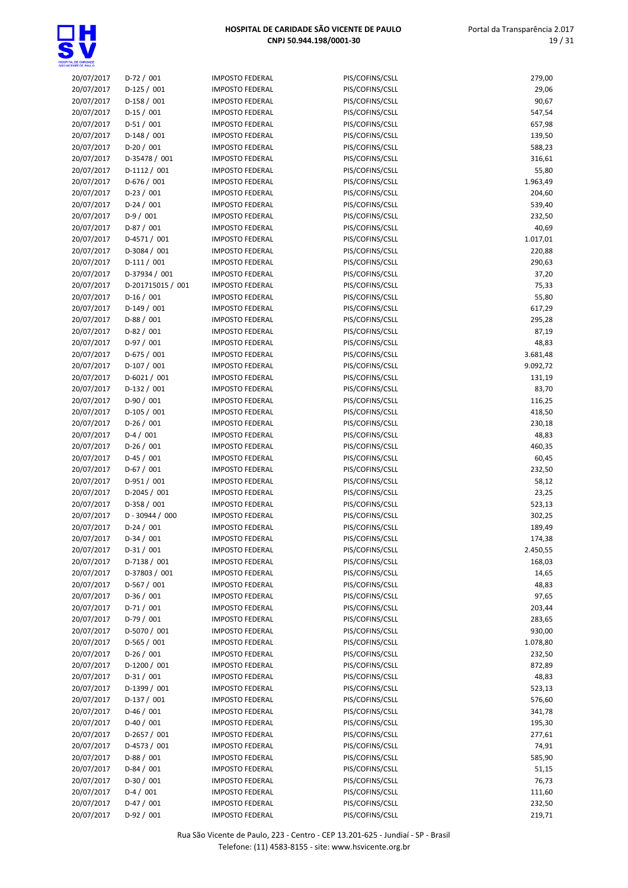| | | | | |
|---|---|---|---|---|
| 20/07/2017 | D-72 / 001 | IMPOSTO FEDERAL | PIS/COFINS/CSLL | 279,00 |
| 20/07/2017 | D-125 / 001 | IMPOSTO FEDERAL | PIS/COFINS/CSLL | 29,06 |
| 20/07/2017 | D-158 / 001 | IMPOSTO FEDERAL | PIS/COFINS/CSLL | 90,67 |
| 20/07/2017 | D-15 / 001 | IMPOSTO FEDERAL | PIS/COFINS/CSLL | 547,54 |
| 20/07/2017 | D-51 / 001 | IMPOSTO FEDERAL | PIS/COFINS/CSLL | 657,98 |
| 20/07/2017 | D-148 / 001 | IMPOSTO FEDERAL | PIS/COFINS/CSLL | 139,50 |
| 20/07/2017 | D-20 / 001 | IMPOSTO FEDERAL | PIS/COFINS/CSLL | 588,23 |
| 20/07/2017 | D-35478 / 001 | IMPOSTO FEDERAL | PIS/COFINS/CSLL | 316,61 |
| 20/07/2017 | D-1112 / 001 | IMPOSTO FEDERAL | PIS/COFINS/CSLL | 55,80 |
| 20/07/2017 | D-676 / 001 | IMPOSTO FEDERAL | PIS/COFINS/CSLL | 1.963,49 |
| 20/07/2017 | D-23 / 001 | IMPOSTO FEDERAL | PIS/COFINS/CSLL | 204,60 |
| 20/07/2017 | D-24 / 001 | IMPOSTO FEDERAL | PIS/COFINS/CSLL | 539,40 |
| 20/07/2017 | D-9 / 001 | IMPOSTO FEDERAL | PIS/COFINS/CSLL | 232,50 |
| 20/07/2017 | D-87 / 001 | IMPOSTO FEDERAL | PIS/COFINS/CSLL | 40,69 |
| 20/07/2017 | D-4571 / 001 | IMPOSTO FEDERAL | PIS/COFINS/CSLL | 1.017,01 |
| 20/07/2017 | D-3084 / 001 | IMPOSTO FEDERAL | PIS/COFINS/CSLL | 220,88 |
| 20/07/2017 | D-111 / 001 | IMPOSTO FEDERAL | PIS/COFINS/CSLL | 290,63 |
| 20/07/2017 | D-37934 / 001 | IMPOSTO FEDERAL | PIS/COFINS/CSLL | 37,20 |
| 20/07/2017 | D-201715015 / 001 | IMPOSTO FEDERAL | PIS/COFINS/CSLL | 75,33 |
| 20/07/2017 | D-16 / 001 | IMPOSTO FEDERAL | PIS/COFINS/CSLL | 55,80 |
| 20/07/2017 | D-149 / 001 | IMPOSTO FEDERAL | PIS/COFINS/CSLL | 617,29 |
| 20/07/2017 | D-88 / 001 | IMPOSTO FEDERAL | PIS/COFINS/CSLL | 295,28 |
| 20/07/2017 | D-82 / 001 | IMPOSTO FEDERAL | PIS/COFINS/CSLL | 87,19 |
| 20/07/2017 | D-97 / 001 | IMPOSTO FEDERAL | PIS/COFINS/CSLL | 48,83 |
| 20/07/2017 | D-675 / 001 | IMPOSTO FEDERAL | PIS/COFINS/CSLL | 3.681,48 |
| 20/07/2017 | D-107 / 001 | IMPOSTO FEDERAL | PIS/COFINS/CSLL | 9.092,72 |
| 20/07/2017 | D-6021 / 001 | IMPOSTO FEDERAL | PIS/COFINS/CSLL | 131,19 |
| 20/07/2017 | D-132 / 001 | IMPOSTO FEDERAL | PIS/COFINS/CSLL | 83,70 |
| 20/07/2017 | D-90 / 001 | IMPOSTO FEDERAL | PIS/COFINS/CSLL | 116,25 |
| 20/07/2017 | D-105 / 001 | IMPOSTO FEDERAL | PIS/COFINS/CSLL | 418,50 |
| 20/07/2017 | D-26 / 001 | IMPOSTO FEDERAL | PIS/COFINS/CSLL | 230,18 |
| 20/07/2017 | D-4 / 001 | IMPOSTO FEDERAL | PIS/COFINS/CSLL | 48,83 |
| 20/07/2017 | D-26 / 001 | IMPOSTO FEDERAL | PIS/COFINS/CSLL | 460,35 |
| 20/07/2017 | D-45 / 001 | IMPOSTO FEDERAL | PIS/COFINS/CSLL | 60,45 |
| 20/07/2017 | D-67 / 001 | IMPOSTO FEDERAL | PIS/COFINS/CSLL | 232,50 |
| 20/07/2017 | D-951 / 001 | IMPOSTO FEDERAL | PIS/COFINS/CSLL | 58,12 |
| 20/07/2017 | D-2045 / 001 | IMPOSTO FEDERAL | PIS/COFINS/CSLL | 23,25 |
| 20/07/2017 | D-358 / 001 | IMPOSTO FEDERAL | PIS/COFINS/CSLL | 523,13 |
| 20/07/2017 | D - 30944 / 000 | IMPOSTO FEDERAL | PIS/COFINS/CSLL | 302,25 |
| 20/07/2017 | D-24 / 001 | IMPOSTO FEDERAL | PIS/COFINS/CSLL | 189,49 |
| 20/07/2017 | D-34 / 001 | IMPOSTO FEDERAL | PIS/COFINS/CSLL | 174,38 |
| 20/07/2017 | D-31 / 001 | IMPOSTO FEDERAL | PIS/COFINS/CSLL | 2.450,55 |
| 20/07/2017 | D-7138 / 001 | IMPOSTO FEDERAL | PIS/COFINS/CSLL | 168,03 |
| 20/07/2017 | D-37803 / 001 | IMPOSTO FEDERAL | PIS/COFINS/CSLL | 14,65 |
| 20/07/2017 | D-567 / 001 | IMPOSTO FEDERAL | PIS/COFINS/CSLL | 48,83 |
| 20/07/2017 | D-36 / 001 | IMPOSTO FEDERAL | PIS/COFINS/CSLL | 97,65 |
| 20/07/2017 | D-71 / 001 | IMPOSTO FEDERAL | PIS/COFINS/CSLL | 203,44 |
| 20/07/2017 | D-79 / 001 | IMPOSTO FEDERAL | PIS/COFINS/CSLL | 283,65 |
| 20/07/2017 | D-5070 / 001 | IMPOSTO FEDERAL | PIS/COFINS/CSLL | 930,00 |
| 20/07/2017 | D-565 / 001 | IMPOSTO FEDERAL | PIS/COFINS/CSLL | 1.078,80 |
| 20/07/2017 | D-26 / 001 | IMPOSTO FEDERAL | PIS/COFINS/CSLL | 232,50 |
| 20/07/2017 | D-1200 / 001 | IMPOSTO FEDERAL | PIS/COFINS/CSLL | 872,89 |
| 20/07/2017 | D-31 / 001 | IMPOSTO FEDERAL | PIS/COFINS/CSLL | 48,83 |
| 20/07/2017 | D-1399 / 001 | IMPOSTO FEDERAL | PIS/COFINS/CSLL | 523,13 |
| 20/07/2017 | D-137 / 001 | IMPOSTO FEDERAL | PIS/COFINS/CSLL | 576,60 |
| 20/07/2017 | D-46 / 001 | IMPOSTO FEDERAL | PIS/COFINS/CSLL | 341,78 |
| 20/07/2017 | D-40 / 001 | IMPOSTO FEDERAL | PIS/COFINS/CSLL | 195,30 |
| 20/07/2017 | D-2657 / 001 | IMPOSTO FEDERAL | PIS/COFINS/CSLL | 277,61 |
| 20/07/2017 | D-4573 / 001 | IMPOSTO FEDERAL | PIS/COFINS/CSLL | 74,91 |
| 20/07/2017 | D-88 / 001 | IMPOSTO FEDERAL | PIS/COFINS/CSLL | 585,90 |
| 20/07/2017 | D-84 / 001 | IMPOSTO FEDERAL | PIS/COFINS/CSLL | 51,15 |
| 20/07/2017 | D-30 / 001 | IMPOSTO FEDERAL | PIS/COFINS/CSLL | 76,73 |
| 20/07/2017 | D-4 / 001 | IMPOSTO FEDERAL | PIS/COFINS/CSLL | 111,60 |
| 20/07/2017 | D-47 / 001 | IMPOSTO FEDERAL | PIS/COFINS/CSLL | 232,50 |
| 20/07/2017 | D-92 / 001 | IMPOSTO FEDERAL | PIS/COFINS/CSLL | 219,71 |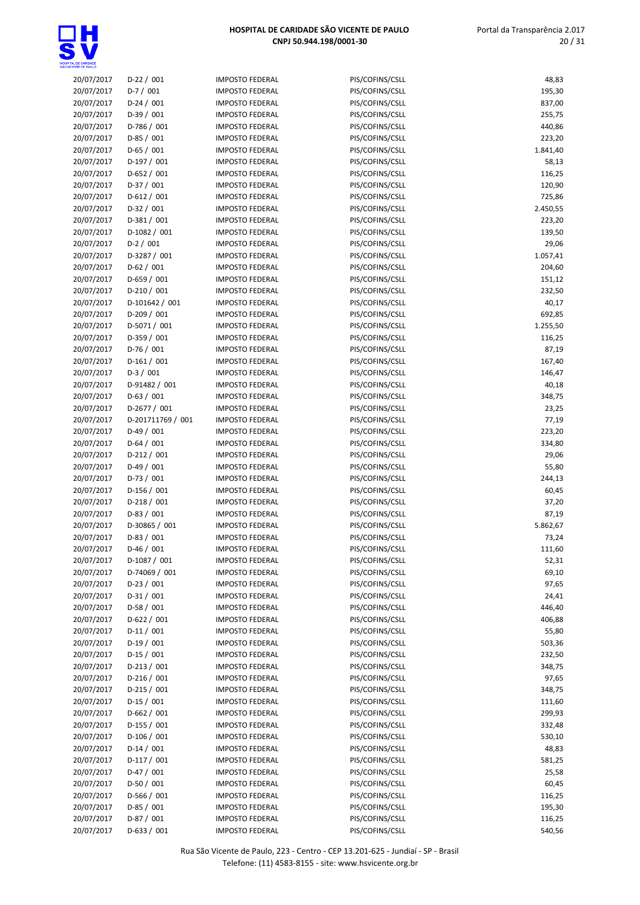| | | | | |
|---|---|---|---|---|
| 20/07/2017 | D-22 / 001 | IMPOSTO FEDERAL | PIS/COFINS/CSLL | 48,83 |
| 20/07/2017 | D-7 / 001 | IMPOSTO FEDERAL | PIS/COFINS/CSLL | 195,30 |
| 20/07/2017 | D-24 / 001 | IMPOSTO FEDERAL | PIS/COFINS/CSLL | 837,00 |
| 20/07/2017 | D-39 / 001 | IMPOSTO FEDERAL | PIS/COFINS/CSLL | 255,75 |
| 20/07/2017 | D-786 / 001 | IMPOSTO FEDERAL | PIS/COFINS/CSLL | 440,86 |
| 20/07/2017 | D-85 / 001 | IMPOSTO FEDERAL | PIS/COFINS/CSLL | 223,20 |
| 20/07/2017 | D-65 / 001 | IMPOSTO FEDERAL | PIS/COFINS/CSLL | 1.841,40 |
| 20/07/2017 | D-197 / 001 | IMPOSTO FEDERAL | PIS/COFINS/CSLL | 58,13 |
| 20/07/2017 | D-652 / 001 | IMPOSTO FEDERAL | PIS/COFINS/CSLL | 116,25 |
| 20/07/2017 | D-37 / 001 | IMPOSTO FEDERAL | PIS/COFINS/CSLL | 120,90 |
| 20/07/2017 | D-612 / 001 | IMPOSTO FEDERAL | PIS/COFINS/CSLL | 725,86 |
| 20/07/2017 | D-32 / 001 | IMPOSTO FEDERAL | PIS/COFINS/CSLL | 2.450,55 |
| 20/07/2017 | D-381 / 001 | IMPOSTO FEDERAL | PIS/COFINS/CSLL | 223,20 |
| 20/07/2017 | D-1082 / 001 | IMPOSTO FEDERAL | PIS/COFINS/CSLL | 139,50 |
| 20/07/2017 | D-2 / 001 | IMPOSTO FEDERAL | PIS/COFINS/CSLL | 29,06 |
| 20/07/2017 | D-3287 / 001 | IMPOSTO FEDERAL | PIS/COFINS/CSLL | 1.057,41 |
| 20/07/2017 | D-62 / 001 | IMPOSTO FEDERAL | PIS/COFINS/CSLL | 204,60 |
| 20/07/2017 | D-659 / 001 | IMPOSTO FEDERAL | PIS/COFINS/CSLL | 151,12 |
| 20/07/2017 | D-210 / 001 | IMPOSTO FEDERAL | PIS/COFINS/CSLL | 232,50 |
| 20/07/2017 | D-101642 / 001 | IMPOSTO FEDERAL | PIS/COFINS/CSLL | 40,17 |
| 20/07/2017 | D-209 / 001 | IMPOSTO FEDERAL | PIS/COFINS/CSLL | 692,85 |
| 20/07/2017 | D-5071 / 001 | IMPOSTO FEDERAL | PIS/COFINS/CSLL | 1.255,50 |
| 20/07/2017 | D-359 / 001 | IMPOSTO FEDERAL | PIS/COFINS/CSLL | 116,25 |
| 20/07/2017 | D-76 / 001 | IMPOSTO FEDERAL | PIS/COFINS/CSLL | 87,19 |
| 20/07/2017 | D-161 / 001 | IMPOSTO FEDERAL | PIS/COFINS/CSLL | 167,40 |
| 20/07/2017 | D-3 / 001 | IMPOSTO FEDERAL | PIS/COFINS/CSLL | 146,47 |
| 20/07/2017 | D-91482 / 001 | IMPOSTO FEDERAL | PIS/COFINS/CSLL | 40,18 |
| 20/07/2017 | D-63 / 001 | IMPOSTO FEDERAL | PIS/COFINS/CSLL | 348,75 |
| 20/07/2017 | D-2677 / 001 | IMPOSTO FEDERAL | PIS/COFINS/CSLL | 23,25 |
| 20/07/2017 | D-201711769 / 001 | IMPOSTO FEDERAL | PIS/COFINS/CSLL | 77,19 |
| 20/07/2017 | D-49 / 001 | IMPOSTO FEDERAL | PIS/COFINS/CSLL | 223,20 |
| 20/07/2017 | D-64 / 001 | IMPOSTO FEDERAL | PIS/COFINS/CSLL | 334,80 |
| 20/07/2017 | D-212 / 001 | IMPOSTO FEDERAL | PIS/COFINS/CSLL | 29,06 |
| 20/07/2017 | D-49 / 001 | IMPOSTO FEDERAL | PIS/COFINS/CSLL | 55,80 |
| 20/07/2017 | D-73 / 001 | IMPOSTO FEDERAL | PIS/COFINS/CSLL | 244,13 |
| 20/07/2017 | D-156 / 001 | IMPOSTO FEDERAL | PIS/COFINS/CSLL | 60,45 |
| 20/07/2017 | D-218 / 001 | IMPOSTO FEDERAL | PIS/COFINS/CSLL | 37,20 |
| 20/07/2017 | D-83 / 001 | IMPOSTO FEDERAL | PIS/COFINS/CSLL | 87,19 |
| 20/07/2017 | D-30865 / 001 | IMPOSTO FEDERAL | PIS/COFINS/CSLL | 5.862,67 |
| 20/07/2017 | D-83 / 001 | IMPOSTO FEDERAL | PIS/COFINS/CSLL | 73,24 |
| 20/07/2017 | D-46 / 001 | IMPOSTO FEDERAL | PIS/COFINS/CSLL | 111,60 |
| 20/07/2017 | D-1087 / 001 | IMPOSTO FEDERAL | PIS/COFINS/CSLL | 52,31 |
| 20/07/2017 | D-74069 / 001 | IMPOSTO FEDERAL | PIS/COFINS/CSLL | 69,10 |
| 20/07/2017 | D-23 / 001 | IMPOSTO FEDERAL | PIS/COFINS/CSLL | 97,65 |
| 20/07/2017 | D-31 / 001 | IMPOSTO FEDERAL | PIS/COFINS/CSLL | 24,41 |
| 20/07/2017 | D-58 / 001 | IMPOSTO FEDERAL | PIS/COFINS/CSLL | 446,40 |
| 20/07/2017 | D-622 / 001 | IMPOSTO FEDERAL | PIS/COFINS/CSLL | 406,88 |
| 20/07/2017 | D-11 / 001 | IMPOSTO FEDERAL | PIS/COFINS/CSLL | 55,80 |
| 20/07/2017 | D-19 / 001 | IMPOSTO FEDERAL | PIS/COFINS/CSLL | 503,36 |
| 20/07/2017 | D-15 / 001 | IMPOSTO FEDERAL | PIS/COFINS/CSLL | 232,50 |
| 20/07/2017 | D-213 / 001 | IMPOSTO FEDERAL | PIS/COFINS/CSLL | 348,75 |
| 20/07/2017 | D-216 / 001 | IMPOSTO FEDERAL | PIS/COFINS/CSLL | 97,65 |
| 20/07/2017 | D-215 / 001 | IMPOSTO FEDERAL | PIS/COFINS/CSLL | 348,75 |
| 20/07/2017 | D-15 / 001 | IMPOSTO FEDERAL | PIS/COFINS/CSLL | 111,60 |
| 20/07/2017 | D-662 / 001 | IMPOSTO FEDERAL | PIS/COFINS/CSLL | 299,93 |
| 20/07/2017 | D-155 / 001 | IMPOSTO FEDERAL | PIS/COFINS/CSLL | 332,48 |
| 20/07/2017 | D-106 / 001 | IMPOSTO FEDERAL | PIS/COFINS/CSLL | 530,10 |
| 20/07/2017 | D-14 / 001 | IMPOSTO FEDERAL | PIS/COFINS/CSLL | 48,83 |
| 20/07/2017 | D-117 / 001 | IMPOSTO FEDERAL | PIS/COFINS/CSLL | 581,25 |
| 20/07/2017 | D-47 / 001 | IMPOSTO FEDERAL | PIS/COFINS/CSLL | 25,58 |
| 20/07/2017 | D-50 / 001 | IMPOSTO FEDERAL | PIS/COFINS/CSLL | 60,45 |
| 20/07/2017 | D-566 / 001 | IMPOSTO FEDERAL | PIS/COFINS/CSLL | 116,25 |
| 20/07/2017 | D-85 / 001 | IMPOSTO FEDERAL | PIS/COFINS/CSLL | 195,30 |
| 20/07/2017 | D-87 / 001 | IMPOSTO FEDERAL | PIS/COFINS/CSLL | 116,25 |
| 20/07/2017 | D-633 / 001 | IMPOSTO FEDERAL | PIS/COFINS/CSLL | 540,56 |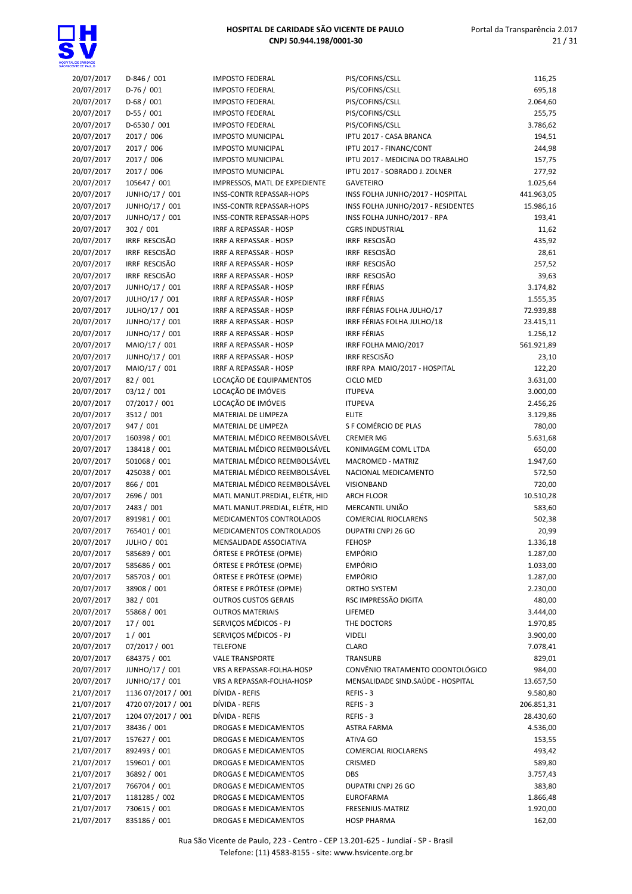| | | | | |
|---|---|---|---|---|
| 20/07/2017 | D-846 / 001 | IMPOSTO FEDERAL | PIS/COFINS/CSLL | 116,25 |
| 20/07/2017 | D-76 / 001 | IMPOSTO FEDERAL | PIS/COFINS/CSLL | 695,18 |
| 20/07/2017 | D-68 / 001 | IMPOSTO FEDERAL | PIS/COFINS/CSLL | 2.064,60 |
| 20/07/2017 | D-55 / 001 | IMPOSTO FEDERAL | PIS/COFINS/CSLL | 255,75 |
| 20/07/2017 | D-6530 / 001 | IMPOSTO FEDERAL | PIS/COFINS/CSLL | 3.786,62 |
| 20/07/2017 | 2017 / 006 | IMPOSTO MUNICIPAL | IPTU 2017 - CASA BRANCA | 194,51 |
| 20/07/2017 | 2017 / 006 | IMPOSTO MUNICIPAL | IPTU 2017 - FINANC/CONT | 244,98 |
| 20/07/2017 | 2017 / 006 | IMPOSTO MUNICIPAL | IPTU 2017 - MEDICINA DO TRABALHO | 157,75 |
| 20/07/2017 | 2017 / 006 | IMPOSTO MUNICIPAL | IPTU 2017 - SOBRADO J. ZOLNER | 277,92 |
| 20/07/2017 | 105647 / 001 | IMPRESSOS, MATL DE EXPEDIENTE | GAVETEIRO | 1.025,64 |
| 20/07/2017 | JUNHO/17 / 001 | INSS-CONTR REPASSAR-HOPS | INSS FOLHA JUNHO/2017 - HOSPITAL | 441.963,05 |
| 20/07/2017 | JUNHO/17 / 001 | INSS-CONTR REPASSAR-HOPS | INSS FOLHA JUNHO/2017 - RESIDENTES | 15.986,16 |
| 20/07/2017 | JUNHO/17 / 001 | INSS-CONTR REPASSAR-HOPS | INSS FOLHA JUNHO/2017 - RPA | 193,41 |
| 20/07/2017 | 302 / 001 | IRRF A REPASSAR - HOSP | CGRS INDUSTRIAL | 11,62 |
| 20/07/2017 | IRRF RESCISÃO | IRRF A REPASSAR - HOSP | IRRF RESCISÃO | 435,92 |
| 20/07/2017 | IRRF RESCISÃO | IRRF A REPASSAR - HOSP | IRRF RESCISÃO | 28,61 |
| 20/07/2017 | IRRF RESCISÃO | IRRF A REPASSAR - HOSP | IRRF RESCISÃO | 257,52 |
| 20/07/2017 | IRRF RESCISÃO | IRRF A REPASSAR - HOSP | IRRF RESCISÃO | 39,63 |
| 20/07/2017 | JUNHO/17 / 001 | IRRF A REPASSAR - HOSP | IRRF FÉRIAS | 3.174,82 |
| 20/07/2017 | JULHO/17 / 001 | IRRF A REPASSAR - HOSP | IRRF FÉRIAS | 1.555,35 |
| 20/07/2017 | JULHO/17 / 001 | IRRF A REPASSAR - HOSP | IRRF FÉRIAS FOLHA JULHO/17 | 72.939,88 |
| 20/07/2017 | JUNHO/17 / 001 | IRRF A REPASSAR - HOSP | IRRF FÉRIAS FOLHA JULHO/18 | 23.415,11 |
| 20/07/2017 | JUNHO/17 / 001 | IRRF A REPASSAR - HOSP | IRRF FÉRIAS | 1.256,12 |
| 20/07/2017 | MAIO/17 / 001 | IRRF A REPASSAR - HOSP | IRRF FOLHA MAIO/2017 | 561.921,89 |
| 20/07/2017 | JUNHO/17 / 001 | IRRF A REPASSAR - HOSP | IRRF RESCISÃO | 23,10 |
| 20/07/2017 | MAIO/17 / 001 | IRRF A REPASSAR - HOSP | IRRF RPA MAIO/2017 - HOSPITAL | 122,20 |
| 20/07/2017 | 82 / 001 | LOCAÇÃO DE EQUIPAMENTOS | CICLO MED | 3.631,00 |
| 20/07/2017 | 03/12 / 001 | LOCAÇÃO DE IMÓVEIS | ITUPEVA | 3.000,00 |
| 20/07/2017 | 07/2017 / 001 | LOCAÇÃO DE IMÓVEIS | ITUPEVA | 2.456,26 |
| 20/07/2017 | 3512 / 001 | MATERIAL DE LIMPEZA | ELITE | 3.129,86 |
| 20/07/2017 | 947 / 001 | MATERIAL DE LIMPEZA | S F COMÉRCIO DE PLAS | 780,00 |
| 20/07/2017 | 160398 / 001 | MATERIAL MÉDICO REEMBOLSÁVEL | CREMER MG | 5.631,68 |
| 20/07/2017 | 138418 / 001 | MATERIAL MÉDICO REEMBOLSÁVEL | KONIMAGEM COML LTDA | 650,00 |
| 20/07/2017 | 501068 / 001 | MATERIAL MÉDICO REEMBOLSÁVEL | MACROMED - MATRIZ | 1.947,60 |
| 20/07/2017 | 425038 / 001 | MATERIAL MÉDICO REEMBOLSÁVEL | NACIONAL MEDICAMENTO | 572,50 |
| 20/07/2017 | 866 / 001 | MATERIAL MÉDICO REEMBOLSÁVEL | VISIONBAND | 720,00 |
| 20/07/2017 | 2696 / 001 | MATL MANUT.PREDIAL, ELÉTR, HID | ARCH FLOOR | 10.510,28 |
| 20/07/2017 | 2483 / 001 | MATL MANUT.PREDIAL, ELÉTR, HID | MERCANTIL UNIÃO | 583,60 |
| 20/07/2017 | 891981 / 001 | MEDICAMENTOS CONTROLADOS | COMERCIAL RIOCLARENS | 502,38 |
| 20/07/2017 | 765401 / 001 | MEDICAMENTOS CONTROLADOS | DUPATRI CNPJ 26 GO | 20,99 |
| 20/07/2017 | JULHO / 001 | MENSALIDADE ASSOCIATIVA | FEHOSP | 1.336,18 |
| 20/07/2017 | 585689 / 001 | ÓRTESE E PRÓTESE (OPME) | EMPÓRIO | 1.287,00 |
| 20/07/2017 | 585686 / 001 | ÓRTESE E PRÓTESE (OPME) | EMPÓRIO | 1.033,00 |
| 20/07/2017 | 585703 / 001 | ÓRTESE E PRÓTESE (OPME) | EMPÓRIO | 1.287,00 |
| 20/07/2017 | 38908 / 001 | ÓRTESE E PRÓTESE (OPME) | ORTHO SYSTEM | 2.230,00 |
| 20/07/2017 | 382 / 001 | OUTROS CUSTOS GERAIS | RSC IMPRESSÃO DIGITA | 480,00 |
| 20/07/2017 | 55868 / 001 | OUTROS MATERIAIS | LIFEMED | 3.444,00 |
| 20/07/2017 | 17 / 001 | SERVIÇOS MÉDICOS - PJ | THE DOCTORS | 1.970,85 |
| 20/07/2017 | 1 / 001 | SERVIÇOS MÉDICOS - PJ | VIDELI | 3.900,00 |
| 20/07/2017 | 07/2017 / 001 | TELEFONE | CLARO | 7.078,41 |
| 20/07/2017 | 684375 / 001 | VALE TRANSPORTE | TRANSURB | 829,01 |
| 20/07/2017 | JUNHO/17 / 001 | VRS A REPASSAR-FOLHA-HOSP | CONVÊNIO TRATAMENTO ODONTOLÓGICO | 984,00 |
| 20/07/2017 | JUNHO/17 / 001 | VRS A REPASSAR-FOLHA-HOSP | MENSALIDADE SIND.SAÚDE - HOSPITAL | 13.657,50 |
| 21/07/2017 | 1136 07/2017 / 001 | DÍVIDA - REFIS | REFIS - 3 | 9.580,80 |
| 21/07/2017 | 4720 07/2017 / 001 | DÍVIDA - REFIS | REFIS - 3 | 206.851,31 |
| 21/07/2017 | 1204 07/2017 / 001 | DÍVIDA - REFIS | REFIS - 3 | 28.430,60 |
| 21/07/2017 | 38436 / 001 | DROGAS E MEDICAMENTOS | ASTRA FARMA | 4.536,00 |
| 21/07/2017 | 157627 / 001 | DROGAS E MEDICAMENTOS | ATIVA GO | 153,55 |
| 21/07/2017 | 892493 / 001 | DROGAS E MEDICAMENTOS | COMERCIAL RIOCLARENS | 493,42 |
| 21/07/2017 | 159601 / 001 | DROGAS E MEDICAMENTOS | CRISMED | 589,80 |
| 21/07/2017 | 36892 / 001 | DROGAS E MEDICAMENTOS | DBS | 3.757,43 |
| 21/07/2017 | 766704 / 001 | DROGAS E MEDICAMENTOS | DUPATRI CNPJ 26 GO | 383,80 |
| 21/07/2017 | 1181285 / 002 | DROGAS E MEDICAMENTOS | EUROFARMA | 1.866,48 |
| 21/07/2017 | 730615 / 001 | DROGAS E MEDICAMENTOS | FRESENIUS-MATRIZ | 1.920,00 |
| 21/07/2017 | 835186 / 001 | DROGAS E MEDICAMENTOS | HOSP PHARMA | 162,00 |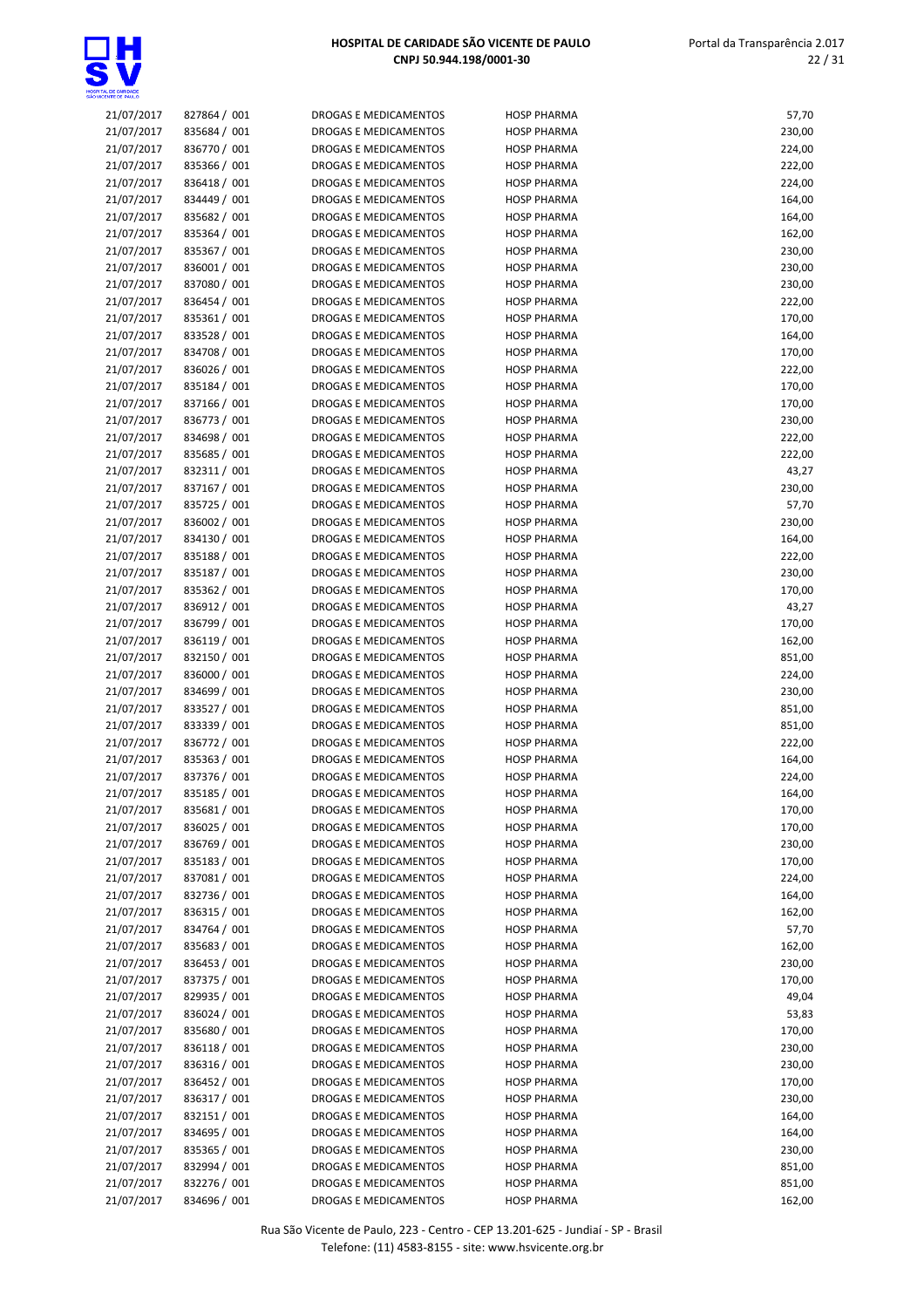| | | | | |
|---|---|---|---|---|
| 21/07/2017 | 827864 / 001 | DROGAS E MEDICAMENTOS | HOSP PHARMA | 57,70 |
| 21/07/2017 | 835684 / 001 | DROGAS E MEDICAMENTOS | HOSP PHARMA | 230,00 |
| 21/07/2017 | 836770 / 001 | DROGAS E MEDICAMENTOS | HOSP PHARMA | 224,00 |
| 21/07/2017 | 835366 / 001 | DROGAS E MEDICAMENTOS | HOSP PHARMA | 222,00 |
| 21/07/2017 | 836418 / 001 | DROGAS E MEDICAMENTOS | HOSP PHARMA | 224,00 |
| 21/07/2017 | 834449 / 001 | DROGAS E MEDICAMENTOS | HOSP PHARMA | 164,00 |
| 21/07/2017 | 835682 / 001 | DROGAS E MEDICAMENTOS | HOSP PHARMA | 164,00 |
| 21/07/2017 | 835364 / 001 | DROGAS E MEDICAMENTOS | HOSP PHARMA | 162,00 |
| 21/07/2017 | 835367 / 001 | DROGAS E MEDICAMENTOS | HOSP PHARMA | 230,00 |
| 21/07/2017 | 836001 / 001 | DROGAS E MEDICAMENTOS | HOSP PHARMA | 230,00 |
| 21/07/2017 | 837080 / 001 | DROGAS E MEDICAMENTOS | HOSP PHARMA | 230,00 |
| 21/07/2017 | 836454 / 001 | DROGAS E MEDICAMENTOS | HOSP PHARMA | 222,00 |
| 21/07/2017 | 835361 / 001 | DROGAS E MEDICAMENTOS | HOSP PHARMA | 170,00 |
| 21/07/2017 | 833528 / 001 | DROGAS E MEDICAMENTOS | HOSP PHARMA | 164,00 |
| 21/07/2017 | 834708 / 001 | DROGAS E MEDICAMENTOS | HOSP PHARMA | 170,00 |
| 21/07/2017 | 836026 / 001 | DROGAS E MEDICAMENTOS | HOSP PHARMA | 222,00 |
| 21/07/2017 | 835184 / 001 | DROGAS E MEDICAMENTOS | HOSP PHARMA | 170,00 |
| 21/07/2017 | 837166 / 001 | DROGAS E MEDICAMENTOS | HOSP PHARMA | 170,00 |
| 21/07/2017 | 836773 / 001 | DROGAS E MEDICAMENTOS | HOSP PHARMA | 230,00 |
| 21/07/2017 | 834698 / 001 | DROGAS E MEDICAMENTOS | HOSP PHARMA | 222,00 |
| 21/07/2017 | 835685 / 001 | DROGAS E MEDICAMENTOS | HOSP PHARMA | 222,00 |
| 21/07/2017 | 832311 / 001 | DROGAS E MEDICAMENTOS | HOSP PHARMA | 43,27 |
| 21/07/2017 | 837167 / 001 | DROGAS E MEDICAMENTOS | HOSP PHARMA | 230,00 |
| 21/07/2017 | 835725 / 001 | DROGAS E MEDICAMENTOS | HOSP PHARMA | 57,70 |
| 21/07/2017 | 836002 / 001 | DROGAS E MEDICAMENTOS | HOSP PHARMA | 230,00 |
| 21/07/2017 | 834130 / 001 | DROGAS E MEDICAMENTOS | HOSP PHARMA | 164,00 |
| 21/07/2017 | 835188 / 001 | DROGAS E MEDICAMENTOS | HOSP PHARMA | 222,00 |
| 21/07/2017 | 835187 / 001 | DROGAS E MEDICAMENTOS | HOSP PHARMA | 230,00 |
| 21/07/2017 | 835362 / 001 | DROGAS E MEDICAMENTOS | HOSP PHARMA | 170,00 |
| 21/07/2017 | 836912 / 001 | DROGAS E MEDICAMENTOS | HOSP PHARMA | 43,27 |
| 21/07/2017 | 836799 / 001 | DROGAS E MEDICAMENTOS | HOSP PHARMA | 170,00 |
| 21/07/2017 | 836119 / 001 | DROGAS E MEDICAMENTOS | HOSP PHARMA | 162,00 |
| 21/07/2017 | 832150 / 001 | DROGAS E MEDICAMENTOS | HOSP PHARMA | 851,00 |
| 21/07/2017 | 836000 / 001 | DROGAS E MEDICAMENTOS | HOSP PHARMA | 224,00 |
| 21/07/2017 | 834699 / 001 | DROGAS E MEDICAMENTOS | HOSP PHARMA | 230,00 |
| 21/07/2017 | 833527 / 001 | DROGAS E MEDICAMENTOS | HOSP PHARMA | 851,00 |
| 21/07/2017 | 833339 / 001 | DROGAS E MEDICAMENTOS | HOSP PHARMA | 851,00 |
| 21/07/2017 | 836772 / 001 | DROGAS E MEDICAMENTOS | HOSP PHARMA | 222,00 |
| 21/07/2017 | 835363 / 001 | DROGAS E MEDICAMENTOS | HOSP PHARMA | 164,00 |
| 21/07/2017 | 837376 / 001 | DROGAS E MEDICAMENTOS | HOSP PHARMA | 224,00 |
| 21/07/2017 | 835185 / 001 | DROGAS E MEDICAMENTOS | HOSP PHARMA | 164,00 |
| 21/07/2017 | 835681 / 001 | DROGAS E MEDICAMENTOS | HOSP PHARMA | 170,00 |
| 21/07/2017 | 836025 / 001 | DROGAS E MEDICAMENTOS | HOSP PHARMA | 170,00 |
| 21/07/2017 | 836769 / 001 | DROGAS E MEDICAMENTOS | HOSP PHARMA | 230,00 |
| 21/07/2017 | 835183 / 001 | DROGAS E MEDICAMENTOS | HOSP PHARMA | 170,00 |
| 21/07/2017 | 837081 / 001 | DROGAS E MEDICAMENTOS | HOSP PHARMA | 224,00 |
| 21/07/2017 | 832736 / 001 | DROGAS E MEDICAMENTOS | HOSP PHARMA | 164,00 |
| 21/07/2017 | 836315 / 001 | DROGAS E MEDICAMENTOS | HOSP PHARMA | 162,00 |
| 21/07/2017 | 834764 / 001 | DROGAS E MEDICAMENTOS | HOSP PHARMA | 57,70 |
| 21/07/2017 | 835683 / 001 | DROGAS E MEDICAMENTOS | HOSP PHARMA | 162,00 |
| 21/07/2017 | 836453 / 001 | DROGAS E MEDICAMENTOS | HOSP PHARMA | 230,00 |
| 21/07/2017 | 837375 / 001 | DROGAS E MEDICAMENTOS | HOSP PHARMA | 170,00 |
| 21/07/2017 | 829935 / 001 | DROGAS E MEDICAMENTOS | HOSP PHARMA | 49,04 |
| 21/07/2017 | 836024 / 001 | DROGAS E MEDICAMENTOS | HOSP PHARMA | 53,83 |
| 21/07/2017 | 835680 / 001 | DROGAS E MEDICAMENTOS | HOSP PHARMA | 170,00 |
| 21/07/2017 | 836118 / 001 | DROGAS E MEDICAMENTOS | HOSP PHARMA | 230,00 |
| 21/07/2017 | 836316 / 001 | DROGAS E MEDICAMENTOS | HOSP PHARMA | 230,00 |
| 21/07/2017 | 836452 / 001 | DROGAS E MEDICAMENTOS | HOSP PHARMA | 170,00 |
| 21/07/2017 | 836317 / 001 | DROGAS E MEDICAMENTOS | HOSP PHARMA | 230,00 |
| 21/07/2017 | 832151 / 001 | DROGAS E MEDICAMENTOS | HOSP PHARMA | 164,00 |
| 21/07/2017 | 834695 / 001 | DROGAS E MEDICAMENTOS | HOSP PHARMA | 164,00 |
| 21/07/2017 | 835365 / 001 | DROGAS E MEDICAMENTOS | HOSP PHARMA | 230,00 |
| 21/07/2017 | 832994 / 001 | DROGAS E MEDICAMENTOS | HOSP PHARMA | 851,00 |
| 21/07/2017 | 832276 / 001 | DROGAS E MEDICAMENTOS | HOSP PHARMA | 851,00 |
| 21/07/2017 | 834696 / 001 | DROGAS E MEDICAMENTOS | HOSP PHARMA | 162,00 |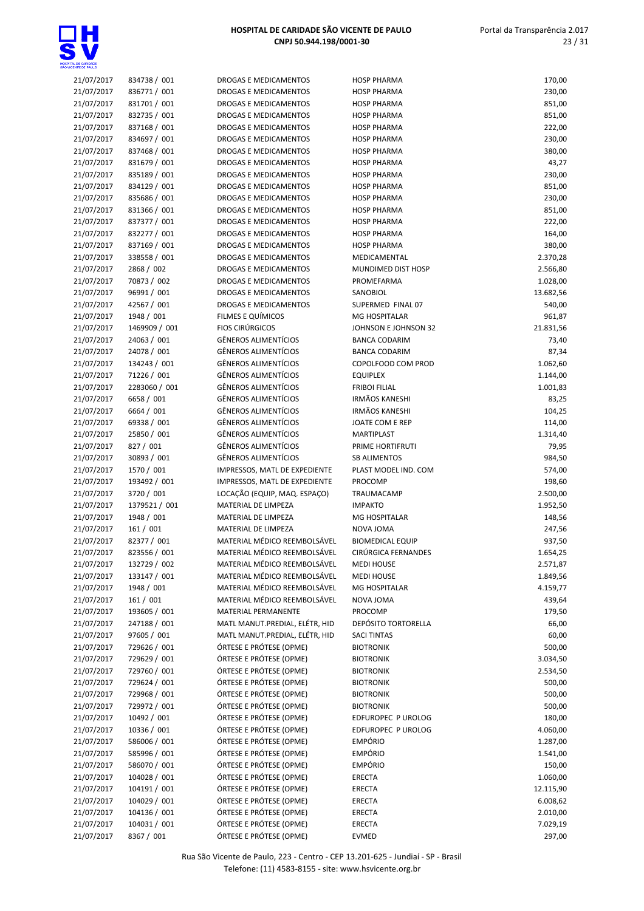| 21/07/2017 | 834738 / 001 | DROGAS E MEDICAMENTOS | HOSP PHARMA | 170,00 |
|---|---|---|---|---|
| 21/07/2017 | 836771 / 001 | DROGAS E MEDICAMENTOS | HOSP PHARMA | 230,00 |
| 21/07/2017 | 831701 / 001 | DROGAS E MEDICAMENTOS | HOSP PHARMA | 851,00 |
| 21/07/2017 | 832735 / 001 | DROGAS E MEDICAMENTOS | HOSP PHARMA | 851,00 |
| 21/07/2017 | 837168 / 001 | DROGAS E MEDICAMENTOS | HOSP PHARMA | 222,00 |
| 21/07/2017 | 834697 / 001 | DROGAS E MEDICAMENTOS | HOSP PHARMA | 230,00 |
| 21/07/2017 | 837468 / 001 | DROGAS E MEDICAMENTOS | HOSP PHARMA | 380,00 |
| 21/07/2017 | 831679 / 001 | DROGAS E MEDICAMENTOS | HOSP PHARMA | 43,27 |
| 21/07/2017 | 835189 / 001 | DROGAS E MEDICAMENTOS | HOSP PHARMA | 230,00 |
| 21/07/2017 | 834129 / 001 | DROGAS E MEDICAMENTOS | HOSP PHARMA | 851,00 |
| 21/07/2017 | 835686 / 001 | DROGAS E MEDICAMENTOS | HOSP PHARMA | 230,00 |
| 21/07/2017 | 831366 / 001 | DROGAS E MEDICAMENTOS | HOSP PHARMA | 851,00 |
| 21/07/2017 | 837377 / 001 | DROGAS E MEDICAMENTOS | HOSP PHARMA | 222,00 |
| 21/07/2017 | 832277 / 001 | DROGAS E MEDICAMENTOS | HOSP PHARMA | 164,00 |
| 21/07/2017 | 837169 / 001 | DROGAS E MEDICAMENTOS | HOSP PHARMA | 380,00 |
| 21/07/2017 | 338558 / 001 | DROGAS E MEDICAMENTOS | MEDICAMENTAL | 2.370,28 |
| 21/07/2017 | 2868 / 002 | DROGAS E MEDICAMENTOS | MUNDIMED DIST HOSP | 2.566,80 |
| 21/07/2017 | 70873 / 002 | DROGAS E MEDICAMENTOS | PROMEFARMA | 1.028,00 |
| 21/07/2017 | 96991 / 001 | DROGAS E MEDICAMENTOS | SANOBIOL | 13.682,56 |
| 21/07/2017 | 42567 / 001 | DROGAS E MEDICAMENTOS | SUPERMED FINAL 07 | 540,00 |
| 21/07/2017 | 1948 / 001 | FILMES E QUÍMICOS | MG HOSPITALAR | 961,87 |
| 21/07/2017 | 1469909 / 001 | FIOS CIRÚRGICOS | JOHNSON E JOHNSON 32 | 21.831,56 |
| 21/07/2017 | 24063 / 001 | GÊNEROS ALIMENTÍCIOS | BANCA CODARIM | 73,40 |
| 21/07/2017 | 24078 / 001 | GÊNEROS ALIMENTÍCIOS | BANCA CODARIM | 87,34 |
| 21/07/2017 | 134243 / 001 | GÊNEROS ALIMENTÍCIOS | COPOLFOOD COM PROD | 1.062,60 |
| 21/07/2017 | 71226 / 001 | GÊNEROS ALIMENTÍCIOS | EQUIPLEX | 1.144,00 |
| 21/07/2017 | 2283060 / 001 | GÊNEROS ALIMENTÍCIOS | FRIBOI FILIAL | 1.001,83 |
| 21/07/2017 | 6658 / 001 | GÊNEROS ALIMENTÍCIOS | IRMÃOS KANESHI | 83,25 |
| 21/07/2017 | 6664 / 001 | GÊNEROS ALIMENTÍCIOS | IRMÃOS KANESHI | 104,25 |
| 21/07/2017 | 69338 / 001 | GÊNEROS ALIMENTÍCIOS | JOATE COM E REP | 114,00 |
| 21/07/2017 | 25850 / 001 | GÊNEROS ALIMENTÍCIOS | MARTIPLAST | 1.314,40 |
| 21/07/2017 | 827 / 001 | GÊNEROS ALIMENTÍCIOS | PRIME HORTIFRUTI | 79,95 |
| 21/07/2017 | 30893 / 001 | GÊNEROS ALIMENTÍCIOS | SB ALIMENTOS | 984,50 |
| 21/07/2017 | 1570 / 001 | IMPRESSOS, MATL DE EXPEDIENTE | PLAST MODEL IND. COM | 574,00 |
| 21/07/2017 | 193492 / 001 | IMPRESSOS, MATL DE EXPEDIENTE | PROCOMP | 198,60 |
| 21/07/2017 | 3720 / 001 | LOCAÇÃO (EQUIP, MAQ. ESPAÇO) | TRAUMACAMP | 2.500,00 |
| 21/07/2017 | 1379521 / 001 | MATERIAL DE LIMPEZA | IMPAKTO | 1.952,50 |
| 21/07/2017 | 1948 / 001 | MATERIAL DE LIMPEZA | MG HOSPITALAR | 148,56 |
| 21/07/2017 | 161 / 001 | MATERIAL DE LIMPEZA | NOVA JOMA | 247,56 |
| 21/07/2017 | 82377 / 001 | MATERIAL MÉDICO REEMBOLSÁVEL | BIOMEDICAL EQUIP | 937,50 |
| 21/07/2017 | 823556 / 001 | MATERIAL MÉDICO REEMBOLSÁVEL | CIRÚRGICA FERNANDES | 1.654,25 |
| 21/07/2017 | 132729 / 002 | MATERIAL MÉDICO REEMBOLSÁVEL | MEDI HOUSE | 2.571,87 |
| 21/07/2017 | 133147 / 001 | MATERIAL MÉDICO REEMBOLSÁVEL | MEDI HOUSE | 1.849,56 |
| 21/07/2017 | 1948 / 001 | MATERIAL MÉDICO REEMBOLSÁVEL | MG HOSPITALAR | 4.159,77 |
| 21/07/2017 | 161 / 001 | MATERIAL MÉDICO REEMBOLSÁVEL | NOVA JOMA | 439,64 |
| 21/07/2017 | 193605 / 001 | MATERIAL PERMANENTE | PROCOMP | 179,50 |
| 21/07/2017 | 247188 / 001 | MATL MANUT.PREDIAL, ELÉTR, HID | DEPÓSITO TORTORELLA | 66,00 |
| 21/07/2017 | 97605 / 001 | MATL MANUT.PREDIAL, ELÉTR, HID | SACI TINTAS | 60,00 |
| 21/07/2017 | 729626 / 001 | ÓRTESE E PRÓTESE (OPME) | BIOTRONIK | 500,00 |
| 21/07/2017 | 729629 / 001 | ÓRTESE E PRÓTESE (OPME) | BIOTRONIK | 3.034,50 |
| 21/07/2017 | 729760 / 001 | ÓRTESE E PRÓTESE (OPME) | BIOTRONIK | 2.534,50 |
| 21/07/2017 | 729624 / 001 | ÓRTESE E PRÓTESE (OPME) | BIOTRONIK | 500,00 |
| 21/07/2017 | 729968 / 001 | ÓRTESE E PRÓTESE (OPME) | BIOTRONIK | 500,00 |
| 21/07/2017 | 729972 / 001 | ÓRTESE E PRÓTESE (OPME) | BIOTRONIK | 500,00 |
| 21/07/2017 | 10492 / 001 | ÓRTESE E PRÓTESE (OPME) | EDFUROPEC P UROLOG | 180,00 |
| 21/07/2017 | 10336 / 001 | ÓRTESE E PRÓTESE (OPME) | EDFUROPEC P UROLOG | 4.060,00 |
| 21/07/2017 | 586006 / 001 | ÓRTESE E PRÓTESE (OPME) | EMPÓRIO | 1.287,00 |
| 21/07/2017 | 585996 / 001 | ÓRTESE E PRÓTESE (OPME) | EMPÓRIO | 1.541,00 |
| 21/07/2017 | 586070 / 001 | ÓRTESE E PRÓTESE (OPME) | EMPÓRIO | 150,00 |
| 21/07/2017 | 104028 / 001 | ÓRTESE E PRÓTESE (OPME) | ERECTA | 1.060,00 |
| 21/07/2017 | 104191 / 001 | ÓRTESE E PRÓTESE (OPME) | ERECTA | 12.115,90 |
| 21/07/2017 | 104029 / 001 | ÓRTESE E PRÓTESE (OPME) | ERECTA | 6.008,62 |
| 21/07/2017 | 104136 / 001 | ÓRTESE E PRÓTESE (OPME) | ERECTA | 2.010,00 |
| 21/07/2017 | 104031 / 001 | ÓRTESE E PRÓTESE (OPME) | ERECTA | 7.029,19 |
| 21/07/2017 | 8367 / 001 | ÓRTESE E PRÓTESE (OPME) | EVMED | 297,00 |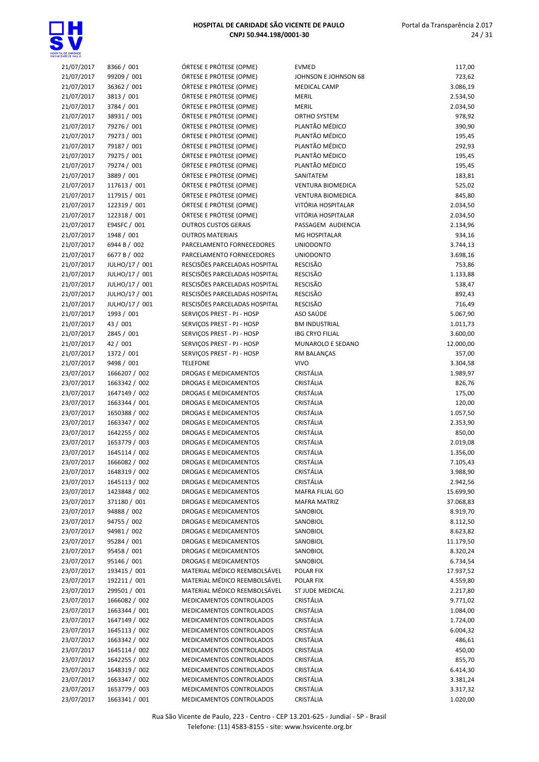| | | | | |
|---|---|---|---|---|
| 21/07/2017 | 8366 / 001 | ÓRTESE E PRÓTESE (OPME) | EVMED | 117,00 |
| 21/07/2017 | 99209 / 001 | ÓRTESE E PRÓTESE (OPME) | JOHNSON E JOHNSON 68 | 723,62 |
| 21/07/2017 | 36362 / 001 | ÓRTESE E PRÓTESE (OPME) | MEDICAL CAMP | 3.086,19 |
| 21/07/2017 | 3813 / 001 | ÓRTESE E PRÓTESE (OPME) | MERIL | 2.534,50 |
| 21/07/2017 | 3784 / 001 | ÓRTESE E PRÓTESE (OPME) | MERIL | 2.034,50 |
| 21/07/2017 | 38931 / 001 | ÓRTESE E PRÓTESE (OPME) | ORTHO SYSTEM | 978,92 |
| 21/07/2017 | 79276 / 001 | ÓRTESE E PRÓTESE (OPME) | PLANTÃO MÉDICO | 390,90 |
| 21/07/2017 | 79273 / 001 | ÓRTESE E PRÓTESE (OPME) | PLANTÃO MÉDICO | 195,45 |
| 21/07/2017 | 79187 / 001 | ÓRTESE E PRÓTESE (OPME) | PLANTÃO MÉDICO | 292,93 |
| 21/07/2017 | 79275 / 001 | ÓRTESE E PRÓTESE (OPME) | PLANTÃO MÉDICO | 195,45 |
| 21/07/2017 | 79274 / 001 | ÓRTESE E PRÓTESE (OPME) | PLANTÃO MÉDICO | 195,45 |
| 21/07/2017 | 3889 / 001 | ÓRTESE E PRÓTESE (OPME) | SANITATEM | 183,81 |
| 21/07/2017 | 117613 / 001 | ÓRTESE E PRÓTESE (OPME) | VENTURA BIOMEDICA | 525,02 |
| 21/07/2017 | 117915 / 001 | ÓRTESE E PRÓTESE (OPME) | VENTURA BIOMEDICA | 845,80 |
| 21/07/2017 | 122319 / 001 | ÓRTESE E PRÓTESE (OPME) | VITÓRIA HOSPITALAR | 2.034,50 |
| 21/07/2017 | 122318 / 001 | ÓRTESE E PRÓTESE (OPME) | VITÓRIA HOSPITALAR | 2.034,50 |
| 21/07/2017 | E94SFC / 001 | OUTROS CUSTOS GERAIS | PASSAGEM AUDIENCIA | 2.134,96 |
| 21/07/2017 | 1948 / 001 | OUTROS MATERIAIS | MG HOSPITALAR | 934,16 |
| 21/07/2017 | 6944 B / 002 | PARCELAMENTO FORNECEDORES | UNIODONTO | 3.744,13 |
| 21/07/2017 | 6677 B / 002 | PARCELAMENTO FORNECEDORES | UNIODONTO | 3.698,16 |
| 21/07/2017 | JULHO/17 / 001 | RESCISÕES PARCELADAS HOSPITAL | RESCISÃO | 753,86 |
| 21/07/2017 | JULHO/17 / 001 | RESCISÕES PARCELADAS HOSPITAL | RESCISÃO | 1.133,88 |
| 21/07/2017 | JULHO/17 / 001 | RESCISÕES PARCELADAS HOSPITAL | RESCISÃO | 538,47 |
| 21/07/2017 | JULHO/17 / 001 | RESCISÕES PARCELADAS HOSPITAL | RESCISÃO | 892,43 |
| 21/07/2017 | JULHO/17 / 001 | RESCISÕES PARCELADAS HOSPITAL | RESCISÃO | 716,49 |
| 21/07/2017 | 1993 / 001 | SERVIÇOS PREST - PJ - HOSP | ASO SAÚDE | 5.067,90 |
| 21/07/2017 | 43 / 001 | SERVIÇOS PREST - PJ - HOSP | BM INDUSTRIAL | 1.011,73 |
| 21/07/2017 | 2845 / 001 | SERVIÇOS PREST - PJ - HOSP | IBG CRYO FILIAL | 3.600,00 |
| 21/07/2017 | 42 / 001 | SERVIÇOS PREST - PJ - HOSP | MUNAROLO E SEDANO | 12.000,00 |
| 21/07/2017 | 1372 / 001 | SERVIÇOS PREST - PJ - HOSP | RM BALANÇAS | 357,00 |
| 21/07/2017 | 9498 / 001 | TELEFONE | VIVO | 3.304,58 |
| 23/07/2017 | 1666207 / 002 | DROGAS E MEDICAMENTOS | CRISTÁLIA | 1.989,97 |
| 23/07/2017 | 1663342 / 002 | DROGAS E MEDICAMENTOS | CRISTÁLIA | 826,76 |
| 23/07/2017 | 1647149 / 002 | DROGAS E MEDICAMENTOS | CRISTÁLIA | 175,00 |
| 23/07/2017 | 1663344 / 001 | DROGAS E MEDICAMENTOS | CRISTÁLIA | 120,00 |
| 23/07/2017 | 1650388 / 002 | DROGAS E MEDICAMENTOS | CRISTÁLIA | 1.057,50 |
| 23/07/2017 | 1663347 / 002 | DROGAS E MEDICAMENTOS | CRISTÁLIA | 2.353,90 |
| 23/07/2017 | 1642255 / 002 | DROGAS E MEDICAMENTOS | CRISTÁLIA | 850,00 |
| 23/07/2017 | 1653779 / 003 | DROGAS E MEDICAMENTOS | CRISTÁLIA | 2.019,08 |
| 23/07/2017 | 1645114 / 002 | DROGAS E MEDICAMENTOS | CRISTÁLIA | 1.356,00 |
| 23/07/2017 | 1666082 / 002 | DROGAS E MEDICAMENTOS | CRISTÁLIA | 7.105,43 |
| 23/07/2017 | 1648319 / 002 | DROGAS E MEDICAMENTOS | CRISTÁLIA | 3.988,90 |
| 23/07/2017 | 1645113 / 002 | DROGAS E MEDICAMENTOS | CRISTÁLIA | 2.942,56 |
| 23/07/2017 | 1423848 / 002 | DROGAS E MEDICAMENTOS | MAFRA FILIAL GO | 15.699,90 |
| 23/07/2017 | 371180 / 001 | DROGAS E MEDICAMENTOS | MAFRA MATRIZ | 37.068,83 |
| 23/07/2017 | 94888 / 002 | DROGAS E MEDICAMENTOS | SANOBIOL | 8.919,70 |
| 23/07/2017 | 94755 / 002 | DROGAS E MEDICAMENTOS | SANOBIOL | 8.112,50 |
| 23/07/2017 | 94981 / 002 | DROGAS E MEDICAMENTOS | SANOBIOL | 8.623,82 |
| 23/07/2017 | 95284 / 001 | DROGAS E MEDICAMENTOS | SANOBIOL | 11.179,50 |
| 23/07/2017 | 95458 / 001 | DROGAS E MEDICAMENTOS | SANOBIOL | 8.320,24 |
| 23/07/2017 | 95146 / 001 | DROGAS E MEDICAMENTOS | SANOBIOL | 6.734,54 |
| 23/07/2017 | 193415 / 001 | MATERIAL MÉDICO REEMBOLSÁVEL | POLAR FIX | 17.937,52 |
| 23/07/2017 | 192211 / 001 | MATERIAL MÉDICO REEMBOLSÁVEL | POLAR FIX | 4.559,80 |
| 23/07/2017 | 299501 / 001 | MATERIAL MÉDICO REEMBOLSÁVEL | ST JUDE MEDICAL | 2.217,80 |
| 23/07/2017 | 1666082 / 002 | MEDICAMENTOS CONTROLADOS | CRISTÁLIA | 9.771,02 |
| 23/07/2017 | 1663344 / 001 | MEDICAMENTOS CONTROLADOS | CRISTÁLIA | 1.084,00 |
| 23/07/2017 | 1647149 / 002 | MEDICAMENTOS CONTROLADOS | CRISTÁLIA | 1.724,00 |
| 23/07/2017 | 1645113 / 002 | MEDICAMENTOS CONTROLADOS | CRISTÁLIA | 6.004,32 |
| 23/07/2017 | 1663342 / 002 | MEDICAMENTOS CONTROLADOS | CRISTÁLIA | 486,61 |
| 23/07/2017 | 1645114 / 002 | MEDICAMENTOS CONTROLADOS | CRISTÁLIA | 450,00 |
| 23/07/2017 | 1642255 / 002 | MEDICAMENTOS CONTROLADOS | CRISTÁLIA | 855,70 |
| 23/07/2017 | 1648319 / 002 | MEDICAMENTOS CONTROLADOS | CRISTÁLIA | 6.414,30 |
| 23/07/2017 | 1663347 / 002 | MEDICAMENTOS CONTROLADOS | CRISTÁLIA | 3.381,24 |
| 23/07/2017 | 1653779 / 003 | MEDICAMENTOS CONTROLADOS | CRISTÁLIA | 3.317,32 |
| 23/07/2017 | 1663341 / 001 | MEDICAMENTOS CONTROLADOS | CRISTÁLIA | 1.020,00 |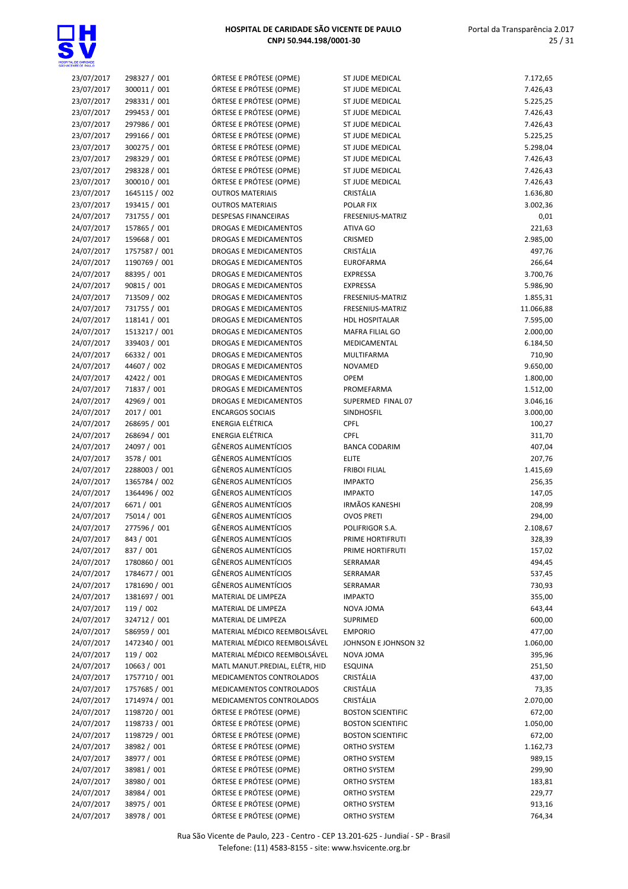| | | | | |
|---|---|---|---|---|
| 23/07/2017 | 298327 / 001 | ÓRTESE E PRÓTESE (OPME) | ST JUDE MEDICAL | 7.172,65 |
| 23/07/2017 | 300011 / 001 | ÓRTESE E PRÓTESE (OPME) | ST JUDE MEDICAL | 7.426,43 |
| 23/07/2017 | 298331 / 001 | ÓRTESE E PRÓTESE (OPME) | ST JUDE MEDICAL | 5.225,25 |
| 23/07/2017 | 299453 / 001 | ÓRTESE E PRÓTESE (OPME) | ST JUDE MEDICAL | 7.426,43 |
| 23/07/2017 | 297986 / 001 | ÓRTESE E PRÓTESE (OPME) | ST JUDE MEDICAL | 7.426,43 |
| 23/07/2017 | 299166 / 001 | ÓRTESE E PRÓTESE (OPME) | ST JUDE MEDICAL | 5.225,25 |
| 23/07/2017 | 300275 / 001 | ÓRTESE E PRÓTESE (OPME) | ST JUDE MEDICAL | 5.298,04 |
| 23/07/2017 | 298329 / 001 | ÓRTESE E PRÓTESE (OPME) | ST JUDE MEDICAL | 7.426,43 |
| 23/07/2017 | 298328 / 001 | ÓRTESE E PRÓTESE (OPME) | ST JUDE MEDICAL | 7.426,43 |
| 23/07/2017 | 300010 / 001 | ÓRTESE E PRÓTESE (OPME) | ST JUDE MEDICAL | 7.426,43 |
| 23/07/2017 | 1645115 / 002 | OUTROS MATERIAIS | CRISTÁLIA | 1.636,80 |
| 23/07/2017 | 193415 / 001 | OUTROS MATERIAIS | POLAR FIX | 3.002,36 |
| 24/07/2017 | 731755 / 001 | DESPESAS FINANCEIRAS | FRESENIUS-MATRIZ | 0,01 |
| 24/07/2017 | 157865 / 001 | DROGAS E MEDICAMENTOS | ATIVA GO | 221,63 |
| 24/07/2017 | 159668 / 001 | DROGAS E MEDICAMENTOS | CRISMED | 2.985,00 |
| 24/07/2017 | 1757587 / 001 | DROGAS E MEDICAMENTOS | CRISTÁLIA | 497,76 |
| 24/07/2017 | 1190769 / 001 | DROGAS E MEDICAMENTOS | EUROFARMA | 266,64 |
| 24/07/2017 | 88395 / 001 | DROGAS E MEDICAMENTOS | EXPRESSA | 3.700,76 |
| 24/07/2017 | 90815 / 001 | DROGAS E MEDICAMENTOS | EXPRESSA | 5.986,90 |
| 24/07/2017 | 713509 / 002 | DROGAS E MEDICAMENTOS | FRESENIUS-MATRIZ | 1.855,31 |
| 24/07/2017 | 731755 / 001 | DROGAS E MEDICAMENTOS | FRESENIUS-MATRIZ | 11.066,88 |
| 24/07/2017 | 118141 / 001 | DROGAS E MEDICAMENTOS | HDL HOSPITALAR | 7.595,00 |
| 24/07/2017 | 1513217 / 001 | DROGAS E MEDICAMENTOS | MAFRA FILIAL GO | 2.000,00 |
| 24/07/2017 | 339403 / 001 | DROGAS E MEDICAMENTOS | MEDICAMENTAL | 6.184,50 |
| 24/07/2017 | 66332 / 001 | DROGAS E MEDICAMENTOS | MULTIFARMA | 710,90 |
| 24/07/2017 | 44607 / 002 | DROGAS E MEDICAMENTOS | NOVAMED | 9.650,00 |
| 24/07/2017 | 42422 / 001 | DROGAS E MEDICAMENTOS | OPEM | 1.800,00 |
| 24/07/2017 | 71837 / 001 | DROGAS E MEDICAMENTOS | PROMEFARMA | 1.512,00 |
| 24/07/2017 | 42969 / 001 | DROGAS E MEDICAMENTOS | SUPERMED FINAL 07 | 3.046,16 |
| 24/07/2017 | 2017 / 001 | ENCARGOS SOCIAIS | SINDHOSFIL | 3.000,00 |
| 24/07/2017 | 268695 / 001 | ENERGIA ELÉTRICA | CPFL | 100,27 |
| 24/07/2017 | 268694 / 001 | ENERGIA ELÉTRICA | CPFL | 311,70 |
| 24/07/2017 | 24097 / 001 | GÊNEROS ALIMENTÍCIOS | BANCA CODARIM | 407,04 |
| 24/07/2017 | 3578 / 001 | GÊNEROS ALIMENTÍCIOS | ELITE | 207,76 |
| 24/07/2017 | 2288003 / 001 | GÊNEROS ALIMENTÍCIOS | FRIBOI FILIAL | 1.415,69 |
| 24/07/2017 | 1365784 / 002 | GÊNEROS ALIMENTÍCIOS | IMPAKTO | 256,35 |
| 24/07/2017 | 1364496 / 002 | GÊNEROS ALIMENTÍCIOS | IMPAKTO | 147,05 |
| 24/07/2017 | 6671 / 001 | GÊNEROS ALIMENTÍCIOS | IRMÃOS KANESHI | 208,99 |
| 24/07/2017 | 75014 / 001 | GÊNEROS ALIMENTÍCIOS | OVOS PRETI | 294,00 |
| 24/07/2017 | 277596 / 001 | GÊNEROS ALIMENTÍCIOS | POLIFRIGOR S.A. | 2.108,67 |
| 24/07/2017 | 843 / 001 | GÊNEROS ALIMENTÍCIOS | PRIME HORTIFRUTI | 328,39 |
| 24/07/2017 | 837 / 001 | GÊNEROS ALIMENTÍCIOS | PRIME HORTIFRUTI | 157,02 |
| 24/07/2017 | 1780860 / 001 | GÊNEROS ALIMENTÍCIOS | SERRAMAR | 494,45 |
| 24/07/2017 | 1784677 / 001 | GÊNEROS ALIMENTÍCIOS | SERRAMAR | 537,45 |
| 24/07/2017 | 1781690 / 001 | GÊNEROS ALIMENTÍCIOS | SERRAMAR | 730,93 |
| 24/07/2017 | 1381697 / 001 | MATERIAL DE LIMPEZA | IMPAKTO | 355,00 |
| 24/07/2017 | 119 / 002 | MATERIAL DE LIMPEZA | NOVA JOMA | 643,44 |
| 24/07/2017 | 324712 / 001 | MATERIAL DE LIMPEZA | SUPRIMED | 600,00 |
| 24/07/2017 | 586959 / 001 | MATERIAL MÉDICO REEMBOLSÁVEL | EMPORIO | 477,00 |
| 24/07/2017 | 1472340 / 001 | MATERIAL MÉDICO REEMBOLSÁVEL | JOHNSON E JOHNSON 32 | 1.060,00 |
| 24/07/2017 | 119 / 002 | MATERIAL MÉDICO REEMBOLSÁVEL | NOVA JOMA | 395,96 |
| 24/07/2017 | 10663 / 001 | MATL MANUT.PREDIAL, ELÉTR, HID | ESQUINA | 251,50 |
| 24/07/2017 | 1757710 / 001 | MEDICAMENTOS CONTROLADOS | CRISTÁLIA | 437,00 |
| 24/07/2017 | 1757685 / 001 | MEDICAMENTOS CONTROLADOS | CRISTÁLIA | 73,35 |
| 24/07/2017 | 1714974 / 001 | MEDICAMENTOS CONTROLADOS | CRISTÁLIA | 2.070,00 |
| 24/07/2017 | 1198720 / 001 | ÓRTESE E PRÓTESE (OPME) | BOSTON SCIENTIFIC | 672,00 |
| 24/07/2017 | 1198733 / 001 | ÓRTESE E PRÓTESE (OPME) | BOSTON SCIENTIFIC | 1.050,00 |
| 24/07/2017 | 1198729 / 001 | ÓRTESE E PRÓTESE (OPME) | BOSTON SCIENTIFIC | 672,00 |
| 24/07/2017 | 38982 / 001 | ÓRTESE E PRÓTESE (OPME) | ORTHO SYSTEM | 1.162,73 |
| 24/07/2017 | 38977 / 001 | ÓRTESE E PRÓTESE (OPME) | ORTHO SYSTEM | 989,15 |
| 24/07/2017 | 38981 / 001 | ÓRTESE E PRÓTESE (OPME) | ORTHO SYSTEM | 299,90 |
| 24/07/2017 | 38980 / 001 | ÓRTESE E PRÓTESE (OPME) | ORTHO SYSTEM | 183,81 |
| 24/07/2017 | 38984 / 001 | ÓRTESE E PRÓTESE (OPME) | ORTHO SYSTEM | 229,77 |
| 24/07/2017 | 38975 / 001 | ÓRTESE E PRÓTESE (OPME) | ORTHO SYSTEM | 913,16 |
| 24/07/2017 | 38978 / 001 | ÓRTESE E PRÓTESE (OPME) | ORTHO SYSTEM | 764,34 |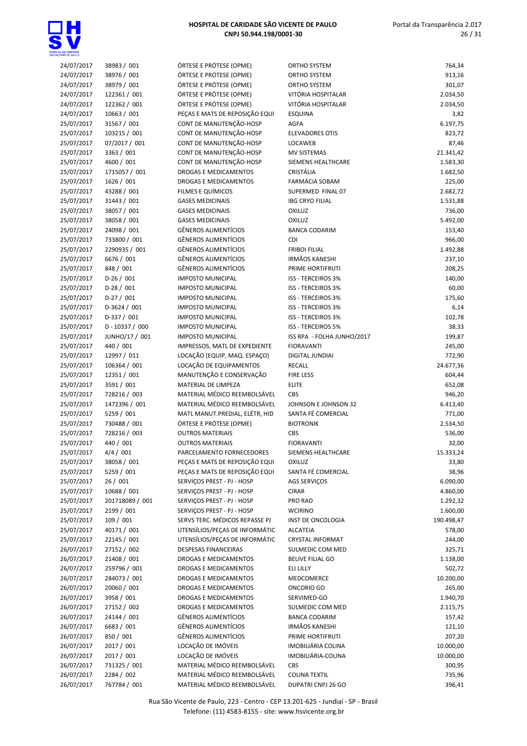| | | | | |
|---|---|---|---|---|
| 24/07/2017 | 38983 / 001 | ÓRTESE E PRÓTESE (OPME) | ORTHO SYSTEM | 764,34 |
| 24/07/2017 | 38976 / 001 | ÓRTESE E PRÓTESE (OPME) | ORTHO SYSTEM | 913,16 |
| 24/07/2017 | 38979 / 001 | ÓRTESE E PRÓTESE (OPME) | ORTHO SYSTEM | 301,07 |
| 24/07/2017 | 122361 / 001 | ÓRTESE E PRÓTESE (OPME) | VITÓRIA HOSPITALAR | 2.034,50 |
| 24/07/2017 | 122362 / 001 | ÓRTESE E PRÓTESE (OPME) | VITÓRIA HOSPITALAR | 2.034,50 |
| 24/07/2017 | 10663 / 001 | PEÇAS E MATS DE REPOSIÇÃO EQUI | ESQUINA | 3,82 |
| 25/07/2017 | 31567 / 001 | CONT DE MANUTENÇÃO-HOSP | AGFA | 6.197,75 |
| 25/07/2017 | 103215 / 001 | CONT DE MANUTENÇÃO-HOSP | ELEVADORES OTIS | 823,72 |
| 25/07/2017 | 07/2017 / 001 | CONT DE MANUTENÇÃO-HOSP | LOCAWEB | 87,46 |
| 25/07/2017 | 3363 / 001 | CONT DE MANUTENÇÃO-HOSP | MV SISTEMAS | 21.341,42 |
| 25/07/2017 | 4600 / 001 | CONT DE MANUTENÇÃO-HOSP | SIEMENS HEALTHCARE | 1.583,30 |
| 25/07/2017 | 1715057 / 001 | DROGAS E MEDICAMENTOS | CRISTÁLIA | 1.682,50 |
| 25/07/2017 | 1626 / 001 | DROGAS E MEDICAMENTOS | FARMÁCIA SOBAM | 225,00 |
| 25/07/2017 | 43288 / 001 | FILMES E QUÍMICOS | SUPERMED FINAL 07 | 2.682,72 |
| 25/07/2017 | 31443 / 001 | GASES MEDICINAIS | IBG CRYO FILIAL | 1.531,88 |
| 25/07/2017 | 38057 / 001 | GASES MEDICINAIS | OXILUZ | 736,00 |
| 25/07/2017 | 38058 / 001 | GASES MEDICINAIS | OXILUZ | 5.492,00 |
| 25/07/2017 | 24098 / 001 | GÊNEROS ALIMENTÍCIOS | BANCA CODARIM | 153,40 |
| 25/07/2017 | 733800 / 001 | GÊNEROS ALIMENTÍCIOS | CDI | 966,00 |
| 25/07/2017 | 2290935 / 001 | GÊNEROS ALIMENTÍCIOS | FRIBOI FILIAL | 1.492,88 |
| 25/07/2017 | 6676 / 001 | GÊNEROS ALIMENTÍCIOS | IRMÃOS KANESHI | 237,10 |
| 25/07/2017 | 848 / 001 | GÊNEROS ALIMENTÍCIOS | PRIME HORTIFRUTI | 208,25 |
| 25/07/2017 | D-26 / 001 | IMPOSTO MUNICIPAL | ISS - TERCEIROS 3% | 140,00 |
| 25/07/2017 | D-28 / 001 | IMPOSTO MUNICIPAL | ISS - TERCEIROS 3% | 60,00 |
| 25/07/2017 | D-27 / 001 | IMPOSTO MUNICIPAL | ISS - TERCEIROS 3% | 175,60 |
| 25/07/2017 | D-3624 / 001 | IMPOSTO MUNICIPAL | ISS - TERCEIROS 3% | 6,14 |
| 25/07/2017 | D-337 / 001 | IMPOSTO MUNICIPAL | ISS - TERCEIROS 3% | 102,78 |
| 25/07/2017 | D - 10337 / 000 | IMPOSTO MUNICIPAL | ISS - TERCEIROS 5% | 38,33 |
| 25/07/2017 | JUNHO/17 / 001 | IMPOSTO MUNICIPAL | ISS RPA - FOLHA JUNHO/2017 | 199,87 |
| 25/07/2017 | 440 / 001 | IMPRESSOS, MATL DE EXPEDIENTE | FIORAVANTI | 245,00 |
| 25/07/2017 | 12997 / 011 | LOCAÇÃO (EQUIP, MAQ. ESPAÇO) | DIGITAL JUNDIAI | 772,90 |
| 25/07/2017 | 106364 / 001 | LOCAÇÃO DE EQUIPAMENTOS | RECALL | 24.677,36 |
| 25/07/2017 | 12351 / 001 | MANUTENÇÃO E CONSERVAÇÃO | FIRE LESS | 604,44 |
| 25/07/2017 | 3591 / 001 | MATERIAL DE LIMPEZA | ELITE | 652,08 |
| 25/07/2017 | 728216 / 003 | MATERIAL MÉDICO REEMBOLSÁVEL | CBS | 946,20 |
| 25/07/2017 | 1472396 / 001 | MATERIAL MÉDICO REEMBOLSÁVEL | JOHNSON E JOHNSON 32 | 6.413,40 |
| 25/07/2017 | 5259 / 001 | MATL MANUT.PREDIAL, ELÉTR, HID | SANTA FÉ COMERCIAL | 771,00 |
| 25/07/2017 | 730488 / 001 | ÓRTESE E PRÓTESE (OPME) | BIOTRONIK | 2.534,50 |
| 25/07/2017 | 728216 / 003 | OUTROS MATERIAIS | CBS | 536,00 |
| 25/07/2017 | 440 / 001 | OUTROS MATERIAIS | FIORAVANTI | 32,00 |
| 25/07/2017 | 4/4 / 001 | PARCELAMENTO FORNECEDORES | SIEMENS HEALTHCARE | 15.333,24 |
| 25/07/2017 | 38058 / 001 | PEÇAS E MATS DE REPOSIÇÃO EQUI | OXILUZ | 33,80 |
| 25/07/2017 | 5259 / 001 | PEÇAS E MATS DE REPOSIÇÃO EQUI | SANTA FÉ COMERCIAL | 38,96 |
| 25/07/2017 | 26 / 001 | SERVIÇOS PREST - PJ - HOSP | AGS SERVIÇOS | 6.090,00 |
| 25/07/2017 | 10688 / 001 | SERVIÇOS PREST - PJ - HOSP | CIRAR | 4.860,00 |
| 25/07/2017 | 201718089 / 001 | SERVIÇOS PREST - PJ - HOSP | PRO RAD | 1.292,32 |
| 25/07/2017 | 2199 / 001 | SERVIÇOS PREST - PJ - HOSP | WCIRINO | 1.600,00 |
| 25/07/2017 | 109 / 001 | SERVS TERC. MÉDICOS REPASSE PJ | INST DE ONCOLOGIA | 190.498,47 |
| 25/07/2017 | 40171 / 001 | UTENSÍLIOS/PEÇAS DE INFORMÁTIC | ALCATEIA | 578,00 |
| 25/07/2017 | 22145 / 001 | UTENSÍLIOS/PEÇAS DE INFORMÁTIC | CRYSTAL INFORMAT | 244,00 |
| 26/07/2017 | 27152 / 002 | DESPESAS FINANCEIRAS | SULMEDIC COM MED | 325,71 |
| 26/07/2017 | 21408 / 001 | DROGAS E MEDICAMENTOS | BELIVE FILIAL GO | 1.138,00 |
| 26/07/2017 | 259796 / 001 | DROGAS E MEDICAMENTOS | ELI LILLY | 502,72 |
| 26/07/2017 | 284073 / 001 | DROGAS E MEDICAMENTOS | MEDCOMERCE | 10.200,00 |
| 26/07/2017 | 20060 / 001 | DROGAS E MEDICAMENTOS | ONCORIO GO | 265,00 |
| 26/07/2017 | 3958 / 001 | DROGAS E MEDICAMENTOS | SERVIMED-GO | 1.940,70 |
| 26/07/2017 | 27152 / 002 | DROGAS E MEDICAMENTOS | SULMEDIC COM MED | 2.115,75 |
| 26/07/2017 | 24144 / 001 | GÊNEROS ALIMENTÍCIOS | BANCA CODARIM | 157,42 |
| 26/07/2017 | 6683 / 001 | GÊNEROS ALIMENTÍCIOS | IRMÃOS KANESHI | 121,10 |
| 26/07/2017 | 850 / 001 | GÊNEROS ALIMENTÍCIOS | PRIME HORTIFRUTI | 207,20 |
| 26/07/2017 | 2017 / 001 | LOCAÇÃO DE IMÓVEIS | IMOBILIÁRIA COLINA | 10.000,00 |
| 26/07/2017 | 2017 / 001 | LOCAÇÃO DE IMÓVEIS | IMOBILIÁRIA-COLINA | 10.000,00 |
| 26/07/2017 | 731325 / 001 | MATERIAL MÉDICO REEMBOLSÁVEL | CBS | 300,95 |
| 26/07/2017 | 2284 / 002 | MATERIAL MÉDICO REEMBOLSÁVEL | COLINA TEXTIL | 735,96 |
| 26/07/2017 | 767784 / 001 | MATERIAL MÉDICO REEMBOLSÁVEL | DUPATRI CNPJ 26 GO | 396,41 |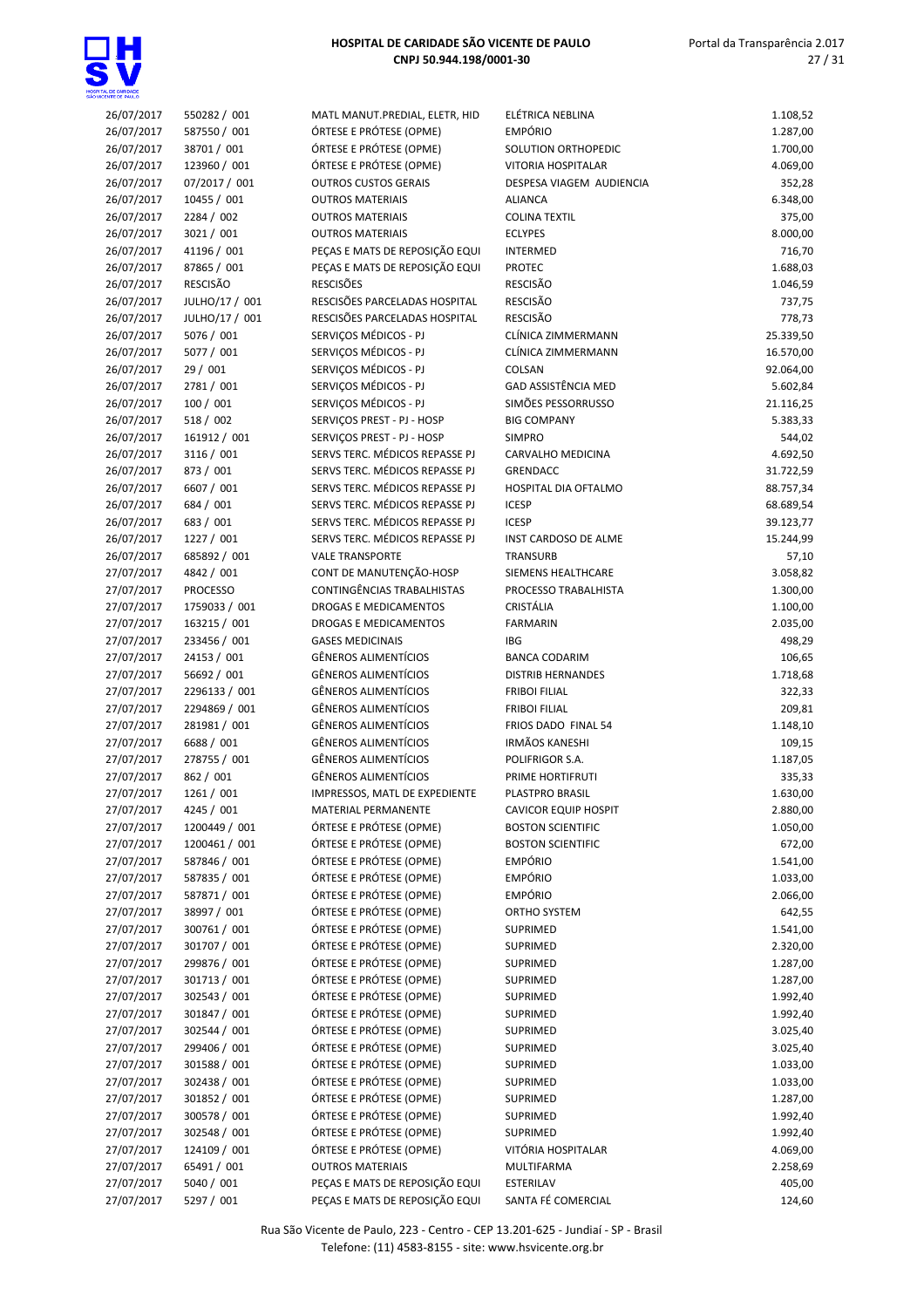| | | | | |
|---|---|---|---|---|
| 26/07/2017 | 550282 / 001 | MATL MANUT.PREDIAL, ELETR, HID | ELÉTRICA NEBLINA | 1.108,52 |
| 26/07/2017 | 587550 / 001 | ÓRTESE E PRÓTESE (OPME) | EMPÓRIO | 1.287,00 |
| 26/07/2017 | 38701 / 001 | ÓRTESE E PRÓTESE (OPME) | SOLUTION ORTHOPEDIC | 1.700,00 |
| 26/07/2017 | 123960 / 001 | ÓRTESE E PRÓTESE (OPME) | VITORIA HOSPITALAR | 4.069,00 |
| 26/07/2017 | 07/2017 / 001 | OUTROS CUSTOS GERAIS | DESPESA VIAGEM AUDIENCIA | 352,28 |
| 26/07/2017 | 10455 / 001 | OUTROS MATERIAIS | ALIANCA | 6.348,00 |
| 26/07/2017 | 2284 / 002 | OUTROS MATERIAIS | COLINA TEXTIL | 375,00 |
| 26/07/2017 | 3021 / 001 | OUTROS MATERIAIS | ECLYPES | 8.000,00 |
| 26/07/2017 | 41196 / 001 | PEÇAS E MATS DE REPOSIÇÃO EQUI | INTERMED | 716,70 |
| 26/07/2017 | 87865 / 001 | PEÇAS E MATS DE REPOSIÇÃO EQUI | PROTEC | 1.688,03 |
| 26/07/2017 | RESCISÃO | RESCISÕES | RESCISÃO | 1.046,59 |
| 26/07/2017 | JULHO/17 / 001 | RESCISÕES PARCELADAS HOSPITAL | RESCISÃO | 737,75 |
| 26/07/2017 | JULHO/17 / 001 | RESCISÕES PARCELADAS HOSPITAL | RESCISÃO | 778,73 |
| 26/07/2017 | 5076 / 001 | SERVIÇOS MÉDICOS - PJ | CLÍNICA ZIMMERMANN | 25.339,50 |
| 26/07/2017 | 5077 / 001 | SERVIÇOS MÉDICOS - PJ | CLÍNICA ZIMMERMANN | 16.570,00 |
| 26/07/2017 | 29 / 001 | SERVIÇOS MÉDICOS - PJ | COLSAN | 92.064,00 |
| 26/07/2017 | 2781 / 001 | SERVIÇOS MÉDICOS - PJ | GAD ASSISTÊNCIA MED | 5.602,84 |
| 26/07/2017 | 100 / 001 | SERVIÇOS MÉDICOS - PJ | SIMÕES PESSORRUSSO | 21.116,25 |
| 26/07/2017 | 518 / 002 | SERVIÇOS PREST - PJ - HOSP | BIG COMPANY | 5.383,33 |
| 26/07/2017 | 161912 / 001 | SERVIÇOS PREST - PJ - HOSP | SIMPRO | 544,02 |
| 26/07/2017 | 3116 / 001 | SERVS TERC. MÉDICOS REPASSE PJ | CARVALHO MEDICINA | 4.692,50 |
| 26/07/2017 | 873 / 001 | SERVS TERC. MÉDICOS REPASSE PJ | GRENDACC | 31.722,59 |
| 26/07/2017 | 6607 / 001 | SERVS TERC. MÉDICOS REPASSE PJ | HOSPITAL DIA OFTALMO | 88.757,34 |
| 26/07/2017 | 684 / 001 | SERVS TERC. MÉDICOS REPASSE PJ | ICESP | 68.689,54 |
| 26/07/2017 | 683 / 001 | SERVS TERC. MÉDICOS REPASSE PJ | ICESP | 39.123,77 |
| 26/07/2017 | 1227 / 001 | SERVS TERC. MÉDICOS REPASSE PJ | INST CARDOSO DE ALME | 15.244,99 |
| 26/07/2017 | 685892 / 001 | VALE TRANSPORTE | TRANSURB | 57,10 |
| 27/07/2017 | 4842 / 001 | CONT DE MANUTENÇÃO-HOSP | SIEMENS HEALTHCARE | 3.058,82 |
| 27/07/2017 | PROCESSO | CONTINGÊNCIAS TRABALHISTAS | PROCESSO TRABALHISTA | 1.300,00 |
| 27/07/2017 | 1759033 / 001 | DROGAS E MEDICAMENTOS | CRISTÁLIA | 1.100,00 |
| 27/07/2017 | 163215 / 001 | DROGAS E MEDICAMENTOS | FARMARIN | 2.035,00 |
| 27/07/2017 | 233456 / 001 | GASES MEDICINAIS | IBG | 498,29 |
| 27/07/2017 | 24153 / 001 | GÊNEROS ALIMENTÍCIOS | BANCA CODARIM | 106,65 |
| 27/07/2017 | 56692 / 001 | GÊNEROS ALIMENTÍCIOS | DISTRIB HERNANDES | 1.718,68 |
| 27/07/2017 | 2296133 / 001 | GÊNEROS ALIMENTÍCIOS | FRIBOI FILIAL | 322,33 |
| 27/07/2017 | 2294869 / 001 | GÊNEROS ALIMENTÍCIOS | FRIBOI FILIAL | 209,81 |
| 27/07/2017 | 281981 / 001 | GÊNEROS ALIMENTÍCIOS | FRIOS DADO FINAL 54 | 1.148,10 |
| 27/07/2017 | 6688 / 001 | GÊNEROS ALIMENTÍCIOS | IRMÃOS KANESHI | 109,15 |
| 27/07/2017 | 278755 / 001 | GÊNEROS ALIMENTÍCIOS | POLIFRIGOR S.A. | 1.187,05 |
| 27/07/2017 | 862 / 001 | GÊNEROS ALIMENTÍCIOS | PRIME HORTIFRUTI | 335,33 |
| 27/07/2017 | 1261 / 001 | IMPRESSOS, MATL DE EXPEDIENTE | PLASTPRO BRASIL | 1.630,00 |
| 27/07/2017 | 4245 / 001 | MATERIAL PERMANENTE | CAVICOR EQUIP HOSPIT | 2.880,00 |
| 27/07/2017 | 1200449 / 001 | ÓRTESE E PRÓTESE (OPME) | BOSTON SCIENTIFIC | 1.050,00 |
| 27/07/2017 | 1200461 / 001 | ÓRTESE E PRÓTESE (OPME) | BOSTON SCIENTIFIC | 672,00 |
| 27/07/2017 | 587846 / 001 | ÓRTESE E PRÓTESE (OPME) | EMPÓRIO | 1.541,00 |
| 27/07/2017 | 587835 / 001 | ÓRTESE E PRÓTESE (OPME) | EMPÓRIO | 1.033,00 |
| 27/07/2017 | 587871 / 001 | ÓRTESE E PRÓTESE (OPME) | EMPÓRIO | 2.066,00 |
| 27/07/2017 | 38997 / 001 | ÓRTESE E PRÓTESE (OPME) | ORTHO SYSTEM | 642,55 |
| 27/07/2017 | 300761 / 001 | ÓRTESE E PRÓTESE (OPME) | SUPRIMED | 1.541,00 |
| 27/07/2017 | 301707 / 001 | ÓRTESE E PRÓTESE (OPME) | SUPRIMED | 2.320,00 |
| 27/07/2017 | 299876 / 001 | ÓRTESE E PRÓTESE (OPME) | SUPRIMED | 1.287,00 |
| 27/07/2017 | 301713 / 001 | ÓRTESE E PRÓTESE (OPME) | SUPRIMED | 1.287,00 |
| 27/07/2017 | 302543 / 001 | ÓRTESE E PRÓTESE (OPME) | SUPRIMED | 1.992,40 |
| 27/07/2017 | 301847 / 001 | ÓRTESE E PRÓTESE (OPME) | SUPRIMED | 1.992,40 |
| 27/07/2017 | 302544 / 001 | ÓRTESE E PRÓTESE (OPME) | SUPRIMED | 3.025,40 |
| 27/07/2017 | 299406 / 001 | ÓRTESE E PRÓTESE (OPME) | SUPRIMED | 3.025,40 |
| 27/07/2017 | 301588 / 001 | ÓRTESE E PRÓTESE (OPME) | SUPRIMED | 1.033,00 |
| 27/07/2017 | 302438 / 001 | ÓRTESE E PRÓTESE (OPME) | SUPRIMED | 1.033,00 |
| 27/07/2017 | 301852 / 001 | ÓRTESE E PRÓTESE (OPME) | SUPRIMED | 1.287,00 |
| 27/07/2017 | 300578 / 001 | ÓRTESE E PRÓTESE (OPME) | SUPRIMED | 1.992,40 |
| 27/07/2017 | 302548 / 001 | ÓRTESE E PRÓTESE (OPME) | SUPRIMED | 1.992,40 |
| 27/07/2017 | 124109 / 001 | ÓRTESE E PRÓTESE (OPME) | VITÓRIA HOSPITALAR | 4.069,00 |
| 27/07/2017 | 65491 / 001 | OUTROS MATERIAIS | MULTIFARMA | 2.258,69 |
| 27/07/2017 | 5040 / 001 | PEÇAS E MATS DE REPOSIÇÃO EQUI | ESTERILAV | 405,00 |
| 27/07/2017 | 5297 / 001 | PEÇAS E MATS DE REPOSIÇÃO EQUI | SANTA FÉ COMERCIAL | 124,60 |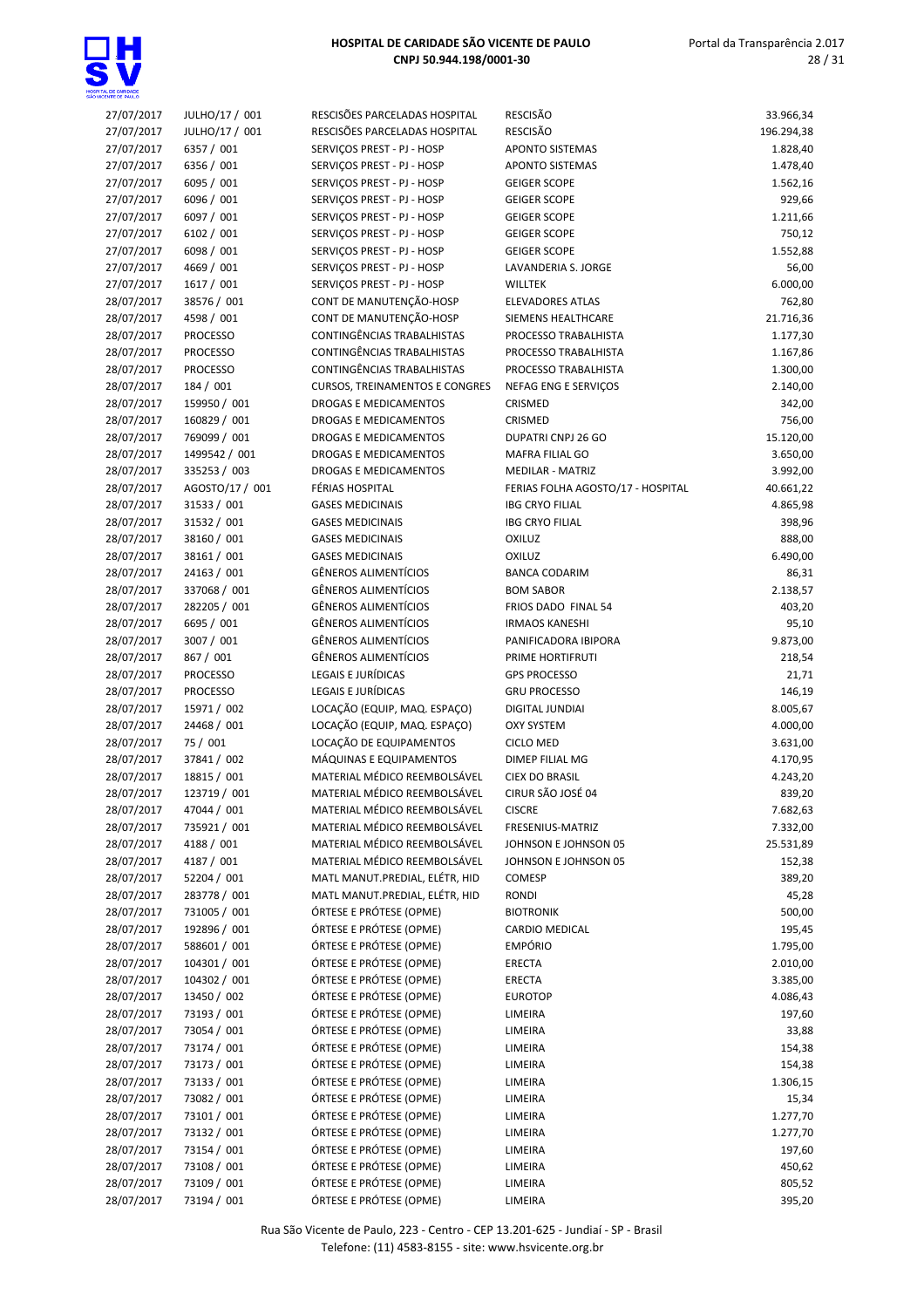| | | | | |
|---|---|---|---|---|
| 27/07/2017 | JULHO/17 / 001 | RESCISÕES PARCELADAS HOSPITAL | RESCISÃO | 33.966,34 |
| 27/07/2017 | JULHO/17 / 001 | RESCISÕES PARCELADAS HOSPITAL | RESCISÃO | 196.294,38 |
| 27/07/2017 | 6357 / 001 | SERVIÇOS PREST - PJ - HOSP | APONTO SISTEMAS | 1.828,40 |
| 27/07/2017 | 6356 / 001 | SERVIÇOS PREST - PJ - HOSP | APONTO SISTEMAS | 1.478,40 |
| 27/07/2017 | 6095 / 001 | SERVIÇOS PREST - PJ - HOSP | GEIGER SCOPE | 1.562,16 |
| 27/07/2017 | 6096 / 001 | SERVIÇOS PREST - PJ - HOSP | GEIGER SCOPE | 929,66 |
| 27/07/2017 | 6097 / 001 | SERVIÇOS PREST - PJ - HOSP | GEIGER SCOPE | 1.211,66 |
| 27/07/2017 | 6102 / 001 | SERVIÇOS PREST - PJ - HOSP | GEIGER SCOPE | 750,12 |
| 27/07/2017 | 6098 / 001 | SERVIÇOS PREST - PJ - HOSP | GEIGER SCOPE | 1.552,88 |
| 27/07/2017 | 4669 / 001 | SERVIÇOS PREST - PJ - HOSP | LAVANDERIA S. JORGE | 56,00 |
| 27/07/2017 | 1617 / 001 | SERVIÇOS PREST - PJ - HOSP | WILLTEK | 6.000,00 |
| 28/07/2017 | 38576 / 001 | CONT DE MANUTENÇÃO-HOSP | ELEVADORES ATLAS | 762,80 |
| 28/07/2017 | 4598 / 001 | CONT DE MANUTENÇÃO-HOSP | SIEMENS HEALTHCARE | 21.716,36 |
| 28/07/2017 | PROCESSO | CONTINGÊNCIAS TRABALHISTAS | PROCESSO TRABALHISTA | 1.177,30 |
| 28/07/2017 | PROCESSO | CONTINGÊNCIAS TRABALHISTAS | PROCESSO TRABALHISTA | 1.167,86 |
| 28/07/2017 | PROCESSO | CONTINGÊNCIAS TRABALHISTAS | PROCESSO TRABALHISTA | 1.300,00 |
| 28/07/2017 | 184 / 001 | CURSOS, TREINAMENTOS E CONGRES | NEFAG ENG E SERVIÇOS | 2.140,00 |
| 28/07/2017 | 159950 / 001 | DROGAS E MEDICAMENTOS | CRISMED | 342,00 |
| 28/07/2017 | 160829 / 001 | DROGAS E MEDICAMENTOS | CRISMED | 756,00 |
| 28/07/2017 | 769099 / 001 | DROGAS E MEDICAMENTOS | DUPATRI CNPJ 26 GO | 15.120,00 |
| 28/07/2017 | 1499542 / 001 | DROGAS E MEDICAMENTOS | MAFRA FILIAL GO | 3.650,00 |
| 28/07/2017 | 335253 / 003 | DROGAS E MEDICAMENTOS | MEDILAR - MATRIZ | 3.992,00 |
| 28/07/2017 | AGOSTO/17 / 001 | FÉRIAS HOSPITAL | FERIAS FOLHA AGOSTO/17 - HOSPITAL | 40.661,22 |
| 28/07/2017 | 31533 / 001 | GASES MEDICINAIS | IBG CRYO FILIAL | 4.865,98 |
| 28/07/2017 | 31532 / 001 | GASES MEDICINAIS | IBG CRYO FILIAL | 398,96 |
| 28/07/2017 | 38160 / 001 | GASES MEDICINAIS | OXILUZ | 888,00 |
| 28/07/2017 | 38161 / 001 | GASES MEDICINAIS | OXILUZ | 6.490,00 |
| 28/07/2017 | 24163 / 001 | GÊNEROS ALIMENTÍCIOS | BANCA CODARIM | 86,31 |
| 28/07/2017 | 337068 / 001 | GÊNEROS ALIMENTÍCIOS | BOM SABOR | 2.138,57 |
| 28/07/2017 | 282205 / 001 | GÊNEROS ALIMENTÍCIOS | FRIOS DADO FINAL 54 | 403,20 |
| 28/07/2017 | 6695 / 001 | GÊNEROS ALIMENTÍCIOS | IRMAOS KANESHI | 95,10 |
| 28/07/2017 | 3007 / 001 | GÊNEROS ALIMENTÍCIOS | PANIFICADORA IBIPORA | 9.873,00 |
| 28/07/2017 | 867 / 001 | GÊNEROS ALIMENTÍCIOS | PRIME HORTIFRUTI | 218,54 |
| 28/07/2017 | PROCESSO | LEGAIS E JURÍDICAS | GPS PROCESSO | 21,71 |
| 28/07/2017 | PROCESSO | LEGAIS E JURÍDICAS | GRU PROCESSO | 146,19 |
| 28/07/2017 | 15971 / 002 | LOCAÇÃO (EQUIP, MAQ. ESPAÇO) | DIGITAL JUNDIAI | 8.005,67 |
| 28/07/2017 | 24468 / 001 | LOCAÇÃO (EQUIP, MAQ. ESPAÇO) | OXY SYSTEM | 4.000,00 |
| 28/07/2017 | 75 / 001 | LOCAÇÃO DE EQUIPAMENTOS | CICLO MED | 3.631,00 |
| 28/07/2017 | 37841 / 002 | MÁQUINAS E EQUIPAMENTOS | DIMEP FILIAL MG | 4.170,95 |
| 28/07/2017 | 18815 / 001 | MATERIAL MÉDICO REEMBOLSÁVEL | CIEX DO BRASIL | 4.243,20 |
| 28/07/2017 | 123719 / 001 | MATERIAL MÉDICO REEMBOLSÁVEL | CIRUR SÃO JOSÉ 04 | 839,20 |
| 28/07/2017 | 47044 / 001 | MATERIAL MÉDICO REEMBOLSÁVEL | CISCRE | 7.682,63 |
| 28/07/2017 | 735921 / 001 | MATERIAL MÉDICO REEMBOLSÁVEL | FRESENIUS-MATRIZ | 7.332,00 |
| 28/07/2017 | 4188 / 001 | MATERIAL MÉDICO REEMBOLSÁVEL | JOHNSON E JOHNSON 05 | 25.531,89 |
| 28/07/2017 | 4187 / 001 | MATERIAL MÉDICO REEMBOLSÁVEL | JOHNSON E JOHNSON 05 | 152,38 |
| 28/07/2017 | 52204 / 001 | MATL MANUT.PREDIAL, ELÉTR, HID | COMESP | 389,20 |
| 28/07/2017 | 283778 / 001 | MATL MANUT.PREDIAL, ELÉTR, HID | RONDI | 45,28 |
| 28/07/2017 | 731005 / 001 | ÓRTESE E PRÓTESE (OPME) | BIOTRONIK | 500,00 |
| 28/07/2017 | 192896 / 001 | ÓRTESE E PRÓTESE (OPME) | CARDIO MEDICAL | 195,45 |
| 28/07/2017 | 588601 / 001 | ÓRTESE E PRÓTESE (OPME) | EMPÓRIO | 1.795,00 |
| 28/07/2017 | 104301 / 001 | ÓRTESE E PRÓTESE (OPME) | ERECTA | 2.010,00 |
| 28/07/2017 | 104302 / 001 | ÓRTESE E PRÓTESE (OPME) | ERECTA | 3.385,00 |
| 28/07/2017 | 13450 / 002 | ÓRTESE E PRÓTESE (OPME) | EUROTOP | 4.086,43 |
| 28/07/2017 | 73193 / 001 | ÓRTESE E PRÓTESE (OPME) | LIMEIRA | 197,60 |
| 28/07/2017 | 73054 / 001 | ÓRTESE E PRÓTESE (OPME) | LIMEIRA | 33,88 |
| 28/07/2017 | 73174 / 001 | ÓRTESE E PRÓTESE (OPME) | LIMEIRA | 154,38 |
| 28/07/2017 | 73173 / 001 | ÓRTESE E PRÓTESE (OPME) | LIMEIRA | 154,38 |
| 28/07/2017 | 73133 / 001 | ÓRTESE E PRÓTESE (OPME) | LIMEIRA | 1.306,15 |
| 28/07/2017 | 73082 / 001 | ÓRTESE E PRÓTESE (OPME) | LIMEIRA | 15,34 |
| 28/07/2017 | 73101 / 001 | ÓRTESE E PRÓTESE (OPME) | LIMEIRA | 1.277,70 |
| 28/07/2017 | 73132 / 001 | ÓRTESE E PRÓTESE (OPME) | LIMEIRA | 1.277,70 |
| 28/07/2017 | 73154 / 001 | ÓRTESE E PRÓTESE (OPME) | LIMEIRA | 197,60 |
| 28/07/2017 | 73108 / 001 | ÓRTESE E PRÓTESE (OPME) | LIMEIRA | 450,62 |
| 28/07/2017 | 73109 / 001 | ÓRTESE E PRÓTESE (OPME) | LIMEIRA | 805,52 |
| 28/07/2017 | 73194 / 001 | ÓRTESE E PRÓTESE (OPME) | LIMEIRA | 395,20 |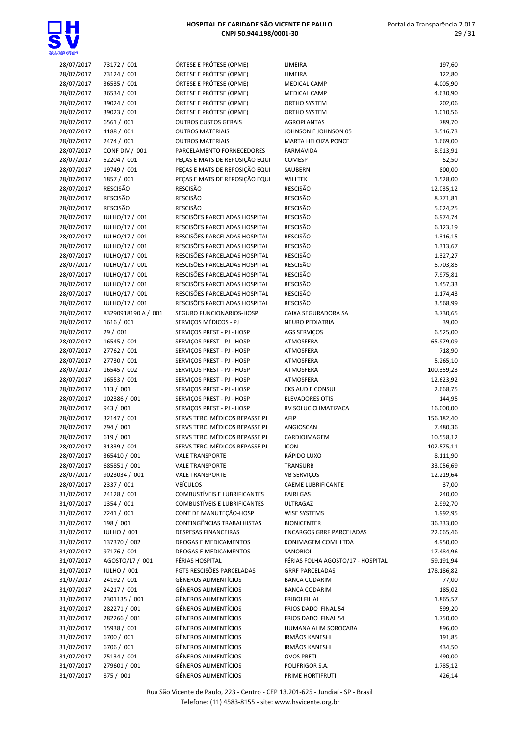| | | | | |
|---|---|---|---|---|
| 28/07/2017 | 73172 / 001 | ÓRTESE E PRÓTESE (OPME) | LIMEIRA | 197,60 |
| 28/07/2017 | 73124 / 001 | ÓRTESE E PRÓTESE (OPME) | LIMEIRA | 122,80 |
| 28/07/2017 | 36535 / 001 | ÓRTESE E PRÓTESE (OPME) | MEDICAL CAMP | 4.005,90 |
| 28/07/2017 | 36534 / 001 | ÓRTESE E PRÓTESE (OPME) | MEDICAL CAMP | 4.630,90 |
| 28/07/2017 | 39024 / 001 | ÓRTESE E PRÓTESE (OPME) | ORTHO SYSTEM | 202,06 |
| 28/07/2017 | 39023 / 001 | ÓRTESE E PRÓTESE (OPME) | ORTHO SYSTEM | 1.010,56 |
| 28/07/2017 | 6561 / 001 | OUTROS CUSTOS GERAIS | AGROPLANTAS | 789,70 |
| 28/07/2017 | 4188 / 001 | OUTROS MATERIAIS | JOHNSON E JOHNSON 05 | 3.516,73 |
| 28/07/2017 | 2474 / 001 | OUTROS MATERIAIS | MARTA HELOIZA PONCE | 1.669,00 |
| 28/07/2017 | CONF DIV / 001 | PARCELAMENTO FORNECEDORES | FARMAVIDA | 8.913,91 |
| 28/07/2017 | 52204 / 001 | PEÇAS E MATS DE REPOSIÇÃO EQUI | COMESP | 52,50 |
| 28/07/2017 | 19749 / 001 | PEÇAS E MATS DE REPOSIÇÃO EQUI | SAUBERN | 800,00 |
| 28/07/2017 | 1857 / 001 | PEÇAS E MATS DE REPOSIÇÃO EQUI | WILLTEK | 1.528,00 |
| 28/07/2017 | RESCISÃO | RESCISÃO | RESCISÃO | 12.035,12 |
| 28/07/2017 | RESCISÃO | RESCISÃO | RESCISÃO | 8.771,81 |
| 28/07/2017 | RESCISÃO | RESCISÃO | RESCISÃO | 5.024,25 |
| 28/07/2017 | JULHO/17 / 001 | RESCISÕES PARCELADAS HOSPITAL | RESCISÃO | 6.974,74 |
| 28/07/2017 | JULHO/17 / 001 | RESCISÕES PARCELADAS HOSPITAL | RESCISÃO | 6.123,19 |
| 28/07/2017 | JULHO/17 / 001 | RESCISÕES PARCELADAS HOSPITAL | RESCISÃO | 1.316,15 |
| 28/07/2017 | JULHO/17 / 001 | RESCISÕES PARCELADAS HOSPITAL | RESCISÃO | 1.313,67 |
| 28/07/2017 | JULHO/17 / 001 | RESCISÕES PARCELADAS HOSPITAL | RESCISÃO | 1.327,27 |
| 28/07/2017 | JULHO/17 / 001 | RESCISÕES PARCELADAS HOSPITAL | RESCISÃO | 5.703,85 |
| 28/07/2017 | JULHO/17 / 001 | RESCISÕES PARCELADAS HOSPITAL | RESCISÃO | 7.975,81 |
| 28/07/2017 | JULHO/17 / 001 | RESCISÕES PARCELADAS HOSPITAL | RESCISÃO | 1.457,33 |
| 28/07/2017 | JULHO/17 / 001 | RESCISÕES PARCELADAS HOSPITAL | RESCISÃO | 1.174,43 |
| 28/07/2017 | JULHO/17 / 001 | RESCISÕES PARCELADAS HOSPITAL | RESCISÃO | 3.568,99 |
| 28/07/2017 | 83290918190 A / 001 | SEGURO FUNCIONARIOS-HOSP | CAIXA SEGURADORA SA | 3.730,65 |
| 28/07/2017 | 1616 / 001 | SERVIÇOS MÉDICOS - PJ | NEURO PEDIATRIA | 39,00 |
| 28/07/2017 | 29 / 001 | SERVIÇOS PREST - PJ - HOSP | AGS SERVIÇOS | 6.525,00 |
| 28/07/2017 | 16545 / 001 | SERVIÇOS PREST - PJ - HOSP | ATMOSFERA | 65.979,09 |
| 28/07/2017 | 27762 / 001 | SERVIÇOS PREST - PJ - HOSP | ATMOSFERA | 718,90 |
| 28/07/2017 | 27730 / 001 | SERVIÇOS PREST - PJ - HOSP | ATMOSFERA | 5.265,10 |
| 28/07/2017 | 16545 / 002 | SERVIÇOS PREST - PJ - HOSP | ATMOSFERA | 100.359,23 |
| 28/07/2017 | 16553 / 001 | SERVIÇOS PREST - PJ - HOSP | ATMOSFERA | 12.623,92 |
| 28/07/2017 | 113 / 001 | SERVIÇOS PREST - PJ - HOSP | CKS AUD E CONSUL | 2.668,75 |
| 28/07/2017 | 102386 / 001 | SERVIÇOS PREST - PJ - HOSP | ELEVADORES OTIS | 144,95 |
| 28/07/2017 | 943 / 001 | SERVIÇOS PREST - PJ - HOSP | RV SOLUC CLIMATIZACA | 16.000,00 |
| 28/07/2017 | 32147 / 001 | SERVS TERC. MÉDICOS REPASSE PJ | AFIP | 156.182,40 |
| 28/07/2017 | 794 / 001 | SERVS TERC. MÉDICOS REPASSE PJ | ANGIOSCAN | 7.480,36 |
| 28/07/2017 | 619 / 001 | SERVS TERC. MÉDICOS REPASSE PJ | CARDIOIMAGEM | 10.558,12 |
| 28/07/2017 | 31339 / 001 | SERVS TERC. MÉDICOS REPASSE PJ | ICON | 102.575,11 |
| 28/07/2017 | 365410 / 001 | VALE TRANSPORTE | RÁPIDO LUXO | 8.111,90 |
| 28/07/2017 | 685851 / 001 | VALE TRANSPORTE | TRANSURB | 33.056,69 |
| 28/07/2017 | 9023034 / 001 | VALE TRANSPORTE | VB SERVIÇOS | 12.219,64 |
| 28/07/2017 | 2337 / 001 | VEÍCULOS | CAEME LUBRIFICANTE | 37,00 |
| 31/07/2017 | 24128 / 001 | COMBUSTÍVEIS E LUBRIFICANTES | FAIRI GAS | 240,00 |
| 31/07/2017 | 1354 / 001 | COMBUSTÍVEIS E LUBRIFICANTES | ULTRAGAZ | 2.992,70 |
| 31/07/2017 | 7241 / 001 | CONT DE MANUTEÇÃO-HOSP | WISE SYSTEMS | 1.992,95 |
| 31/07/2017 | 198 / 001 | CONTINGÊNCIAS TRABALHISTAS | BIONICENTER | 36.333,00 |
| 31/07/2017 | JULHO / 001 | DESPESAS FINANCEIRAS | ENCARGOS GRRF PARCELADAS | 22.065,46 |
| 31/07/2017 | 137370 / 002 | DROGAS E MEDICAMENTOS | KONIMAGEM COML LTDA | 4.950,00 |
| 31/07/2017 | 97176 / 001 | DROGAS E MEDICAMENTOS | SANOBIOL | 17.484,96 |
| 31/07/2017 | AGOSTO/17 / 001 | FÉRIAS HOSPITAL | FÉRIAS FOLHA AGOSTO/17 - HOSPITAL | 59.191,94 |
| 31/07/2017 | JULHO / 001 | FGTS RESCISÕES PARCELADAS | GRRF PARCELADAS | 178.186,82 |
| 31/07/2017 | 24192 / 001 | GÊNEROS ALIMENTÍCIOS | BANCA CODARIM | 77,00 |
| 31/07/2017 | 24217 / 001 | GÊNEROS ALIMENTÍCIOS | BANCA CODARIM | 185,02 |
| 31/07/2017 | 2301135 / 001 | GÊNEROS ALIMENTÍCIOS | FRIBOI FILIAL | 1.865,57 |
| 31/07/2017 | 282271 / 001 | GÊNEROS ALIMENTÍCIOS | FRIOS DADO FINAL 54 | 599,20 |
| 31/07/2017 | 282266 / 001 | GÊNEROS ALIMENTÍCIOS | FRIOS DADO FINAL 54 | 1.750,00 |
| 31/07/2017 | 15938 / 001 | GÊNEROS ALIMENTÍCIOS | HUMANA ALIM SOROCABA | 896,00 |
| 31/07/2017 | 6700 / 001 | GÊNEROS ALIMENTÍCIOS | IRMÃOS KANESHI | 191,85 |
| 31/07/2017 | 6706 / 001 | GÊNEROS ALIMENTÍCIOS | IRMÃOS KANESHI | 434,50 |
| 31/07/2017 | 75134 / 001 | GÊNEROS ALIMENTÍCIOS | OVOS PRETI | 490,00 |
| 31/07/2017 | 279601 / 001 | GÊNEROS ALIMENTÍCIOS | POLIFRIGOR S.A. | 1.785,12 |
| 31/07/2017 | 875 / 001 | GÊNEROS ALIMENTÍCIOS | PRIME HORTIFRUTI | 426,14 |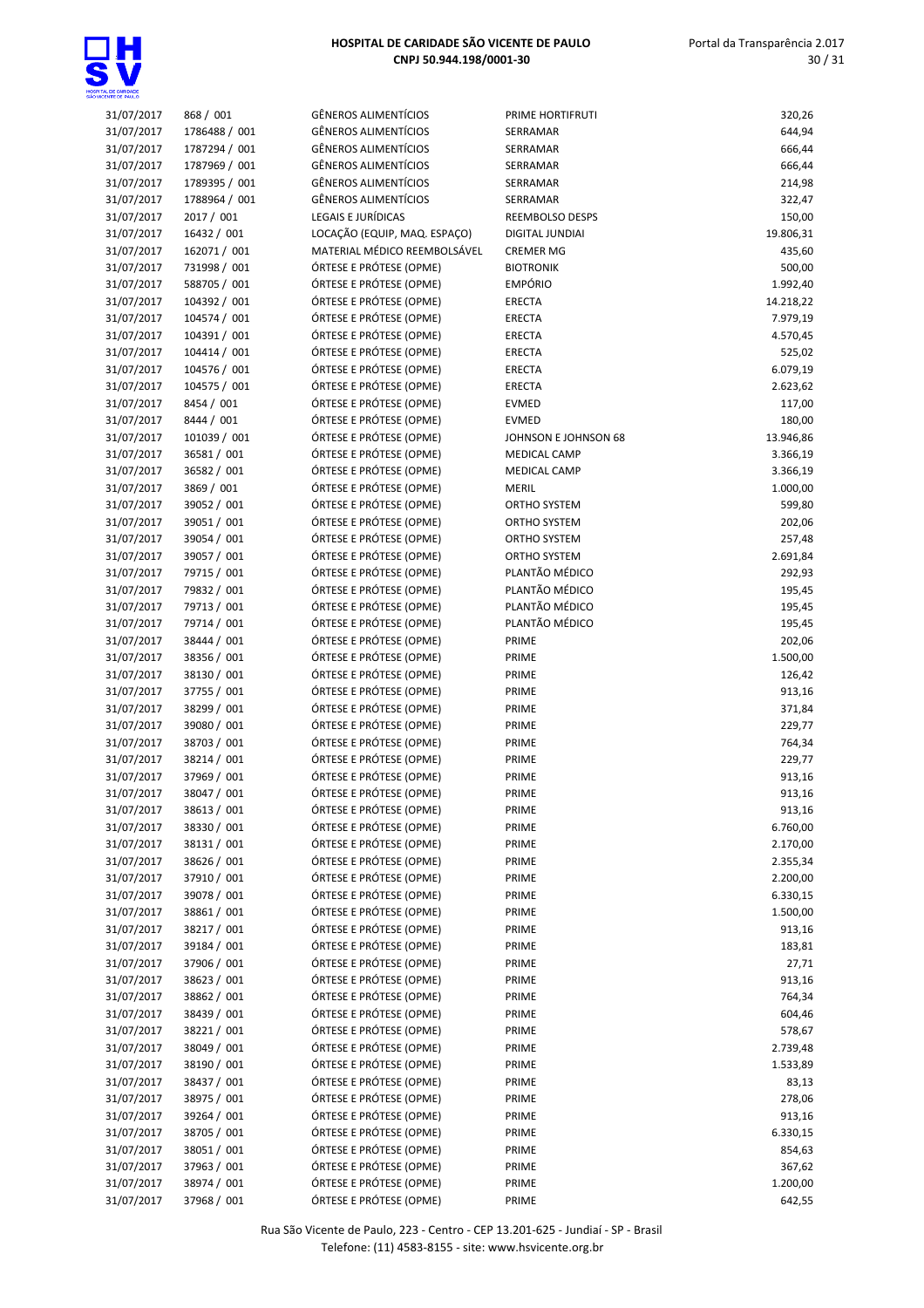| | | | | |
|---|---|---|---|---|
| 31/07/2017 | 868 / 001 | GÊNEROS ALIMENTÍCIOS | PRIME HORTIFRUTI | 320,26 |
| 31/07/2017 | 1786488 / 001 | GÊNEROS ALIMENTÍCIOS | SERRAMAR | 644,94 |
| 31/07/2017 | 1787294 / 001 | GÊNEROS ALIMENTÍCIOS | SERRAMAR | 666,44 |
| 31/07/2017 | 1787969 / 001 | GÊNEROS ALIMENTÍCIOS | SERRAMAR | 666,44 |
| 31/07/2017 | 1789395 / 001 | GÊNEROS ALIMENTÍCIOS | SERRAMAR | 214,98 |
| 31/07/2017 | 1788964 / 001 | GÊNEROS ALIMENTÍCIOS | SERRAMAR | 322,47 |
| 31/07/2017 | 2017 / 001 | LEGAIS E JURÍDICAS | REEMBOLSO DESPS | 150,00 |
| 31/07/2017 | 16432 / 001 | LOCAÇÃO (EQUIP, MAQ. ESPAÇO) | DIGITAL JUNDIAI | 19.806,31 |
| 31/07/2017 | 162071 / 001 | MATERIAL MÉDICO REEMBOLSÁVEL | CREMER MG | 435,60 |
| 31/07/2017 | 731998 / 001 | ÓRTESE E PRÓTESE (OPME) | BIOTRONIK | 500,00 |
| 31/07/2017 | 588705 / 001 | ÓRTESE E PRÓTESE (OPME) | EMPÓRIO | 1.992,40 |
| 31/07/2017 | 104392 / 001 | ÓRTESE E PRÓTESE (OPME) | ERECTA | 14.218,22 |
| 31/07/2017 | 104574 / 001 | ÓRTESE E PRÓTESE (OPME) | ERECTA | 7.979,19 |
| 31/07/2017 | 104391 / 001 | ÓRTESE E PRÓTESE (OPME) | ERECTA | 4.570,45 |
| 31/07/2017 | 104414 / 001 | ÓRTESE E PRÓTESE (OPME) | ERECTA | 525,02 |
| 31/07/2017 | 104576 / 001 | ÓRTESE E PRÓTESE (OPME) | ERECTA | 6.079,19 |
| 31/07/2017 | 104575 / 001 | ÓRTESE E PRÓTESE (OPME) | ERECTA | 2.623,62 |
| 31/07/2017 | 8454 / 001 | ÓRTESE E PRÓTESE (OPME) | EVMED | 117,00 |
| 31/07/2017 | 8444 / 001 | ÓRTESE E PRÓTESE (OPME) | EVMED | 180,00 |
| 31/07/2017 | 101039 / 001 | ÓRTESE E PRÓTESE (OPME) | JOHNSON E JOHNSON 68 | 13.946,86 |
| 31/07/2017 | 36581 / 001 | ÓRTESE E PRÓTESE (OPME) | MEDICAL CAMP | 3.366,19 |
| 31/07/2017 | 36582 / 001 | ÓRTESE E PRÓTESE (OPME) | MEDICAL CAMP | 3.366,19 |
| 31/07/2017 | 3869 / 001 | ÓRTESE E PRÓTESE (OPME) | MERIL | 1.000,00 |
| 31/07/2017 | 39052 / 001 | ÓRTESE E PRÓTESE (OPME) | ORTHO SYSTEM | 599,80 |
| 31/07/2017 | 39051 / 001 | ÓRTESE E PRÓTESE (OPME) | ORTHO SYSTEM | 202,06 |
| 31/07/2017 | 39054 / 001 | ÓRTESE E PRÓTESE (OPME) | ORTHO SYSTEM | 257,48 |
| 31/07/2017 | 39057 / 001 | ÓRTESE E PRÓTESE (OPME) | ORTHO SYSTEM | 2.691,84 |
| 31/07/2017 | 79715 / 001 | ÓRTESE E PRÓTESE (OPME) | PLANTÃO MÉDICO | 292,93 |
| 31/07/2017 | 79832 / 001 | ÓRTESE E PRÓTESE (OPME) | PLANTÃO MÉDICO | 195,45 |
| 31/07/2017 | 79713 / 001 | ÓRTESE E PRÓTESE (OPME) | PLANTÃO MÉDICO | 195,45 |
| 31/07/2017 | 79714 / 001 | ÓRTESE E PRÓTESE (OPME) | PLANTÃO MÉDICO | 195,45 |
| 31/07/2017 | 38444 / 001 | ÓRTESE E PRÓTESE (OPME) | PRIME | 202,06 |
| 31/07/2017 | 38356 / 001 | ÓRTESE E PRÓTESE (OPME) | PRIME | 1.500,00 |
| 31/07/2017 | 38130 / 001 | ÓRTESE E PRÓTESE (OPME) | PRIME | 126,42 |
| 31/07/2017 | 37755 / 001 | ÓRTESE E PRÓTESE (OPME) | PRIME | 913,16 |
| 31/07/2017 | 38299 / 001 | ÓRTESE E PRÓTESE (OPME) | PRIME | 371,84 |
| 31/07/2017 | 39080 / 001 | ÓRTESE E PRÓTESE (OPME) | PRIME | 229,77 |
| 31/07/2017 | 38703 / 001 | ÓRTESE E PRÓTESE (OPME) | PRIME | 764,34 |
| 31/07/2017 | 38214 / 001 | ÓRTESE E PRÓTESE (OPME) | PRIME | 229,77 |
| 31/07/2017 | 37969 / 001 | ÓRTESE E PRÓTESE (OPME) | PRIME | 913,16 |
| 31/07/2017 | 38047 / 001 | ÓRTESE E PRÓTESE (OPME) | PRIME | 913,16 |
| 31/07/2017 | 38613 / 001 | ÓRTESE E PRÓTESE (OPME) | PRIME | 913,16 |
| 31/07/2017 | 38330 / 001 | ÓRTESE E PRÓTESE (OPME) | PRIME | 6.760,00 |
| 31/07/2017 | 38131 / 001 | ÓRTESE E PRÓTESE (OPME) | PRIME | 2.170,00 |
| 31/07/2017 | 38626 / 001 | ÓRTESE E PRÓTESE (OPME) | PRIME | 2.355,34 |
| 31/07/2017 | 37910 / 001 | ÓRTESE E PRÓTESE (OPME) | PRIME | 2.200,00 |
| 31/07/2017 | 39078 / 001 | ÓRTESE E PRÓTESE (OPME) | PRIME | 6.330,15 |
| 31/07/2017 | 38861 / 001 | ÓRTESE E PRÓTESE (OPME) | PRIME | 1.500,00 |
| 31/07/2017 | 38217 / 001 | ÓRTESE E PRÓTESE (OPME) | PRIME | 913,16 |
| 31/07/2017 | 39184 / 001 | ÓRTESE E PRÓTESE (OPME) | PRIME | 183,81 |
| 31/07/2017 | 37906 / 001 | ÓRTESE E PRÓTESE (OPME) | PRIME | 27,71 |
| 31/07/2017 | 38623 / 001 | ÓRTESE E PRÓTESE (OPME) | PRIME | 913,16 |
| 31/07/2017 | 38862 / 001 | ÓRTESE E PRÓTESE (OPME) | PRIME | 764,34 |
| 31/07/2017 | 38439 / 001 | ÓRTESE E PRÓTESE (OPME) | PRIME | 604,46 |
| 31/07/2017 | 38221 / 001 | ÓRTESE E PRÓTESE (OPME) | PRIME | 578,67 |
| 31/07/2017 | 38049 / 001 | ÓRTESE E PRÓTESE (OPME) | PRIME | 2.739,48 |
| 31/07/2017 | 38190 / 001 | ÓRTESE E PRÓTESE (OPME) | PRIME | 1.533,89 |
| 31/07/2017 | 38437 / 001 | ÓRTESE E PRÓTESE (OPME) | PRIME | 83,13 |
| 31/07/2017 | 38975 / 001 | ÓRTESE E PRÓTESE (OPME) | PRIME | 278,06 |
| 31/07/2017 | 39264 / 001 | ÓRTESE E PRÓTESE (OPME) | PRIME | 913,16 |
| 31/07/2017 | 38705 / 001 | ÓRTESE E PRÓTESE (OPME) | PRIME | 6.330,15 |
| 31/07/2017 | 38051 / 001 | ÓRTESE E PRÓTESE (OPME) | PRIME | 854,63 |
| 31/07/2017 | 37963 / 001 | ÓRTESE E PRÓTESE (OPME) | PRIME | 367,62 |
| 31/07/2017 | 38974 / 001 | ÓRTESE E PRÓTESE (OPME) | PRIME | 1.200,00 |
| 31/07/2017 | 37968 / 001 | ÓRTESE E PRÓTESE (OPME) | PRIME | 642,55 |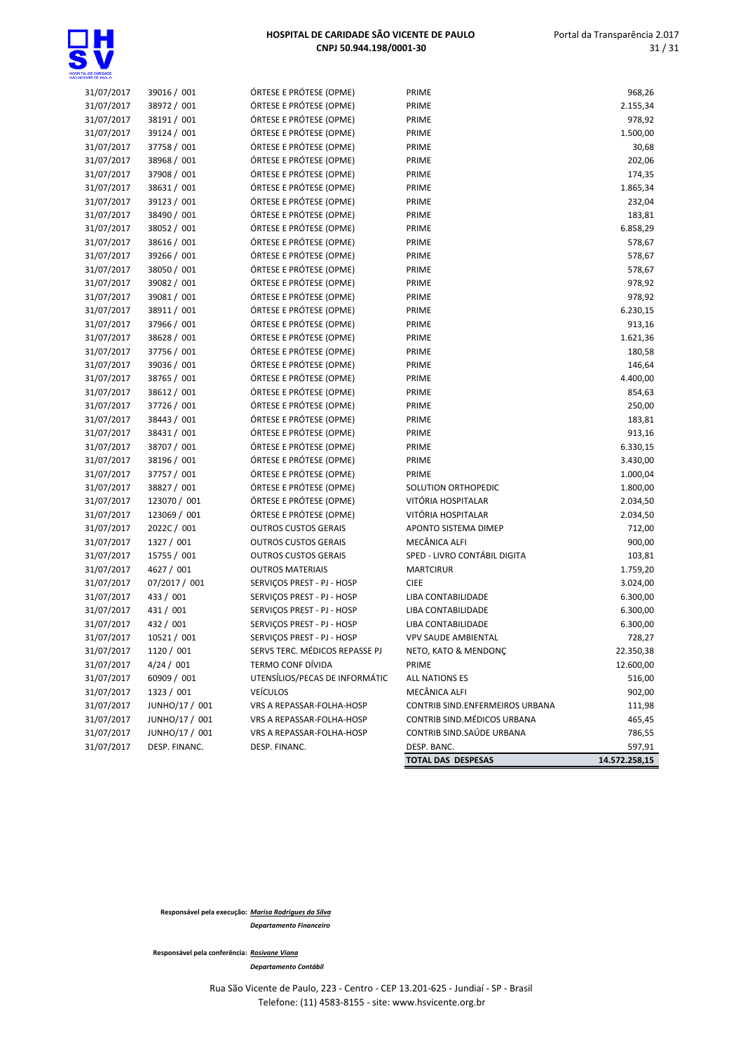| | | | | |
|---|---|---|---|---|
| 31/07/2017 | 39016 / 001 | ÓRTESE E PRÓTESE (OPME) | PRIME | 968,26 |
| 31/07/2017 | 38972 / 001 | ÓRTESE E PRÓTESE (OPME) | PRIME | 2.155,34 |
| 31/07/2017 | 38191 / 001 | ÓRTESE E PRÓTESE (OPME) | PRIME | 978,92 |
| 31/07/2017 | 39124 / 001 | ÓRTESE E PRÓTESE (OPME) | PRIME | 1.500,00 |
| 31/07/2017 | 37758 / 001 | ÓRTESE E PRÓTESE (OPME) | PRIME | 30,68 |
| 31/07/2017 | 38968 / 001 | ÓRTESE E PRÓTESE (OPME) | PRIME | 202,06 |
| 31/07/2017 | 37908 / 001 | ÓRTESE E PRÓTESE (OPME) | PRIME | 174,35 |
| 31/07/2017 | 38631 / 001 | ÓRTESE E PRÓTESE (OPME) | PRIME | 1.865,34 |
| 31/07/2017 | 39123 / 001 | ÓRTESE E PRÓTESE (OPME) | PRIME | 232,04 |
| 31/07/2017 | 38490 / 001 | ÓRTESE E PRÓTESE (OPME) | PRIME | 183,81 |
| 31/07/2017 | 38052 / 001 | ÓRTESE E PRÓTESE (OPME) | PRIME | 6.858,29 |
| 31/07/2017 | 38616 / 001 | ÓRTESE E PRÓTESE (OPME) | PRIME | 578,67 |
| 31/07/2017 | 39266 / 001 | ÓRTESE E PRÓTESE (OPME) | PRIME | 578,67 |
| 31/07/2017 | 38050 / 001 | ÓRTESE E PRÓTESE (OPME) | PRIME | 578,67 |
| 31/07/2017 | 39082 / 001 | ÓRTESE E PRÓTESE (OPME) | PRIME | 978,92 |
| 31/07/2017 | 39081 / 001 | ÓRTESE E PRÓTESE (OPME) | PRIME | 978,92 |
| 31/07/2017 | 38911 / 001 | ÓRTESE E PRÓTESE (OPME) | PRIME | 6.230,15 |
| 31/07/2017 | 37966 / 001 | ÓRTESE E PRÓTESE (OPME) | PRIME | 913,16 |
| 31/07/2017 | 38628 / 001 | ÓRTESE E PRÓTESE (OPME) | PRIME | 1.621,36 |
| 31/07/2017 | 37756 / 001 | ÓRTESE E PRÓTESE (OPME) | PRIME | 180,58 |
| 31/07/2017 | 39036 / 001 | ÓRTESE E PRÓTESE (OPME) | PRIME | 146,64 |
| 31/07/2017 | 38765 / 001 | ÓRTESE E PRÓTESE (OPME) | PRIME | 4.400,00 |
| 31/07/2017 | 38612 / 001 | ÓRTESE E PRÓTESE (OPME) | PRIME | 854,63 |
| 31/07/2017 | 37726 / 001 | ÓRTESE E PRÓTESE (OPME) | PRIME | 250,00 |
| 31/07/2017 | 38443 / 001 | ÓRTESE E PRÓTESE (OPME) | PRIME | 183,81 |
| 31/07/2017 | 38431 / 001 | ÓRTESE E PRÓTESE (OPME) | PRIME | 913,16 |
| 31/07/2017 | 38707 / 001 | ÓRTESE E PRÓTESE (OPME) | PRIME | 6.330,15 |
| 31/07/2017 | 38196 / 001 | ÓRTESE E PRÓTESE (OPME) | PRIME | 3.430,00 |
| 31/07/2017 | 37757 / 001 | ÓRTESE E PRÓTESE (OPME) | PRIME | 1.000,04 |
| 31/07/2017 | 38827 / 001 | ÓRTESE E PRÓTESE (OPME) | SOLUTION ORTHOPEDIC | 1.800,00 |
| 31/07/2017 | 123070 / 001 | ÓRTESE E PRÓTESE (OPME) | VITÓRIA HOSPITALAR | 2.034,50 |
| 31/07/2017 | 123069 / 001 | ÓRTESE E PRÓTESE (OPME) | VITÓRIA HOSPITALAR | 2.034,50 |
| 31/07/2017 | 2022C / 001 | OUTROS CUSTOS GERAIS | APONTO SISTEMA DIMEP | 712,00 |
| 31/07/2017 | 1327 / 001 | OUTROS CUSTOS GERAIS | MECÂNICA ALFI | 900,00 |
| 31/07/2017 | 15755 / 001 | OUTROS CUSTOS GERAIS | SPED - LIVRO CONTÁBIL DIGITA | 103,81 |
| 31/07/2017 | 4627 / 001 | OUTROS MATERIAIS | MARTCIRUR | 1.759,20 |
| 31/07/2017 | 07/2017 / 001 | SERVIÇOS PREST - PJ - HOSP | CIEE | 3.024,00 |
| 31/07/2017 | 433 / 001 | SERVIÇOS PREST - PJ - HOSP | LIBA CONTABILIDADE | 6.300,00 |
| 31/07/2017 | 431 / 001 | SERVIÇOS PREST - PJ - HOSP | LIBA CONTABILIDADE | 6.300,00 |
| 31/07/2017 | 432 / 001 | SERVIÇOS PREST - PJ - HOSP | LIBA CONTABILIDADE | 6.300,00 |
| 31/07/2017 | 10521 / 001 | SERVIÇOS PREST - PJ - HOSP | VPV SAUDE AMBIENTAL | 728,27 |
| 31/07/2017 | 1120 / 001 | SERVS TERC. MÉDICOS REPASSE PJ | NETO, KATO & MENDONÇ | 22.350,38 |
| 31/07/2017 | 4/24 / 001 | TERMO CONF DÍVIDA | PRIME | 12.600,00 |
| 31/07/2017 | 60909 / 001 | UTENSÍLIOS/PECAS DE INFORMÁTIC | ALL NATIONS ES | 516,00 |
| 31/07/2017 | 1323 / 001 | VEÍCULOS | MECÂNICA ALFI | 902,00 |
| 31/07/2017 | JUNHO/17 / 001 | VRS A REPASSAR-FOLHA-HOSP | CONTRIB SIND.ENFERMEIROS URBANA | 111,98 |
| 31/07/2017 | JUNHO/17 / 001 | VRS A REPASSAR-FOLHA-HOSP | CONTRIB SIND.MÉDICOS URBANA | 465,45 |
| 31/07/2017 | JUNHO/17 / 001 | VRS A REPASSAR-FOLHA-HOSP | CONTRIB SIND.SAÚDE URBANA | 786,55 |
| 31/07/2017 | DESP. FINANC. | DESP. FINANC. | DESP. BANC. | 597,91 |
| | | | **TOTAL DAS DESPESAS** | **14.572.258,15** |

**Responsável pela execução:** ***Marisa Rodrigues da Silva***
***Departamento Financeiro***

**Responsável pela conferência:** ***Rosivane Viana***
***Departamento Contábil***

Rua São Vicente de Paulo, 223 - Centro - CEP 13.201-625 - Jundiaí - SP - Brasil
Telefone: (11) 4583-8155 - site: www.hsvicente.org.br